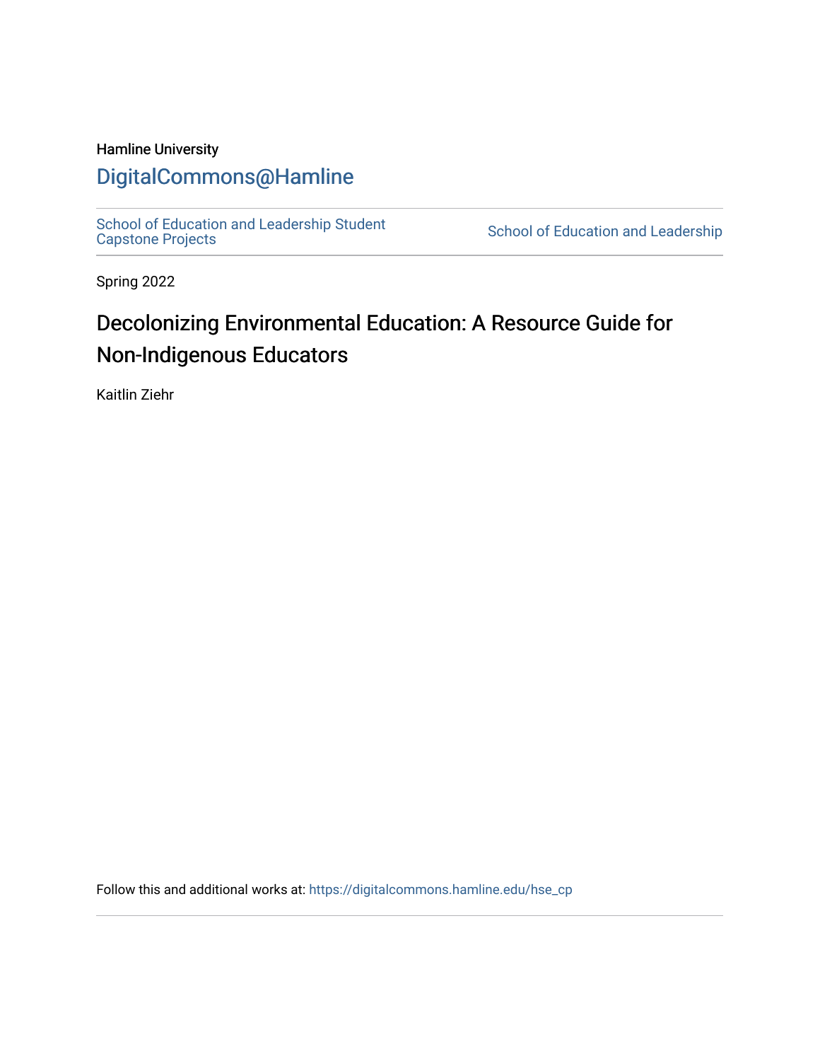Hamline University

DigitalCommons@Hamline

School of Education and Leadership Student Capstone Projects

School of Education and Leadership

Spring 2022

# Decolonizing Environmental Education: A Resource Guide for Non-Indigenous Educators

Kaitlin Ziehr

Follow this and additional works at: https://digitalcommons.hamline.edu/hse_cp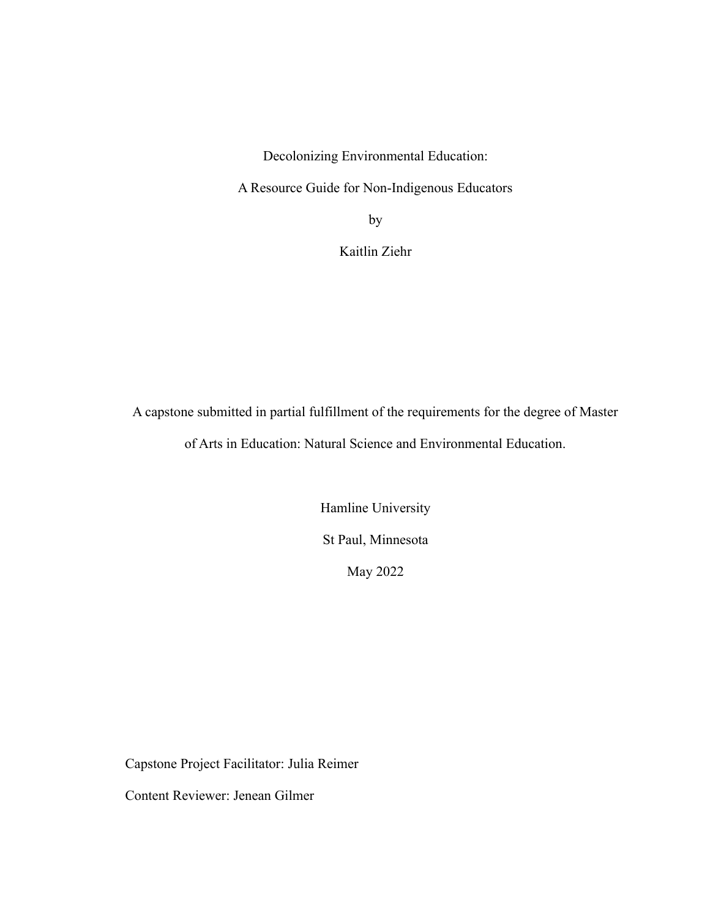Decolonizing Environmental Education:

A Resource Guide for Non-Indigenous Educators

by

Kaitlin Ziehr

A capstone submitted in partial fulfillment of the requirements for the degree of Master of Arts in Education: Natural Science and Environmental Education.

Hamline University

St Paul, Minnesota

May 2022

Capstone Project Facilitator: Julia Reimer

Content Reviewer: Jenean Gilmer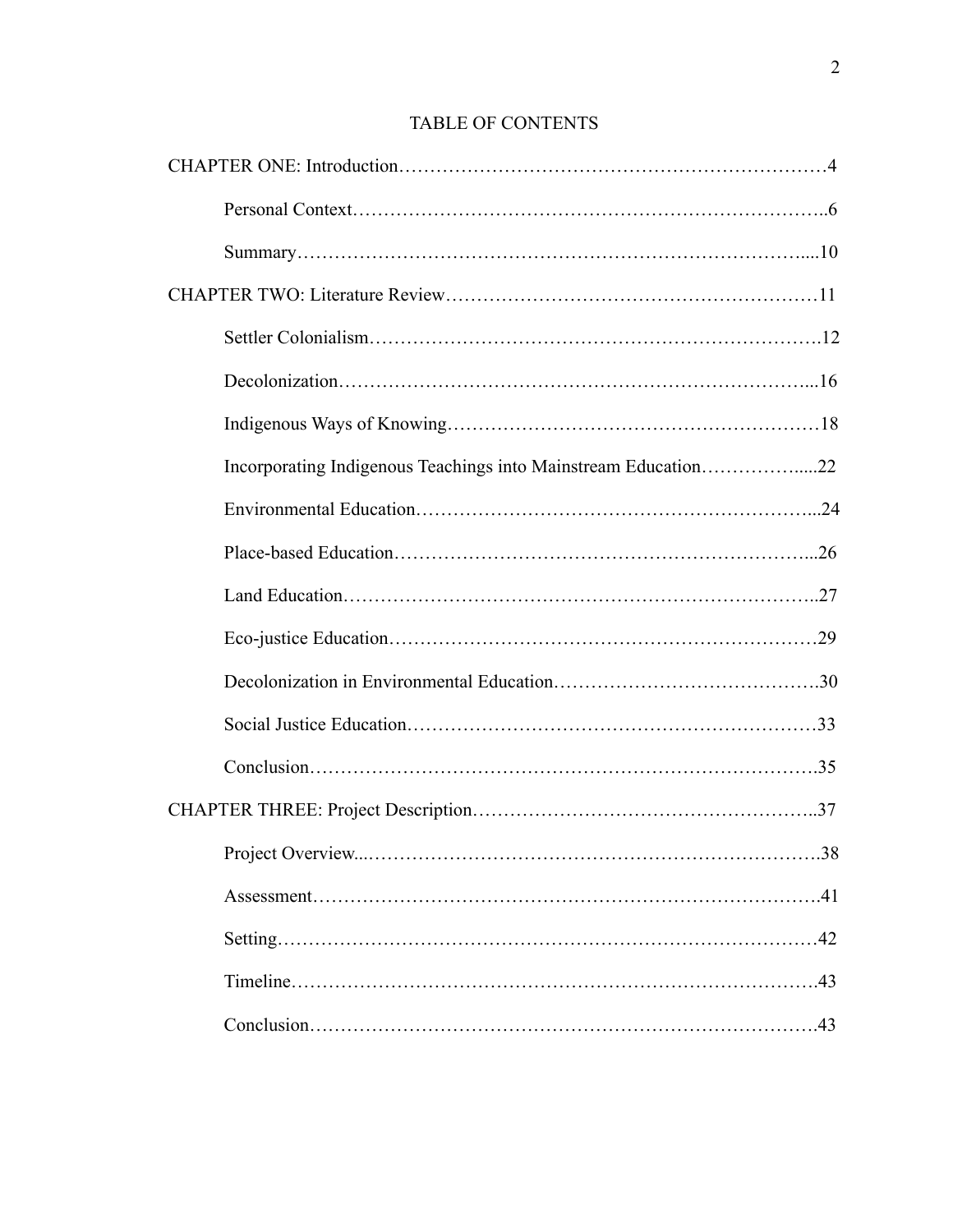# TABLE OF CONTENTS

CHAPTER ONE: Introduction………………………………………………………………4

Personal Context………………………………………………………………..6

Summary………………………………………………………………………....10

CHAPTER TWO: Literature Review……………………………………………………11

Settler Colonialism……………………………………………………………….12

Decolonization…………………………………………………………………...16

Indigenous Ways of Knowing……………………………………………………18

Incorporating Indigenous Teachings into Mainstream Education…………….....22

Environmental Education………………………………………………………...24

Place-based Education…………………………………………………………...26

Land Education…………………………………………………………………..27

Eco-justice Education……………………………………………………………29

Decolonization in Environmental Education…………………………………….30

Social Justice Education…………………………………………………………33

Conclusion……………………………………………………………………….35

CHAPTER THREE: Project Description………………………………………………..37

Project Overview...……………………………………………………………….38

Assessment……………………………………………………………………….41

Setting……………………………………………………………………………42

Timeline………………………………………………………………………….43

Conclusion……………………………………………………………………….43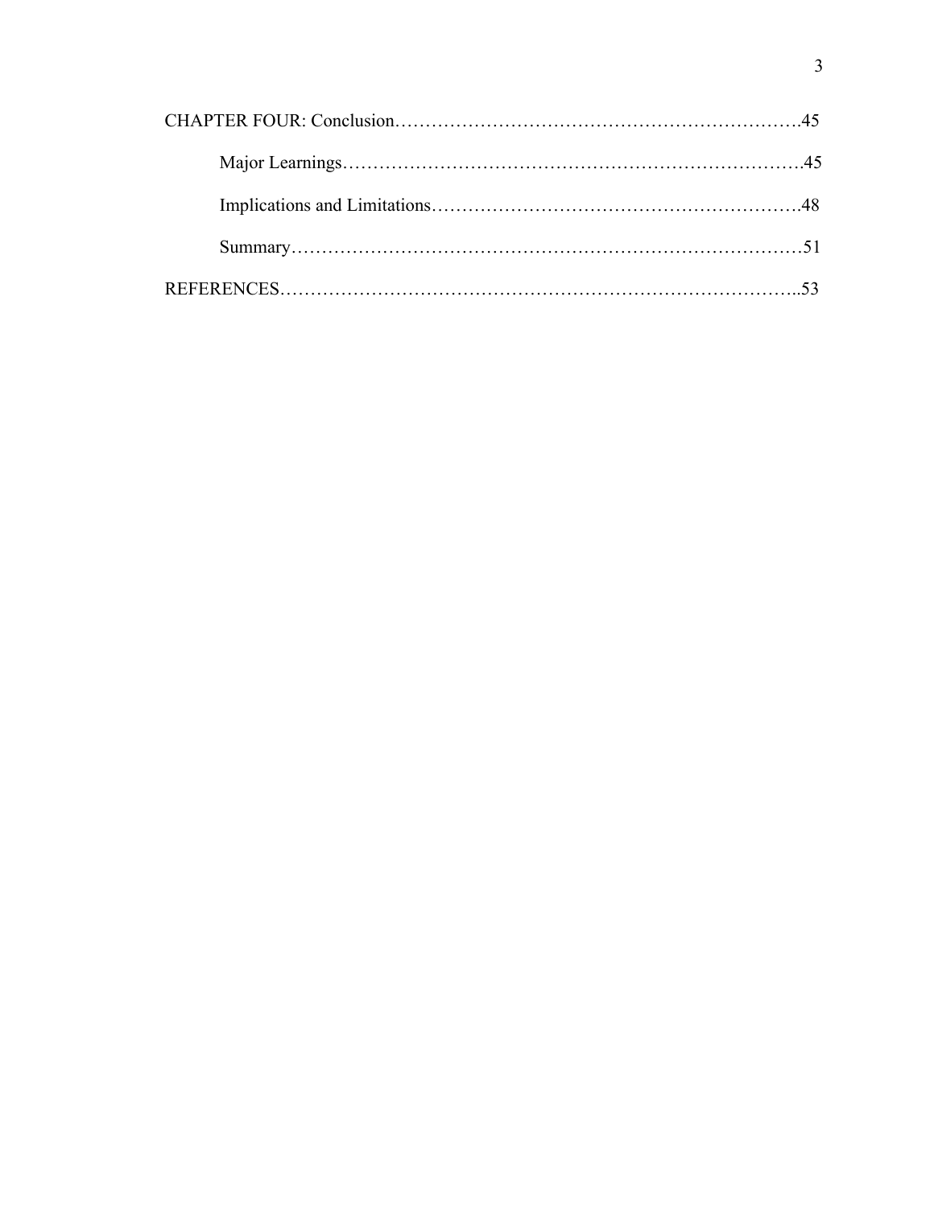CHAPTER FOUR: Conclusion……………………………………………………….45

Major Learnings…………………………………………………………………45

Implications and Limitations…………………………………………………….48

Summary…………………………………………………………………………51

REFERENCES………………………………………………………………………..53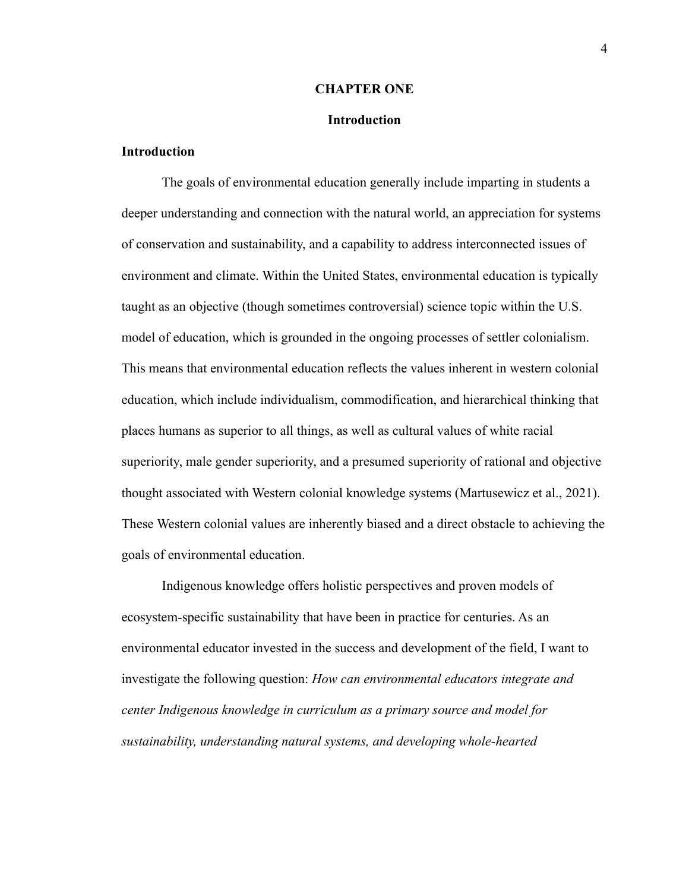# CHAPTER ONE

## Introduction

### Introduction

The goals of environmental education generally include imparting in students a deeper understanding and connection with the natural world, an appreciation for systems of conservation and sustainability, and a capability to address interconnected issues of environment and climate. Within the United States, environmental education is typically taught as an objective (though sometimes controversial) science topic within the U.S. model of education, which is grounded in the ongoing processes of settler colonialism. This means that environmental education reflects the values inherent in western colonial education, which include individualism, commodification, and hierarchical thinking that places humans as superior to all things, as well as cultural values of white racial superiority, male gender superiority, and a presumed superiority of rational and objective thought associated with Western colonial knowledge systems (Martusewicz et al., 2021). These Western colonial values are inherently biased and a direct obstacle to achieving the goals of environmental education.

Indigenous knowledge offers holistic perspectives and proven models of ecosystem-specific sustainability that have been in practice for centuries. As an environmental educator invested in the success and development of the field, I want to investigate the following question: *How can environmental educators integrate and center Indigenous knowledge in curriculum as a primary source and model for sustainability, understanding natural systems, and developing whole-hearted*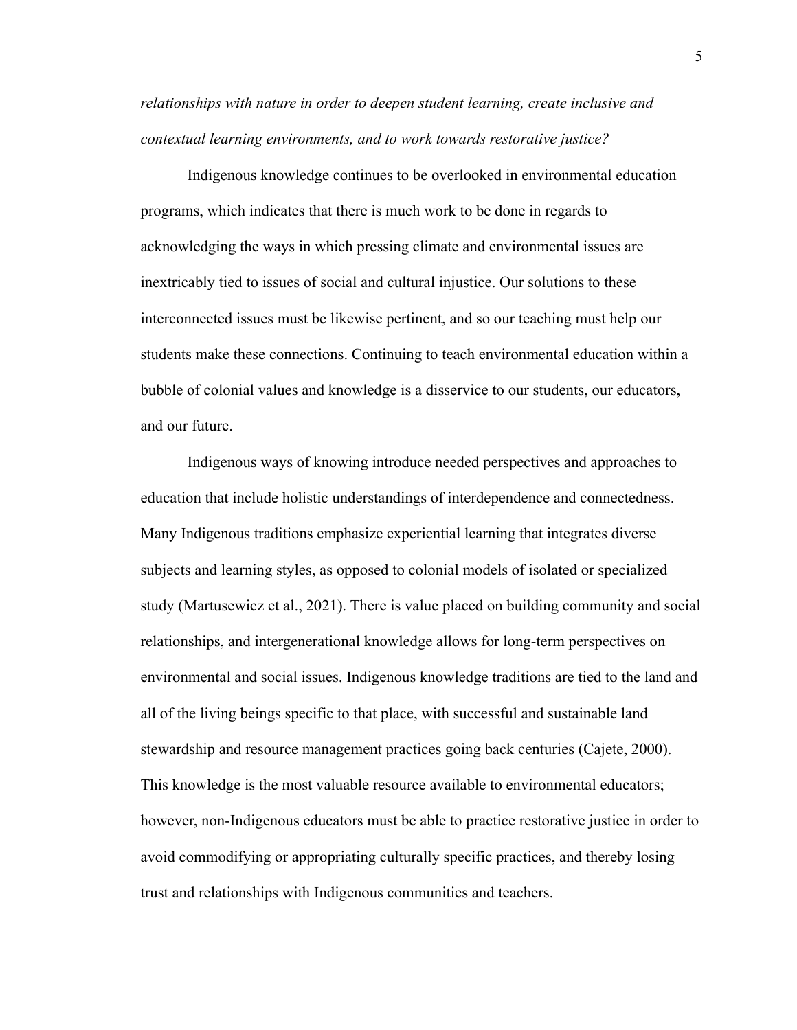*relationships with nature in order to deepen student learning, create inclusive and contextual learning environments, and to work towards restorative justice?*

Indigenous knowledge continues to be overlooked in environmental education programs, which indicates that there is much work to be done in regards to acknowledging the ways in which pressing climate and environmental issues are inextricably tied to issues of social and cultural injustice. Our solutions to these interconnected issues must be likewise pertinent, and so our teaching must help our students make these connections. Continuing to teach environmental education within a bubble of colonial values and knowledge is a disservice to our students, our educators, and our future.

Indigenous ways of knowing introduce needed perspectives and approaches to education that include holistic understandings of interdependence and connectedness. Many Indigenous traditions emphasize experiential learning that integrates diverse subjects and learning styles, as opposed to colonial models of isolated or specialized study (Martusewicz et al., 2021). There is value placed on building community and social relationships, and intergenerational knowledge allows for long-term perspectives on environmental and social issues. Indigenous knowledge traditions are tied to the land and all of the living beings specific to that place, with successful and sustainable land stewardship and resource management practices going back centuries (Cajete, 2000). This knowledge is the most valuable resource available to environmental educators; however, non-Indigenous educators must be able to practice restorative justice in order to avoid commodifying or appropriating culturally specific practices, and thereby losing trust and relationships with Indigenous communities and teachers.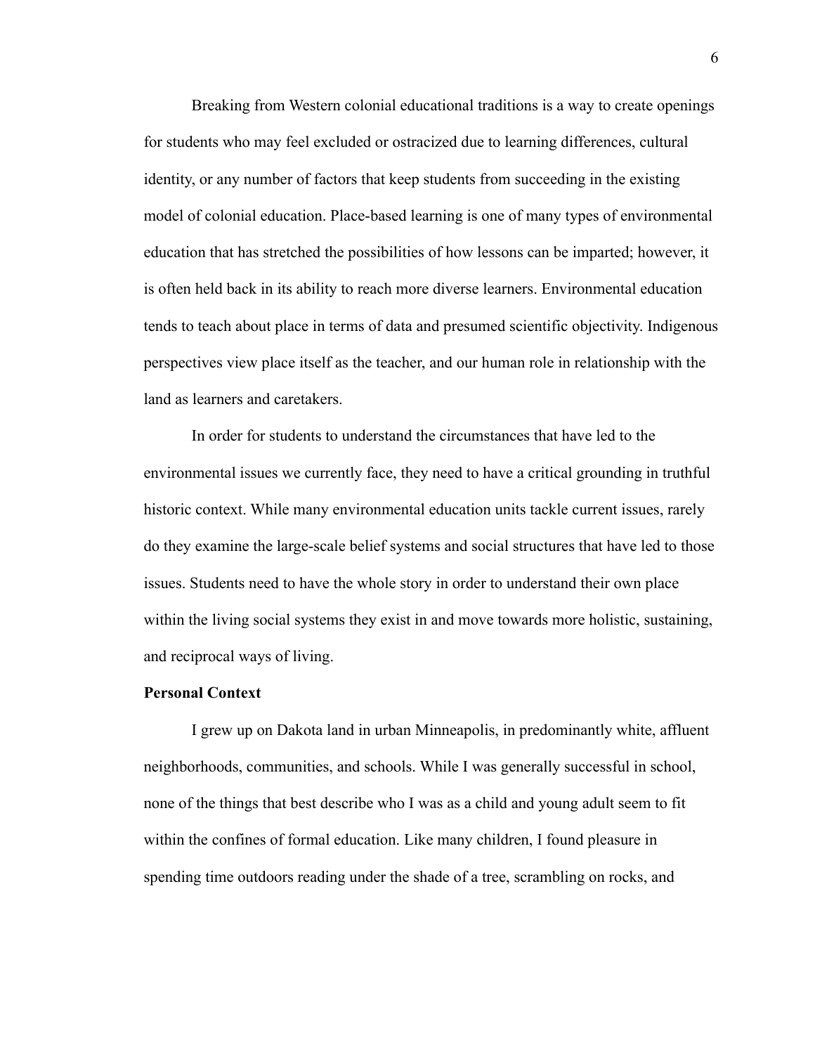Breaking from Western colonial educational traditions is a way to create openings for students who may feel excluded or ostracized due to learning differences, cultural identity, or any number of factors that keep students from succeeding in the existing model of colonial education. Place-based learning is one of many types of environmental education that has stretched the possibilities of how lessons can be imparted; however, it is often held back in its ability to reach more diverse learners. Environmental education tends to teach about place in terms of data and presumed scientific objectivity. Indigenous perspectives view place itself as the teacher, and our human role in relationship with the land as learners and caretakers.

In order for students to understand the circumstances that have led to the environmental issues we currently face, they need to have a critical grounding in truthful historic context. While many environmental education units tackle current issues, rarely do they examine the large-scale belief systems and social structures that have led to those issues. Students need to have the whole story in order to understand their own place within the living social systems they exist in and move towards more holistic, sustaining, and reciprocal ways of living.

**Personal Context**

I grew up on Dakota land in urban Minneapolis, in predominantly white, affluent neighborhoods, communities, and schools. While I was generally successful in school, none of the things that best describe who I was as a child and young adult seem to fit within the confines of formal education. Like many children, I found pleasure in spending time outdoors reading under the shade of a tree, scrambling on rocks, and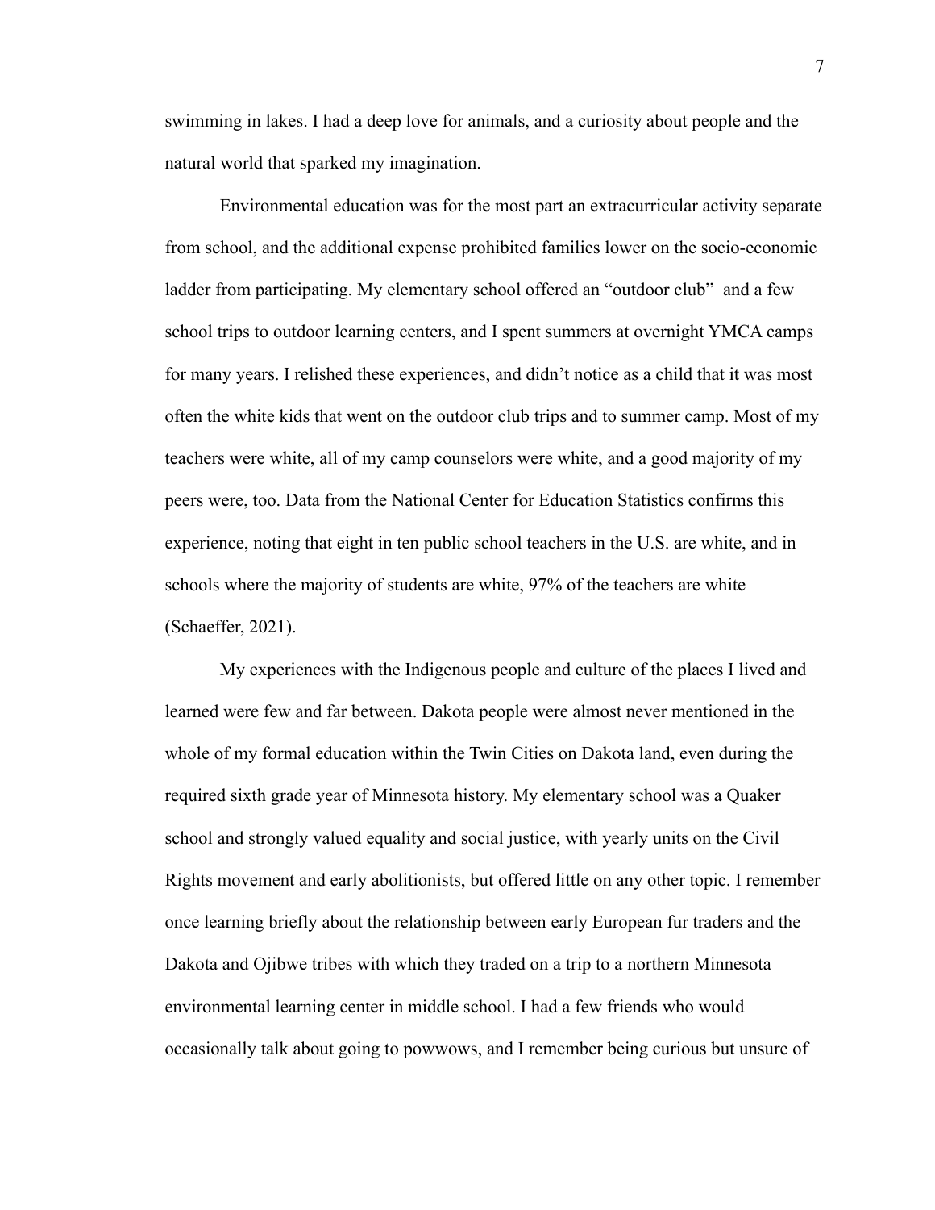swimming in lakes. I had a deep love for animals, and a curiosity about people and the natural world that sparked my imagination.

Environmental education was for the most part an extracurricular activity separate from school, and the additional expense prohibited families lower on the socio-economic ladder from participating. My elementary school offered an "outdoor club" and a few school trips to outdoor learning centers, and I spent summers at overnight YMCA camps for many years. I relished these experiences, and didn't notice as a child that it was most often the white kids that went on the outdoor club trips and to summer camp. Most of my teachers were white, all of my camp counselors were white, and a good majority of my peers were, too. Data from the National Center for Education Statistics confirms this experience, noting that eight in ten public school teachers in the U.S. are white, and in schools where the majority of students are white, 97% of the teachers are white (Schaeffer, 2021).

My experiences with the Indigenous people and culture of the places I lived and learned were few and far between. Dakota people were almost never mentioned in the whole of my formal education within the Twin Cities on Dakota land, even during the required sixth grade year of Minnesota history. My elementary school was a Quaker school and strongly valued equality and social justice, with yearly units on the Civil Rights movement and early abolitionists, but offered little on any other topic. I remember once learning briefly about the relationship between early European fur traders and the Dakota and Ojibwe tribes with which they traded on a trip to a northern Minnesota environmental learning center in middle school. I had a few friends who would occasionally talk about going to powwows, and I remember being curious but unsure of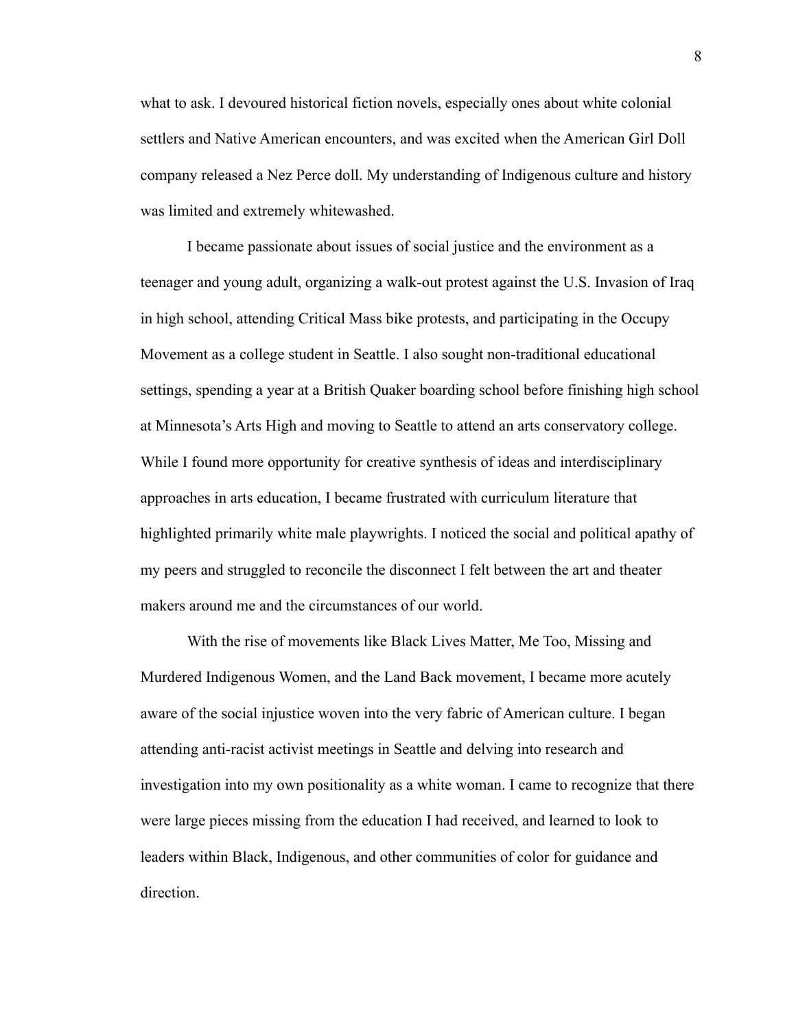what to ask. I devoured historical fiction novels, especially ones about white colonial settlers and Native American encounters, and was excited when the American Girl Doll company released a Nez Perce doll. My understanding of Indigenous culture and history was limited and extremely whitewashed.

I became passionate about issues of social justice and the environment as a teenager and young adult, organizing a walk-out protest against the U.S. Invasion of Iraq in high school, attending Critical Mass bike protests, and participating in the Occupy Movement as a college student in Seattle. I also sought non-traditional educational settings, spending a year at a British Quaker boarding school before finishing high school at Minnesota's Arts High and moving to Seattle to attend an arts conservatory college. While I found more opportunity for creative synthesis of ideas and interdisciplinary approaches in arts education, I became frustrated with curriculum literature that highlighted primarily white male playwrights. I noticed the social and political apathy of my peers and struggled to reconcile the disconnect I felt between the art and theater makers around me and the circumstances of our world.

With the rise of movements like Black Lives Matter, Me Too, Missing and Murdered Indigenous Women, and the Land Back movement, I became more acutely aware of the social injustice woven into the very fabric of American culture. I began attending anti-racist activist meetings in Seattle and delving into research and investigation into my own positionality as a white woman. I came to recognize that there were large pieces missing from the education I had received, and learned to look to leaders within Black, Indigenous, and other communities of color for guidance and direction.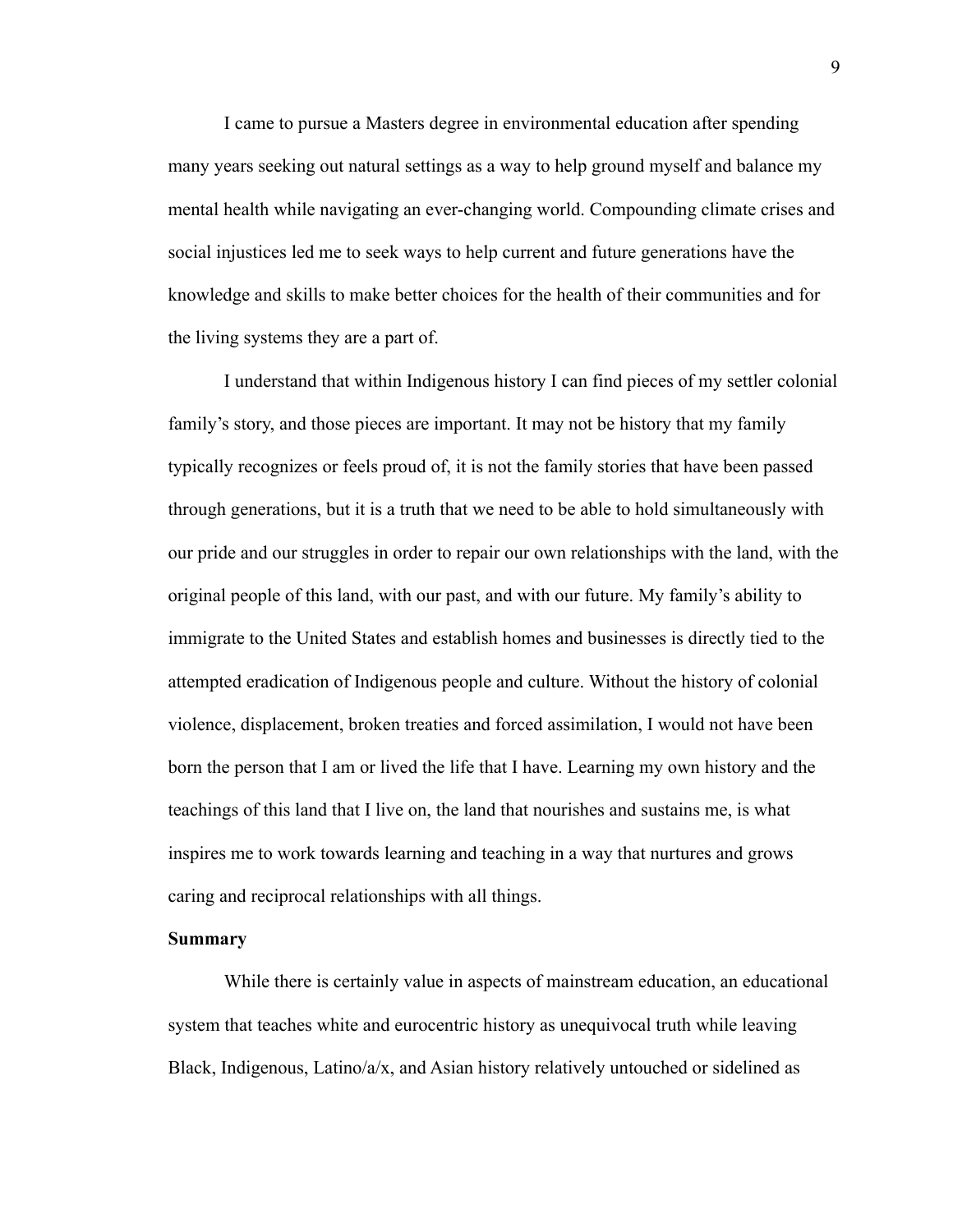I came to pursue a Masters degree in environmental education after spending many years seeking out natural settings as a way to help ground myself and balance my mental health while navigating an ever-changing world. Compounding climate crises and social injustices led me to seek ways to help current and future generations have the knowledge and skills to make better choices for the health of their communities and for the living systems they are a part of.

I understand that within Indigenous history I can find pieces of my settler colonial family's story, and those pieces are important. It may not be history that my family typically recognizes or feels proud of, it is not the family stories that have been passed through generations, but it is a truth that we need to be able to hold simultaneously with our pride and our struggles in order to repair our own relationships with the land, with the original people of this land, with our past, and with our future. My family's ability to immigrate to the United States and establish homes and businesses is directly tied to the attempted eradication of Indigenous people and culture. Without the history of colonial violence, displacement, broken treaties and forced assimilation, I would not have been born the person that I am or lived the life that I have. Learning my own history and the teachings of this land that I live on, the land that nourishes and sustains me, is what inspires me to work towards learning and teaching in a way that nurtures and grows caring and reciprocal relationships with all things.

**Summary**

While there is certainly value in aspects of mainstream education, an educational system that teaches white and eurocentric history as unequivocal truth while leaving Black, Indigenous, Latino/a/x, and Asian history relatively untouched or sidelined as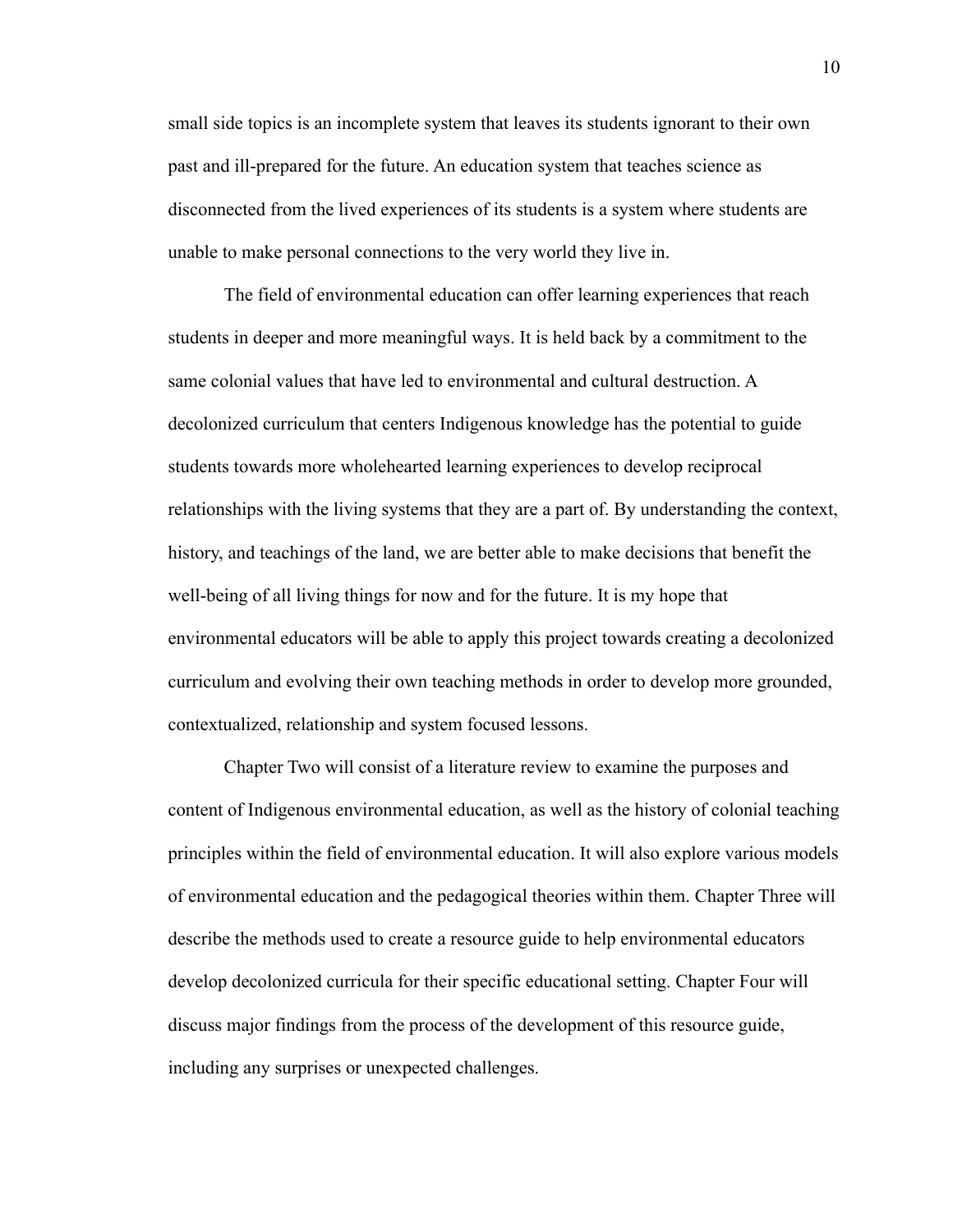small side topics is an incomplete system that leaves its students ignorant to their own past and ill-prepared for the future. An education system that teaches science as disconnected from the lived experiences of its students is a system where students are unable to make personal connections to the very world they live in.

The field of environmental education can offer learning experiences that reach students in deeper and more meaningful ways. It is held back by a commitment to the same colonial values that have led to environmental and cultural destruction. A decolonized curriculum that centers Indigenous knowledge has the potential to guide students towards more wholehearted learning experiences to develop reciprocal relationships with the living systems that they are a part of. By understanding the context, history, and teachings of the land, we are better able to make decisions that benefit the well-being of all living things for now and for the future. It is my hope that environmental educators will be able to apply this project towards creating a decolonized curriculum and evolving their own teaching methods in order to develop more grounded, contextualized, relationship and system focused lessons.

Chapter Two will consist of a literature review to examine the purposes and content of Indigenous environmental education, as well as the history of colonial teaching principles within the field of environmental education. It will also explore various models of environmental education and the pedagogical theories within them. Chapter Three will describe the methods used to create a resource guide to help environmental educators develop decolonized curricula for their specific educational setting. Chapter Four will discuss major findings from the process of the development of this resource guide, including any surprises or unexpected challenges.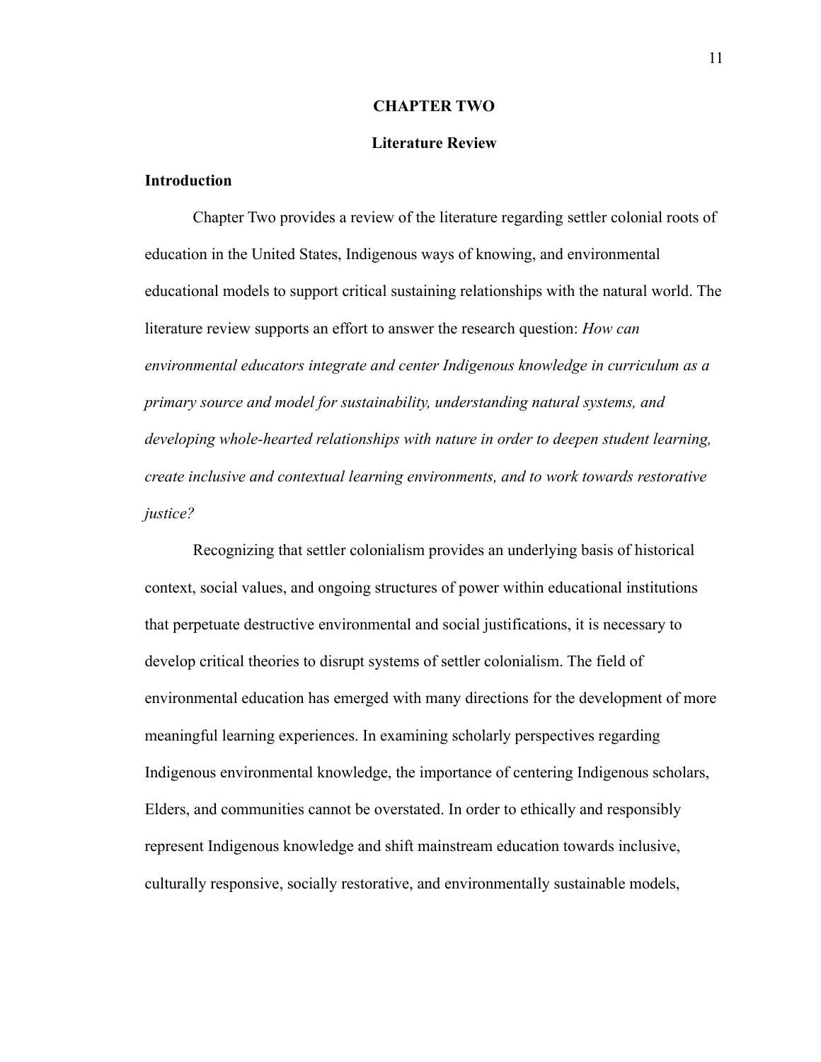# CHAPTER TWO

## Literature Review

### Introduction

Chapter Two provides a review of the literature regarding settler colonial roots of education in the United States, Indigenous ways of knowing, and environmental educational models to support critical sustaining relationships with the natural world. The literature review supports an effort to answer the research question: *How can environmental educators integrate and center Indigenous knowledge in curriculum as a primary source and model for sustainability, understanding natural systems, and developing whole-hearted relationships with nature in order to deepen student learning, create inclusive and contextual learning environments, and to work towards restorative justice?*

Recognizing that settler colonialism provides an underlying basis of historical context, social values, and ongoing structures of power within educational institutions that perpetuate destructive environmental and social justifications, it is necessary to develop critical theories to disrupt systems of settler colonialism. The field of environmental education has emerged with many directions for the development of more meaningful learning experiences. In examining scholarly perspectives regarding Indigenous environmental knowledge, the importance of centering Indigenous scholars, Elders, and communities cannot be overstated. In order to ethically and responsibly represent Indigenous knowledge and shift mainstream education towards inclusive, culturally responsive, socially restorative, and environmentally sustainable models,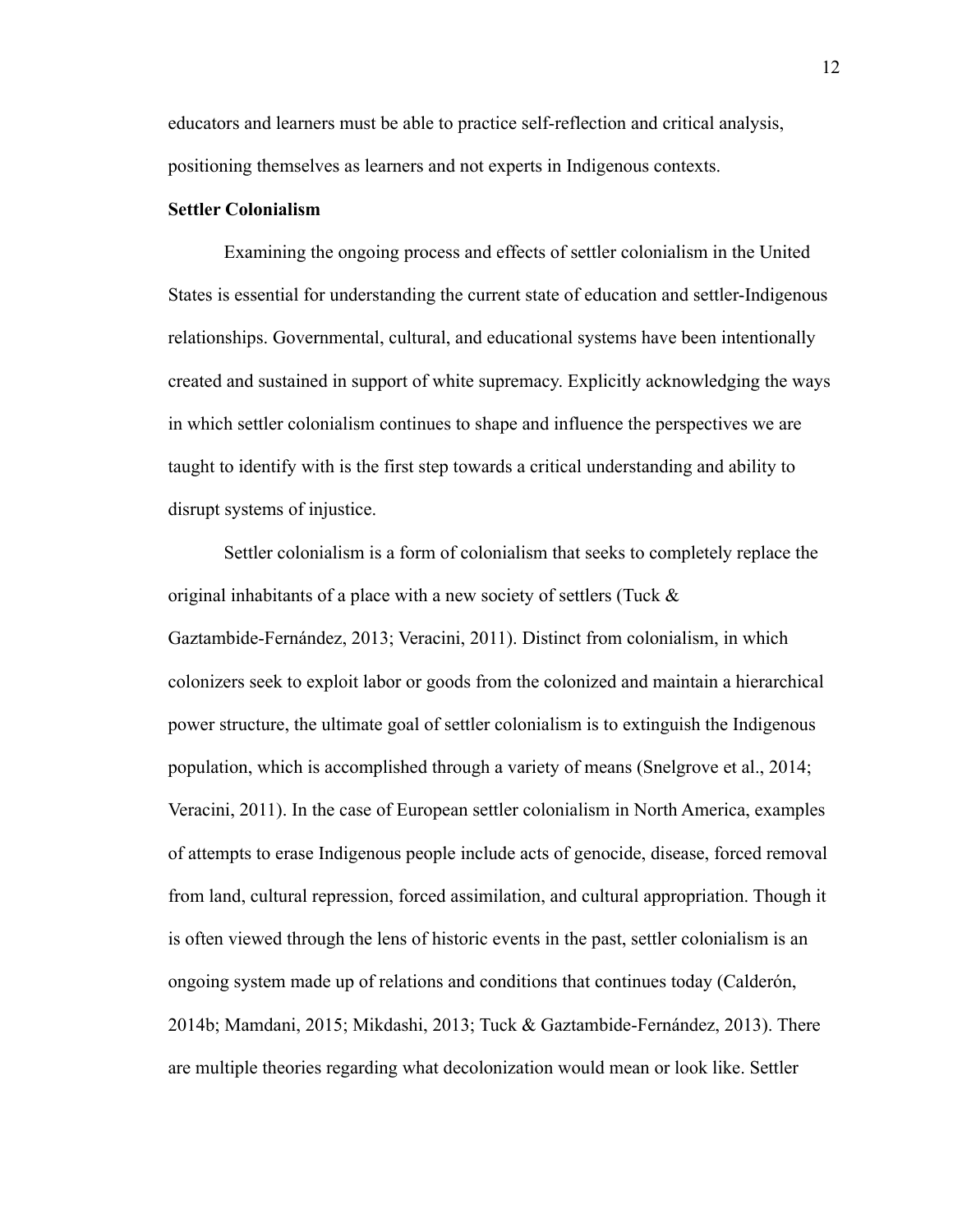educators and learners must be able to practice self-reflection and critical analysis, positioning themselves as learners and not experts in Indigenous contexts.

**Settler Colonialism**

Examining the ongoing process and effects of settler colonialism in the United States is essential for understanding the current state of education and settler-Indigenous relationships. Governmental, cultural, and educational systems have been intentionally created and sustained in support of white supremacy. Explicitly acknowledging the ways in which settler colonialism continues to shape and influence the perspectives we are taught to identify with is the first step towards a critical understanding and ability to disrupt systems of injustice.

Settler colonialism is a form of colonialism that seeks to completely replace the original inhabitants of a place with a new society of settlers (Tuck & Gaztambide-Fernández, 2013; Veracini, 2011). Distinct from colonialism, in which colonizers seek to exploit labor or goods from the colonized and maintain a hierarchical power structure, the ultimate goal of settler colonialism is to extinguish the Indigenous population, which is accomplished through a variety of means (Snelgrove et al., 2014; Veracini, 2011). In the case of European settler colonialism in North America, examples of attempts to erase Indigenous people include acts of genocide, disease, forced removal from land, cultural repression, forced assimilation, and cultural appropriation. Though it is often viewed through the lens of historic events in the past, settler colonialism is an ongoing system made up of relations and conditions that continues today (Calderón, 2014b; Mamdani, 2015; Mikdashi, 2013; Tuck & Gaztambide-Fernández, 2013). There are multiple theories regarding what decolonization would mean or look like. Settler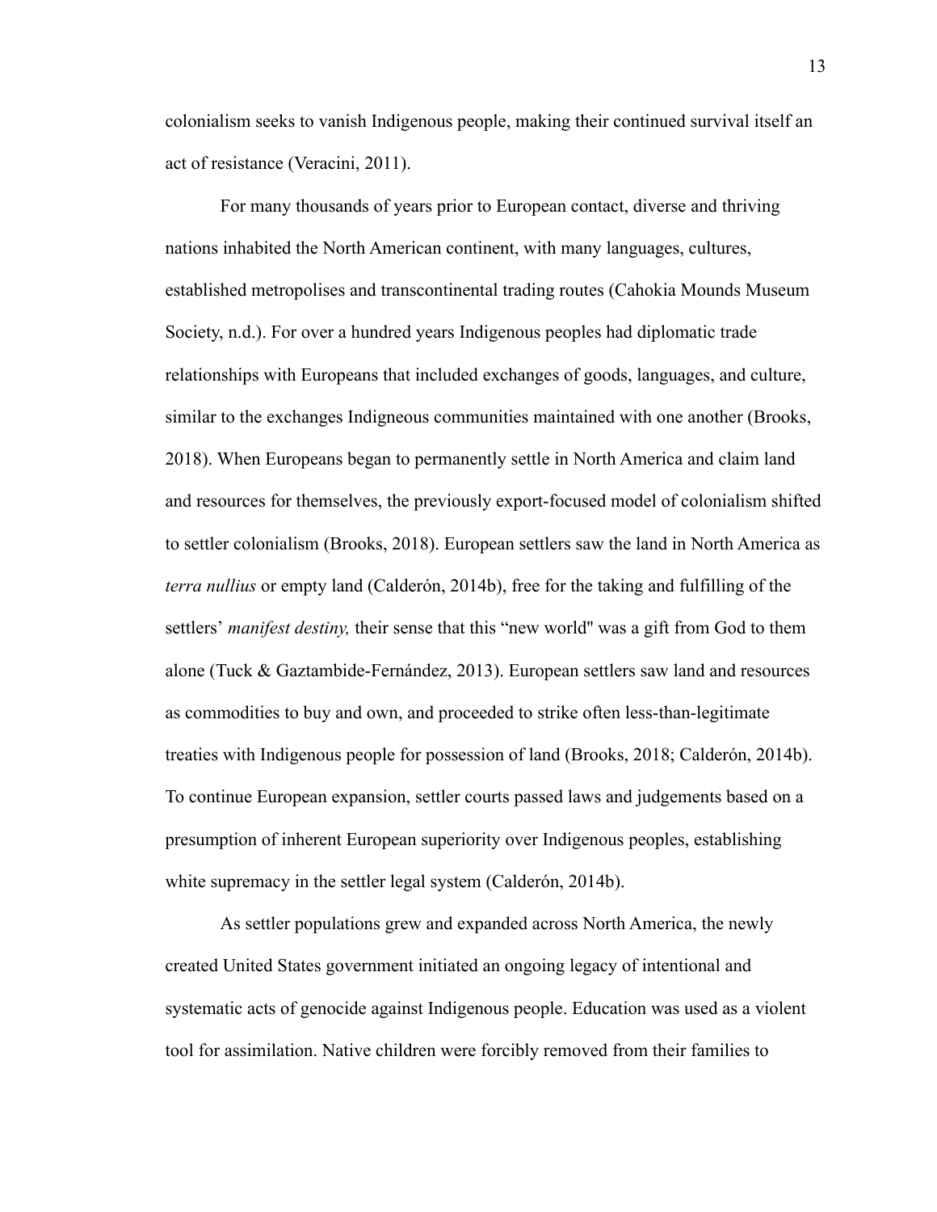colonialism seeks to vanish Indigenous people, making their continued survival itself an act of resistance (Veracini, 2011).

For many thousands of years prior to European contact, diverse and thriving nations inhabited the North American continent, with many languages, cultures, established metropolises and transcontinental trading routes (Cahokia Mounds Museum Society, n.d.). For over a hundred years Indigenous peoples had diplomatic trade relationships with Europeans that included exchanges of goods, languages, and culture, similar to the exchanges Indigneous communities maintained with one another (Brooks, 2018). When Europeans began to permanently settle in North America and claim land and resources for themselves, the previously export-focused model of colonialism shifted to settler colonialism (Brooks, 2018). European settlers saw the land in North America as *terra nullius* or empty land (Calderón, 2014b), free for the taking and fulfilling of the settlers' *manifest destiny,* their sense that this "new world" was a gift from God to them alone (Tuck & Gaztambide-Fernández, 2013). European settlers saw land and resources as commodities to buy and own, and proceeded to strike often less-than-legitimate treaties with Indigenous people for possession of land (Brooks, 2018; Calderón, 2014b). To continue European expansion, settler courts passed laws and judgements based on a presumption of inherent European superiority over Indigenous peoples, establishing white supremacy in the settler legal system (Calderón, 2014b).

As settler populations grew and expanded across North America, the newly created United States government initiated an ongoing legacy of intentional and systematic acts of genocide against Indigenous people. Education was used as a violent tool for assimilation. Native children were forcibly removed from their families to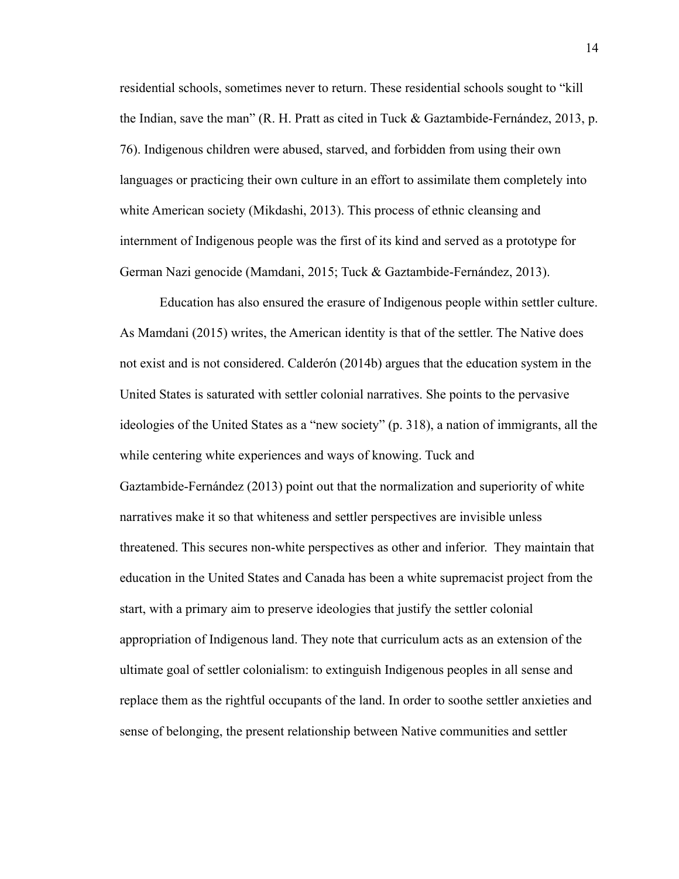residential schools, sometimes never to return. These residential schools sought to "kill the Indian, save the man" (R. H. Pratt as cited in Tuck & Gaztambide-Fernández, 2013, p. 76). Indigenous children were abused, starved, and forbidden from using their own languages or practicing their own culture in an effort to assimilate them completely into white American society (Mikdashi, 2013). This process of ethnic cleansing and internment of Indigenous people was the first of its kind and served as a prototype for German Nazi genocide (Mamdani, 2015; Tuck & Gaztambide-Fernández, 2013).

Education has also ensured the erasure of Indigenous people within settler culture. As Mamdani (2015) writes, the American identity is that of the settler. The Native does not exist and is not considered. Calderón (2014b) argues that the education system in the United States is saturated with settler colonial narratives. She points to the pervasive ideologies of the United States as a "new society" (p. 318), a nation of immigrants, all the while centering white experiences and ways of knowing. Tuck and Gaztambide-Fernández (2013) point out that the normalization and superiority of white narratives make it so that whiteness and settler perspectives are invisible unless threatened. This secures non-white perspectives as other and inferior. They maintain that education in the United States and Canada has been a white supremacist project from the start, with a primary aim to preserve ideologies that justify the settler colonial appropriation of Indigenous land. They note that curriculum acts as an extension of the ultimate goal of settler colonialism: to extinguish Indigenous peoples in all sense and replace them as the rightful occupants of the land. In order to soothe settler anxieties and sense of belonging, the present relationship between Native communities and settler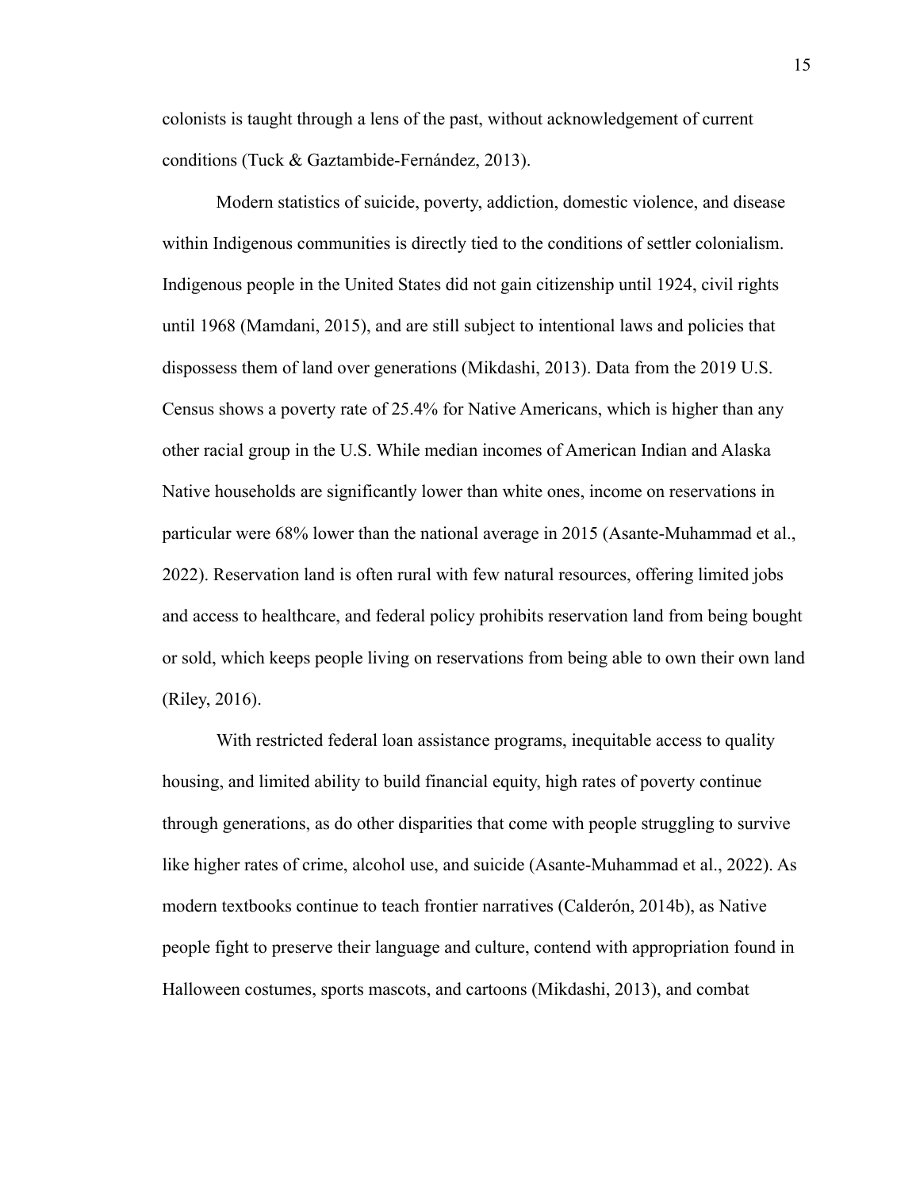colonists is taught through a lens of the past, without acknowledgement of current conditions (Tuck & Gaztambide-Fernández, 2013).

Modern statistics of suicide, poverty, addiction, domestic violence, and disease within Indigenous communities is directly tied to the conditions of settler colonialism. Indigenous people in the United States did not gain citizenship until 1924, civil rights until 1968 (Mamdani, 2015), and are still subject to intentional laws and policies that dispossess them of land over generations (Mikdashi, 2013). Data from the 2019 U.S. Census shows a poverty rate of 25.4% for Native Americans, which is higher than any other racial group in the U.S. While median incomes of American Indian and Alaska Native households are significantly lower than white ones, income on reservations in particular were 68% lower than the national average in 2015 (Asante-Muhammad et al., 2022). Reservation land is often rural with few natural resources, offering limited jobs and access to healthcare, and federal policy prohibits reservation land from being bought or sold, which keeps people living on reservations from being able to own their own land (Riley, 2016).

With restricted federal loan assistance programs, inequitable access to quality housing, and limited ability to build financial equity, high rates of poverty continue through generations, as do other disparities that come with people struggling to survive like higher rates of crime, alcohol use, and suicide (Asante-Muhammad et al., 2022). As modern textbooks continue to teach frontier narratives (Calderón, 2014b), as Native people fight to preserve their language and culture, contend with appropriation found in Halloween costumes, sports mascots, and cartoons (Mikdashi, 2013), and combat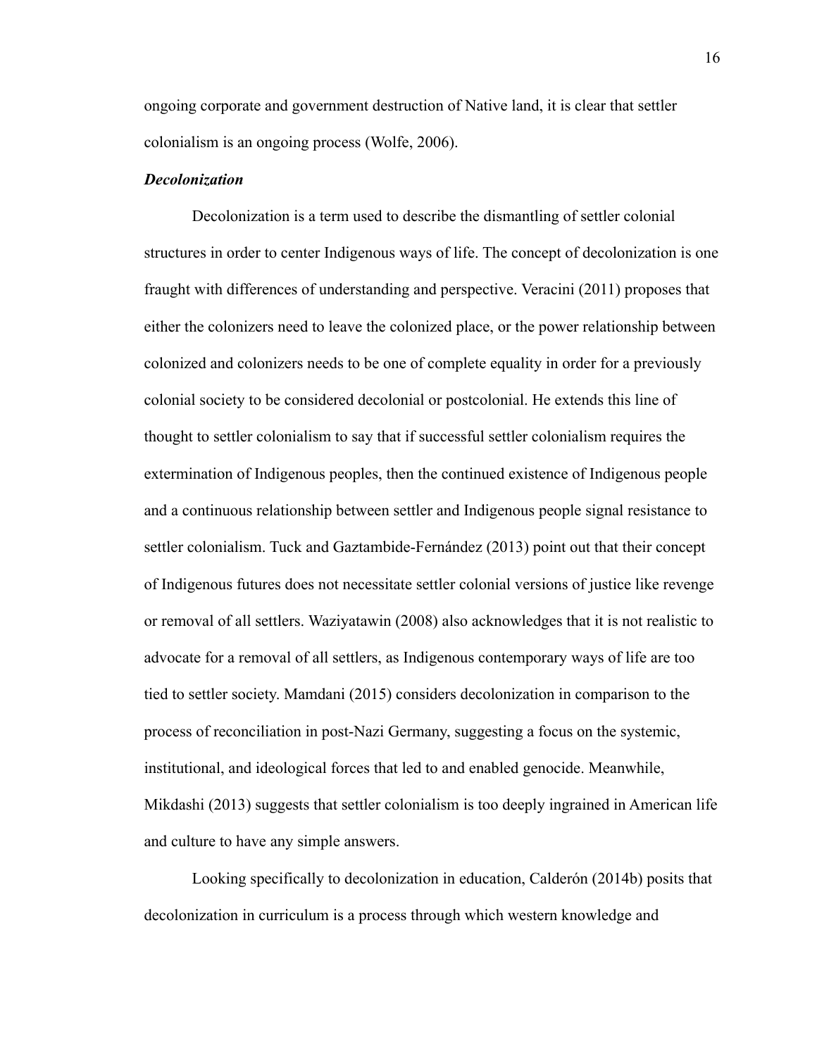ongoing corporate and government destruction of Native land, it is clear that settler colonialism is an ongoing process (Wolfe, 2006).

### *Decolonization*

Decolonization is a term used to describe the dismantling of settler colonial structures in order to center Indigenous ways of life. The concept of decolonization is one fraught with differences of understanding and perspective. Veracini (2011) proposes that either the colonizers need to leave the colonized place, or the power relationship between colonized and colonizers needs to be one of complete equality in order for a previously colonial society to be considered decolonial or postcolonial. He extends this line of thought to settler colonialism to say that if successful settler colonialism requires the extermination of Indigenous peoples, then the continued existence of Indigenous people and a continuous relationship between settler and Indigenous people signal resistance to settler colonialism. Tuck and Gaztambide-Fernández (2013) point out that their concept of Indigenous futures does not necessitate settler colonial versions of justice like revenge or removal of all settlers. Waziyatawin (2008) also acknowledges that it is not realistic to advocate for a removal of all settlers, as Indigenous contemporary ways of life are too tied to settler society. Mamdani (2015) considers decolonization in comparison to the process of reconciliation in post-Nazi Germany, suggesting a focus on the systemic, institutional, and ideological forces that led to and enabled genocide. Meanwhile, Mikdashi (2013) suggests that settler colonialism is too deeply ingrained in American life and culture to have any simple answers.

Looking specifically to decolonization in education, Calderón (2014b) posits that decolonization in curriculum is a process through which western knowledge and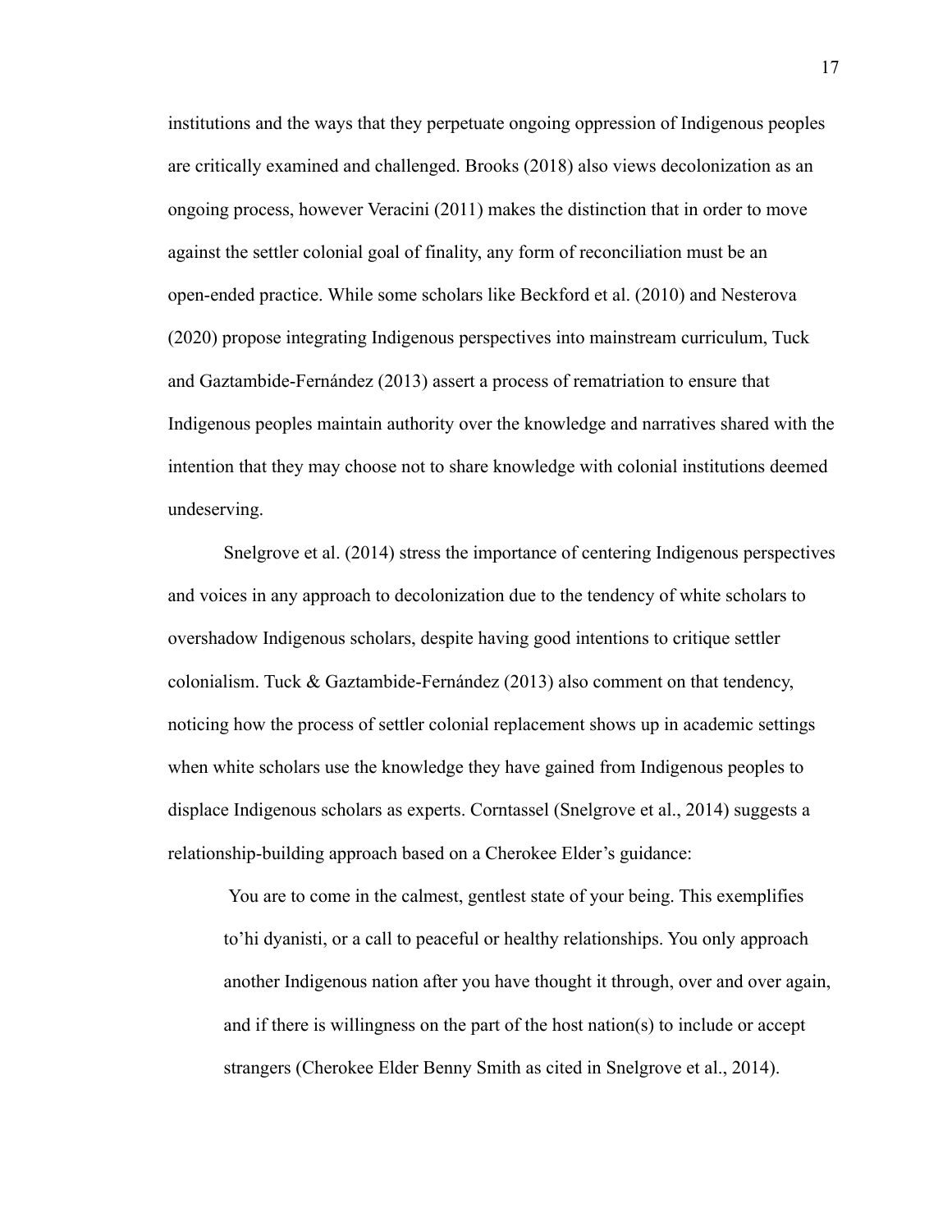institutions and the ways that they perpetuate ongoing oppression of Indigenous peoples are critically examined and challenged. Brooks (2018) also views decolonization as an ongoing process, however Veracini (2011) makes the distinction that in order to move against the settler colonial goal of finality, any form of reconciliation must be an open-ended practice. While some scholars like Beckford et al. (2010) and Nesterova (2020) propose integrating Indigenous perspectives into mainstream curriculum, Tuck and Gaztambide-Fernández (2013) assert a process of rematriation to ensure that Indigenous peoples maintain authority over the knowledge and narratives shared with the intention that they may choose not to share knowledge with colonial institutions deemed undeserving.

Snelgrove et al. (2014) stress the importance of centering Indigenous perspectives and voices in any approach to decolonization due to the tendency of white scholars to overshadow Indigenous scholars, despite having good intentions to critique settler colonialism. Tuck & Gaztambide-Fernández (2013) also comment on that tendency, noticing how the process of settler colonial replacement shows up in academic settings when white scholars use the knowledge they have gained from Indigenous peoples to displace Indigenous scholars as experts. Corntassel (Snelgrove et al., 2014) suggests a relationship-building approach based on a Cherokee Elder's guidance:

> You are to come in the calmest, gentlest state of your being. This exemplifies to'hi dyanisti, or a call to peaceful or healthy relationships. You only approach another Indigenous nation after you have thought it through, over and over again, and if there is willingness on the part of the host nation(s) to include or accept strangers (Cherokee Elder Benny Smith as cited in Snelgrove et al., 2014).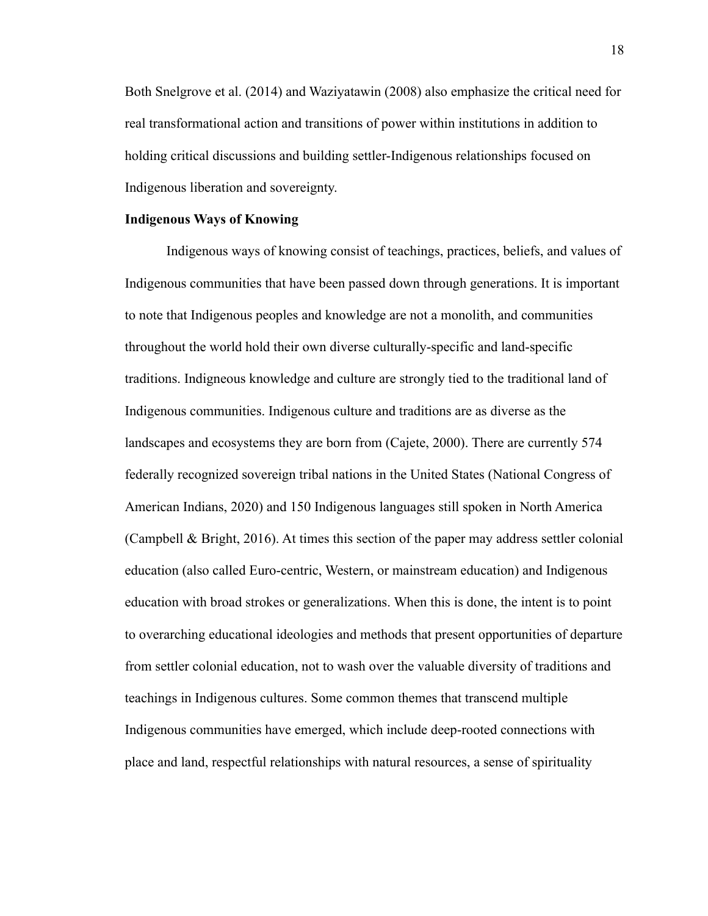Both Snelgrove et al. (2014) and Waziyatawin (2008) also emphasize the critical need for real transformational action and transitions of power within institutions in addition to holding critical discussions and building settler-Indigenous relationships focused on Indigenous liberation and sovereignty.

**Indigenous Ways of Knowing**

Indigenous ways of knowing consist of teachings, practices, beliefs, and values of Indigenous communities that have been passed down through generations. It is important to note that Indigenous peoples and knowledge are not a monolith, and communities throughout the world hold their own diverse culturally-specific and land-specific traditions. Indigneous knowledge and culture are strongly tied to the traditional land of Indigenous communities. Indigenous culture and traditions are as diverse as the landscapes and ecosystems they are born from (Cajete, 2000). There are currently 574 federally recognized sovereign tribal nations in the United States (National Congress of American Indians, 2020) and 150 Indigenous languages still spoken in North America (Campbell & Bright, 2016). At times this section of the paper may address settler colonial education (also called Euro-centric, Western, or mainstream education) and Indigenous education with broad strokes or generalizations. When this is done, the intent is to point to overarching educational ideologies and methods that present opportunities of departure from settler colonial education, not to wash over the valuable diversity of traditions and teachings in Indigenous cultures. Some common themes that transcend multiple Indigenous communities have emerged, which include deep-rooted connections with place and land, respectful relationships with natural resources, a sense of spirituality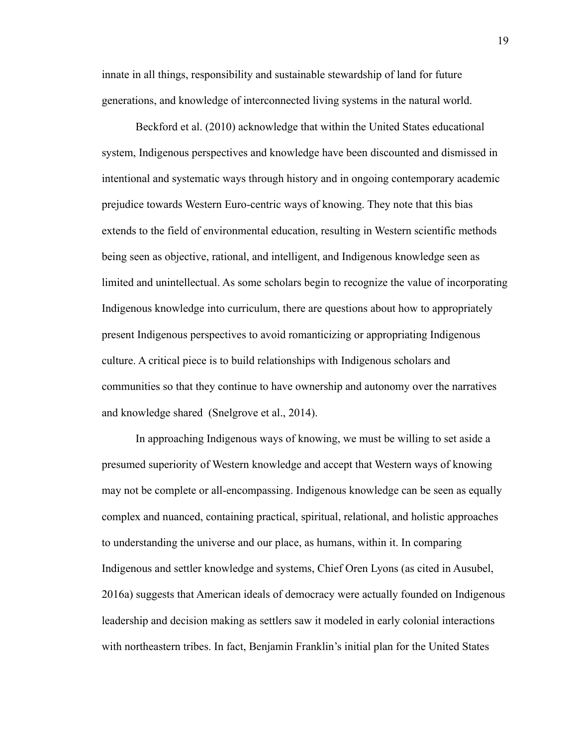innate in all things, responsibility and sustainable stewardship of land for future generations, and knowledge of interconnected living systems in the natural world.

Beckford et al. (2010) acknowledge that within the United States educational system, Indigenous perspectives and knowledge have been discounted and dismissed in intentional and systematic ways through history and in ongoing contemporary academic prejudice towards Western Euro-centric ways of knowing. They note that this bias extends to the field of environmental education, resulting in Western scientific methods being seen as objective, rational, and intelligent, and Indigenous knowledge seen as limited and unintellectual. As some scholars begin to recognize the value of incorporating Indigenous knowledge into curriculum, there are questions about how to appropriately present Indigenous perspectives to avoid romanticizing or appropriating Indigenous culture. A critical piece is to build relationships with Indigenous scholars and communities so that they continue to have ownership and autonomy over the narratives and knowledge shared (Snelgrove et al., 2014).

In approaching Indigenous ways of knowing, we must be willing to set aside a presumed superiority of Western knowledge and accept that Western ways of knowing may not be complete or all-encompassing. Indigenous knowledge can be seen as equally complex and nuanced, containing practical, spiritual, relational, and holistic approaches to understanding the universe and our place, as humans, within it. In comparing Indigenous and settler knowledge and systems, Chief Oren Lyons (as cited in Ausubel, 2016a) suggests that American ideals of democracy were actually founded on Indigenous leadership and decision making as settlers saw it modeled in early colonial interactions with northeastern tribes. In fact, Benjamin Franklin's initial plan for the United States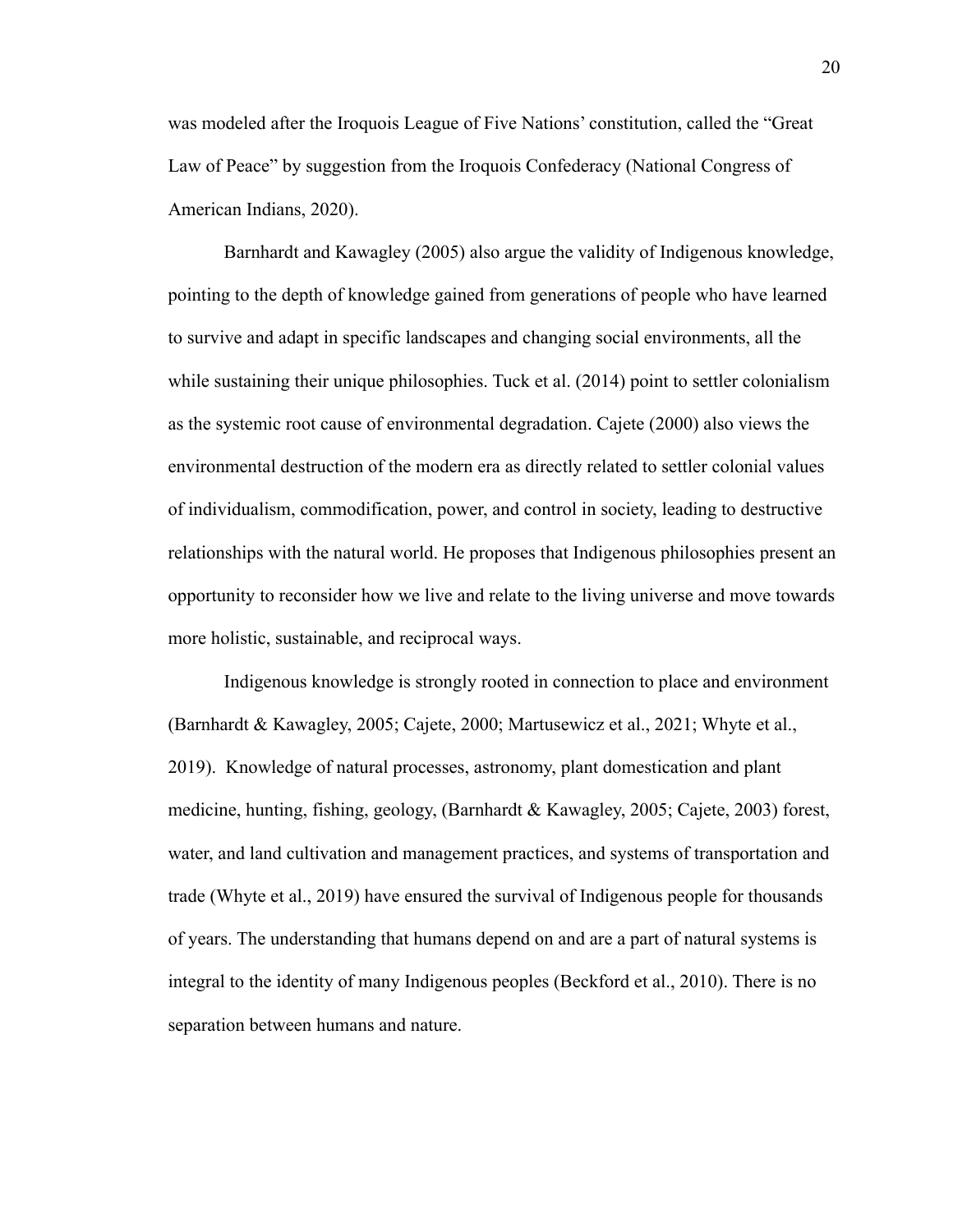was modeled after the Iroquois League of Five Nations' constitution, called the "Great Law of Peace" by suggestion from the Iroquois Confederacy (National Congress of American Indians, 2020).

Barnhardt and Kawagley (2005) also argue the validity of Indigenous knowledge, pointing to the depth of knowledge gained from generations of people who have learned to survive and adapt in specific landscapes and changing social environments, all the while sustaining their unique philosophies. Tuck et al. (2014) point to settler colonialism as the systemic root cause of environmental degradation. Cajete (2000) also views the environmental destruction of the modern era as directly related to settler colonial values of individualism, commodification, power, and control in society, leading to destructive relationships with the natural world. He proposes that Indigenous philosophies present an opportunity to reconsider how we live and relate to the living universe and move towards more holistic, sustainable, and reciprocal ways.

Indigenous knowledge is strongly rooted in connection to place and environment (Barnhardt & Kawagley, 2005; Cajete, 2000; Martusewicz et al., 2021; Whyte et al., 2019). Knowledge of natural processes, astronomy, plant domestication and plant medicine, hunting, fishing, geology, (Barnhardt & Kawagley, 2005; Cajete, 2003) forest, water, and land cultivation and management practices, and systems of transportation and trade (Whyte et al., 2019) have ensured the survival of Indigenous people for thousands of years. The understanding that humans depend on and are a part of natural systems is integral to the identity of many Indigenous peoples (Beckford et al., 2010). There is no separation between humans and nature.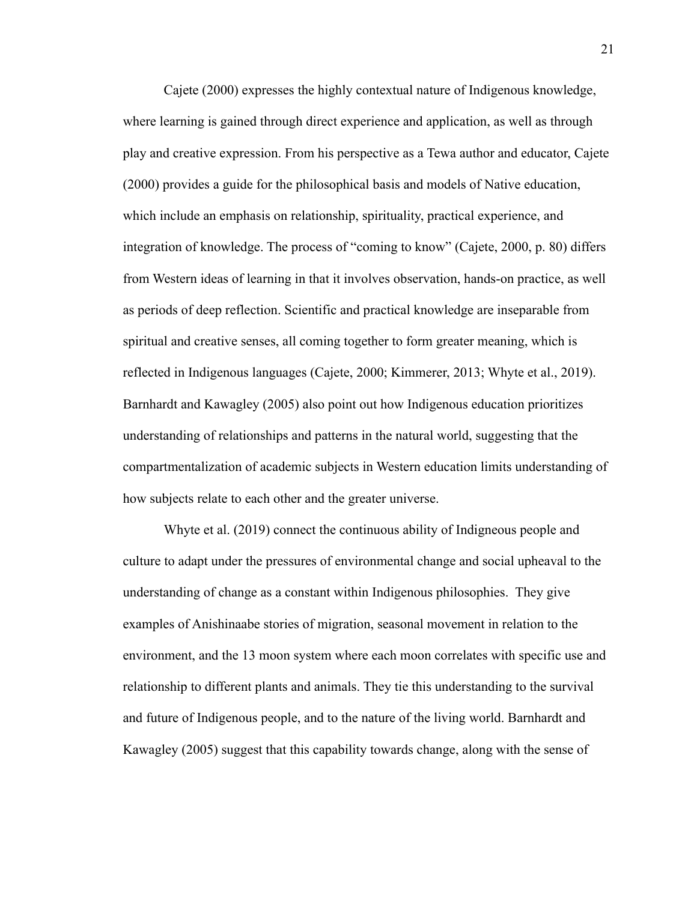Cajete (2000) expresses the highly contextual nature of Indigenous knowledge, where learning is gained through direct experience and application, as well as through play and creative expression. From his perspective as a Tewa author and educator, Cajete (2000) provides a guide for the philosophical basis and models of Native education, which include an emphasis on relationship, spirituality, practical experience, and integration of knowledge. The process of "coming to know" (Cajete, 2000, p. 80) differs from Western ideas of learning in that it involves observation, hands-on practice, as well as periods of deep reflection. Scientific and practical knowledge are inseparable from spiritual and creative senses, all coming together to form greater meaning, which is reflected in Indigenous languages (Cajete, 2000; Kimmerer, 2013; Whyte et al., 2019). Barnhardt and Kawagley (2005) also point out how Indigenous education prioritizes understanding of relationships and patterns in the natural world, suggesting that the compartmentalization of academic subjects in Western education limits understanding of how subjects relate to each other and the greater universe.

Whyte et al. (2019) connect the continuous ability of Indigneous people and culture to adapt under the pressures of environmental change and social upheaval to the understanding of change as a constant within Indigenous philosophies. They give examples of Anishinaabe stories of migration, seasonal movement in relation to the environment, and the 13 moon system where each moon correlates with specific use and relationship to different plants and animals. They tie this understanding to the survival and future of Indigenous people, and to the nature of the living world. Barnhardt and Kawagley (2005) suggest that this capability towards change, along with the sense of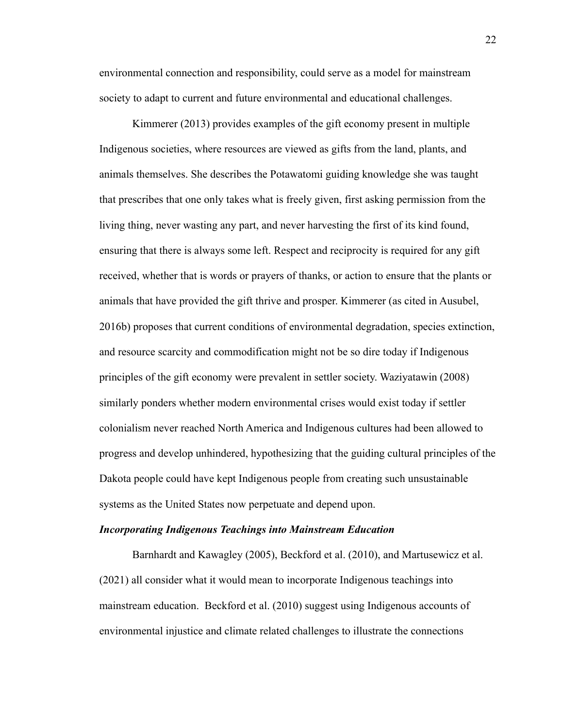environmental connection and responsibility, could serve as a model for mainstream society to adapt to current and future environmental and educational challenges.

Kimmerer (2013) provides examples of the gift economy present in multiple Indigenous societies, where resources are viewed as gifts from the land, plants, and animals themselves. She describes the Potawatomi guiding knowledge she was taught that prescribes that one only takes what is freely given, first asking permission from the living thing, never wasting any part, and never harvesting the first of its kind found, ensuring that there is always some left. Respect and reciprocity is required for any gift received, whether that is words or prayers of thanks, or action to ensure that the plants or animals that have provided the gift thrive and prosper. Kimmerer (as cited in Ausubel, 2016b) proposes that current conditions of environmental degradation, species extinction, and resource scarcity and commodification might not be so dire today if Indigenous principles of the gift economy were prevalent in settler society. Waziyatawin (2008) similarly ponders whether modern environmental crises would exist today if settler colonialism never reached North America and Indigenous cultures had been allowed to progress and develop unhindered, hypothesizing that the guiding cultural principles of the Dakota people could have kept Indigenous people from creating such unsustainable systems as the United States now perpetuate and depend upon.

### *Incorporating Indigenous Teachings into Mainstream Education*

Barnhardt and Kawagley (2005), Beckford et al. (2010), and Martusewicz et al. (2021) all consider what it would mean to incorporate Indigenous teachings into mainstream education. Beckford et al. (2010) suggest using Indigenous accounts of environmental injustice and climate related challenges to illustrate the connections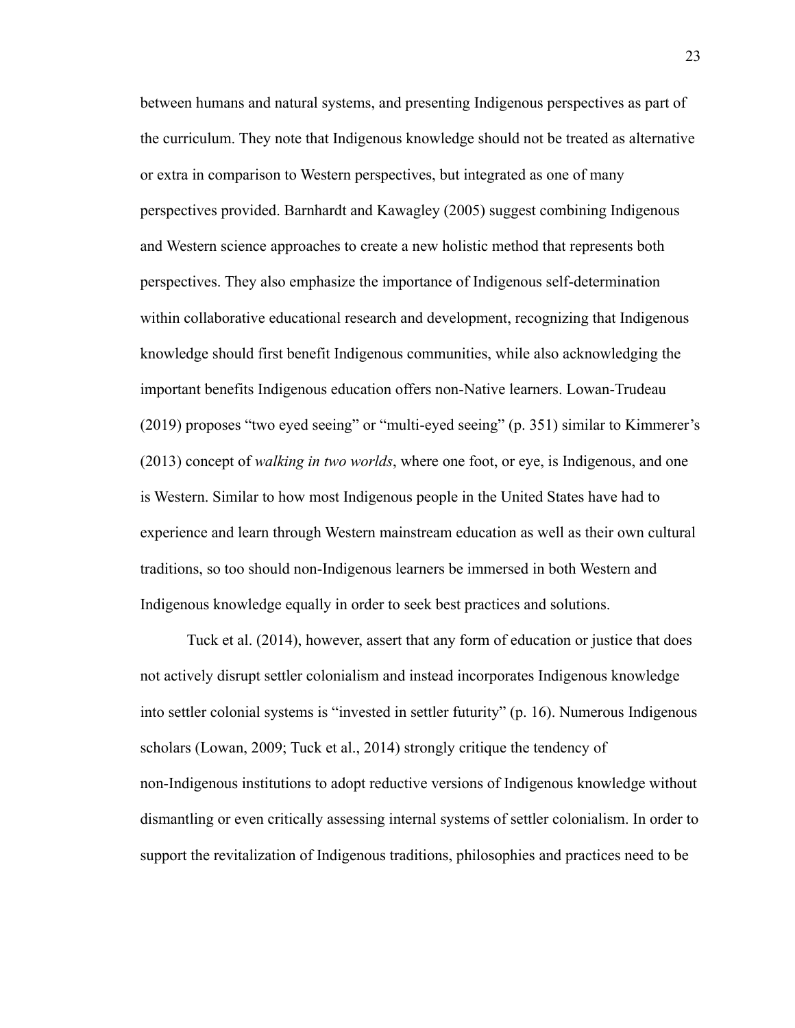between humans and natural systems, and presenting Indigenous perspectives as part of the curriculum. They note that Indigenous knowledge should not be treated as alternative or extra in comparison to Western perspectives, but integrated as one of many perspectives provided. Barnhardt and Kawagley (2005) suggest combining Indigenous and Western science approaches to create a new holistic method that represents both perspectives. They also emphasize the importance of Indigenous self-determination within collaborative educational research and development, recognizing that Indigenous knowledge should first benefit Indigenous communities, while also acknowledging the important benefits Indigenous education offers non-Native learners. Lowan-Trudeau (2019) proposes "two eyed seeing" or "multi-eyed seeing" (p. 351) similar to Kimmerer's (2013) concept of *walking in two worlds*, where one foot, or eye, is Indigenous, and one is Western. Similar to how most Indigenous people in the United States have had to experience and learn through Western mainstream education as well as their own cultural traditions, so too should non-Indigenous learners be immersed in both Western and Indigenous knowledge equally in order to seek best practices and solutions.

Tuck et al. (2014), however, assert that any form of education or justice that does not actively disrupt settler colonialism and instead incorporates Indigenous knowledge into settler colonial systems is "invested in settler futurity" (p. 16). Numerous Indigenous scholars (Lowan, 2009; Tuck et al., 2014) strongly critique the tendency of non-Indigenous institutions to adopt reductive versions of Indigenous knowledge without dismantling or even critically assessing internal systems of settler colonialism. In order to support the revitalization of Indigenous traditions, philosophies and practices need to be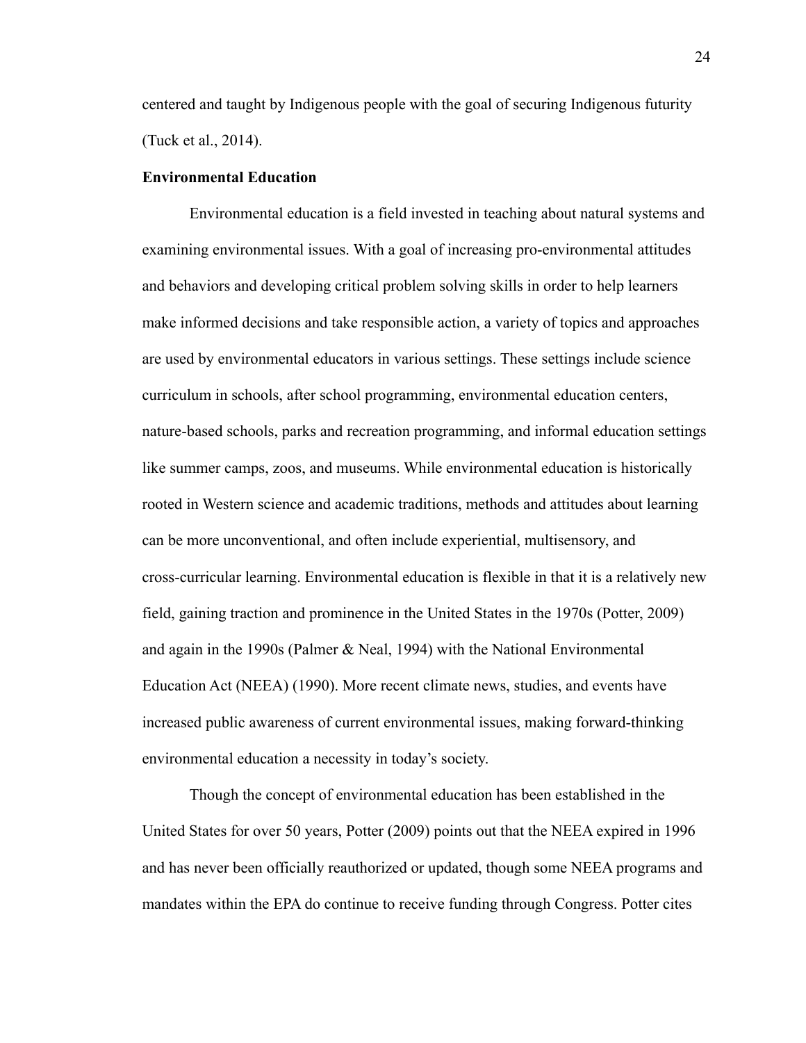centered and taught by Indigenous people with the goal of securing Indigenous futurity (Tuck et al., 2014).

**Environmental Education**

Environmental education is a field invested in teaching about natural systems and examining environmental issues. With a goal of increasing pro-environmental attitudes and behaviors and developing critical problem solving skills in order to help learners make informed decisions and take responsible action, a variety of topics and approaches are used by environmental educators in various settings. These settings include science curriculum in schools, after school programming, environmental education centers, nature-based schools, parks and recreation programming, and informal education settings like summer camps, zoos, and museums. While environmental education is historically rooted in Western science and academic traditions, methods and attitudes about learning can be more unconventional, and often include experiential, multisensory, and cross-curricular learning. Environmental education is flexible in that it is a relatively new field, gaining traction and prominence in the United States in the 1970s (Potter, 2009) and again in the 1990s (Palmer & Neal, 1994) with the National Environmental Education Act (NEEA) (1990). More recent climate news, studies, and events have increased public awareness of current environmental issues, making forward-thinking environmental education a necessity in today's society.

Though the concept of environmental education has been established in the United States for over 50 years, Potter (2009) points out that the NEEA expired in 1996 and has never been officially reauthorized or updated, though some NEEA programs and mandates within the EPA do continue to receive funding through Congress. Potter cites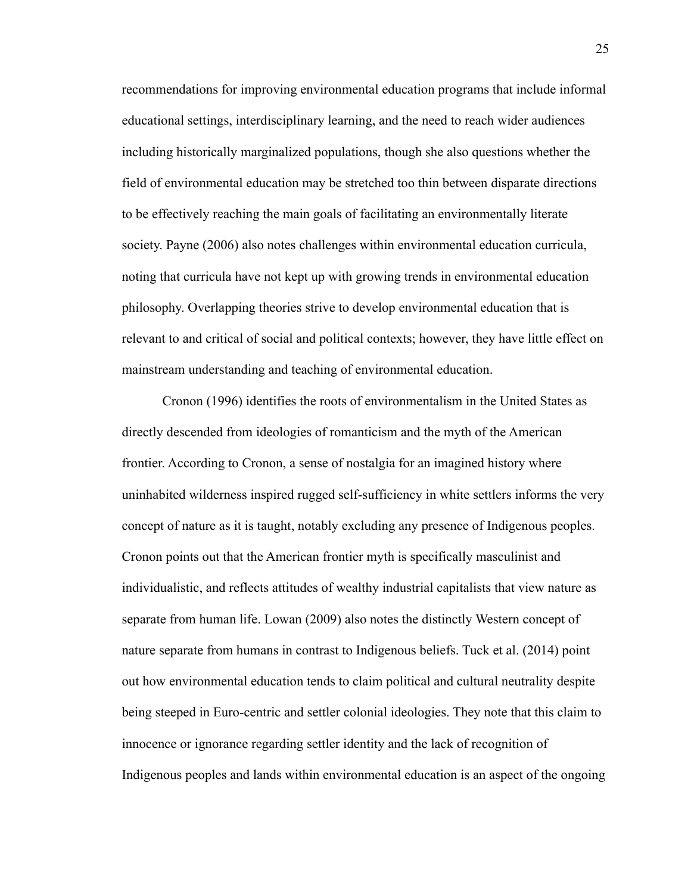recommendations for improving environmental education programs that include informal educational settings, interdisciplinary learning, and the need to reach wider audiences including historically marginalized populations, though she also questions whether the field of environmental education may be stretched too thin between disparate directions to be effectively reaching the main goals of facilitating an environmentally literate society. Payne (2006) also notes challenges within environmental education curricula, noting that curricula have not kept up with growing trends in environmental education philosophy. Overlapping theories strive to develop environmental education that is relevant to and critical of social and political contexts; however, they have little effect on mainstream understanding and teaching of environmental education.

Cronon (1996) identifies the roots of environmentalism in the United States as directly descended from ideologies of romanticism and the myth of the American frontier. According to Cronon, a sense of nostalgia for an imagined history where uninhabited wilderness inspired rugged self-sufficiency in white settlers informs the very concept of nature as it is taught, notably excluding any presence of Indigenous peoples. Cronon points out that the American frontier myth is specifically masculinist and individualistic, and reflects attitudes of wealthy industrial capitalists that view nature as separate from human life. Lowan (2009) also notes the distinctly Western concept of nature separate from humans in contrast to Indigenous beliefs. Tuck et al. (2014) point out how environmental education tends to claim political and cultural neutrality despite being steeped in Euro-centric and settler colonial ideologies. They note that this claim to innocence or ignorance regarding settler identity and the lack of recognition of Indigenous peoples and lands within environmental education is an aspect of the ongoing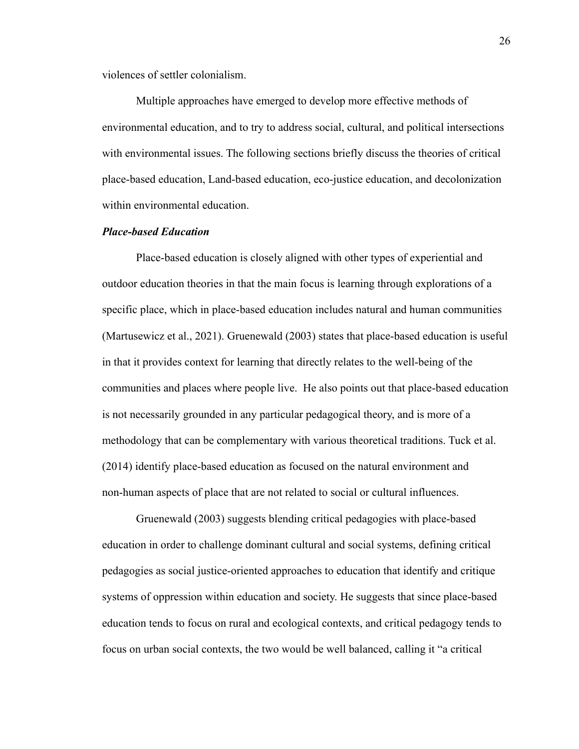violences of settler colonialism.

Multiple approaches have emerged to develop more effective methods of environmental education, and to try to address social, cultural, and political intersections with environmental issues. The following sections briefly discuss the theories of critical place-based education, Land-based education, eco-justice education, and decolonization within environmental education.

### ***Place-based Education***

Place-based education is closely aligned with other types of experiential and outdoor education theories in that the main focus is learning through explorations of a specific place, which in place-based education includes natural and human communities (Martusewicz et al., 2021). Gruenewald (2003) states that place-based education is useful in that it provides context for learning that directly relates to the well-being of the communities and places where people live. He also points out that place-based education is not necessarily grounded in any particular pedagogical theory, and is more of a methodology that can be complementary with various theoretical traditions. Tuck et al. (2014) identify place-based education as focused on the natural environment and non-human aspects of place that are not related to social or cultural influences.

Gruenewald (2003) suggests blending critical pedagogies with place-based education in order to challenge dominant cultural and social systems, defining critical pedagogies as social justice-oriented approaches to education that identify and critique systems of oppression within education and society. He suggests that since place-based education tends to focus on rural and ecological contexts, and critical pedagogy tends to focus on urban social contexts, the two would be well balanced, calling it "a critical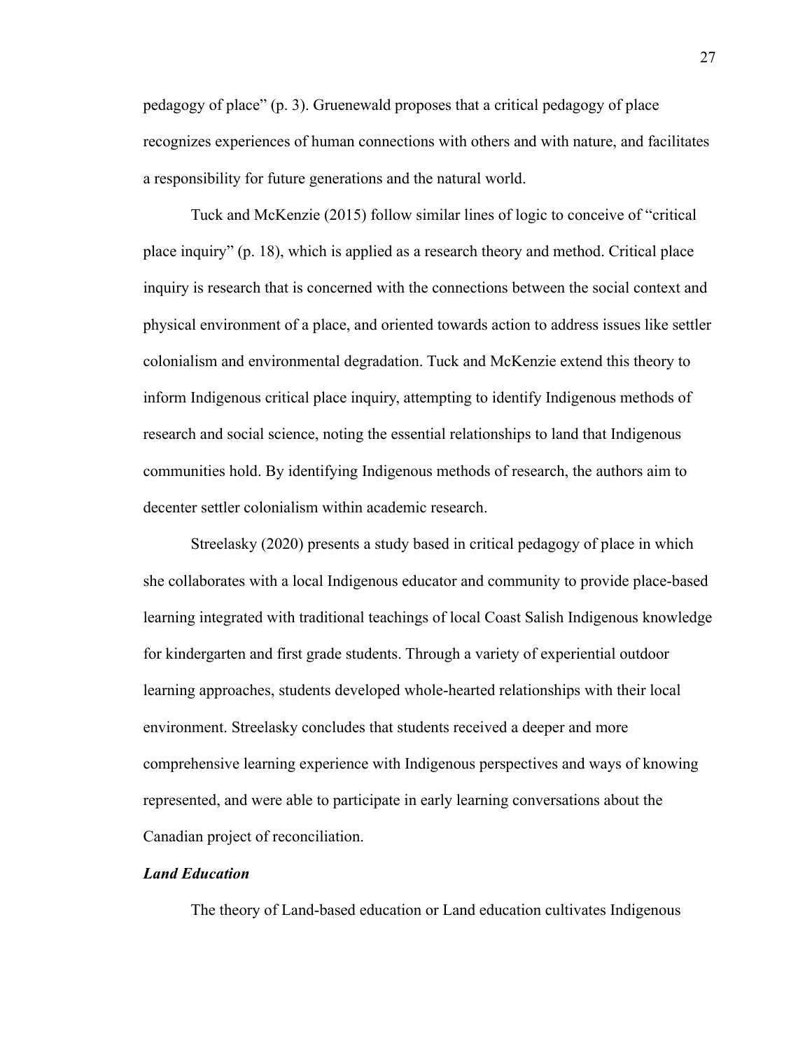pedagogy of place" (p. 3). Gruenewald proposes that a critical pedagogy of place recognizes experiences of human connections with others and with nature, and facilitates a responsibility for future generations and the natural world.

Tuck and McKenzie (2015) follow similar lines of logic to conceive of "critical place inquiry" (p. 18), which is applied as a research theory and method. Critical place inquiry is research that is concerned with the connections between the social context and physical environment of a place, and oriented towards action to address issues like settler colonialism and environmental degradation. Tuck and McKenzie extend this theory to inform Indigenous critical place inquiry, attempting to identify Indigenous methods of research and social science, noting the essential relationships to land that Indigenous communities hold. By identifying Indigenous methods of research, the authors aim to decenter settler colonialism within academic research.

Streelasky (2020) presents a study based in critical pedagogy of place in which she collaborates with a local Indigenous educator and community to provide place-based learning integrated with traditional teachings of local Coast Salish Indigenous knowledge for kindergarten and first grade students. Through a variety of experiential outdoor learning approaches, students developed whole-hearted relationships with their local environment. Streelasky concludes that students received a deeper and more comprehensive learning experience with Indigenous perspectives and ways of knowing represented, and were able to participate in early learning conversations about the Canadian project of reconciliation.

### *Land Education*

The theory of Land-based education or Land education cultivates Indigenous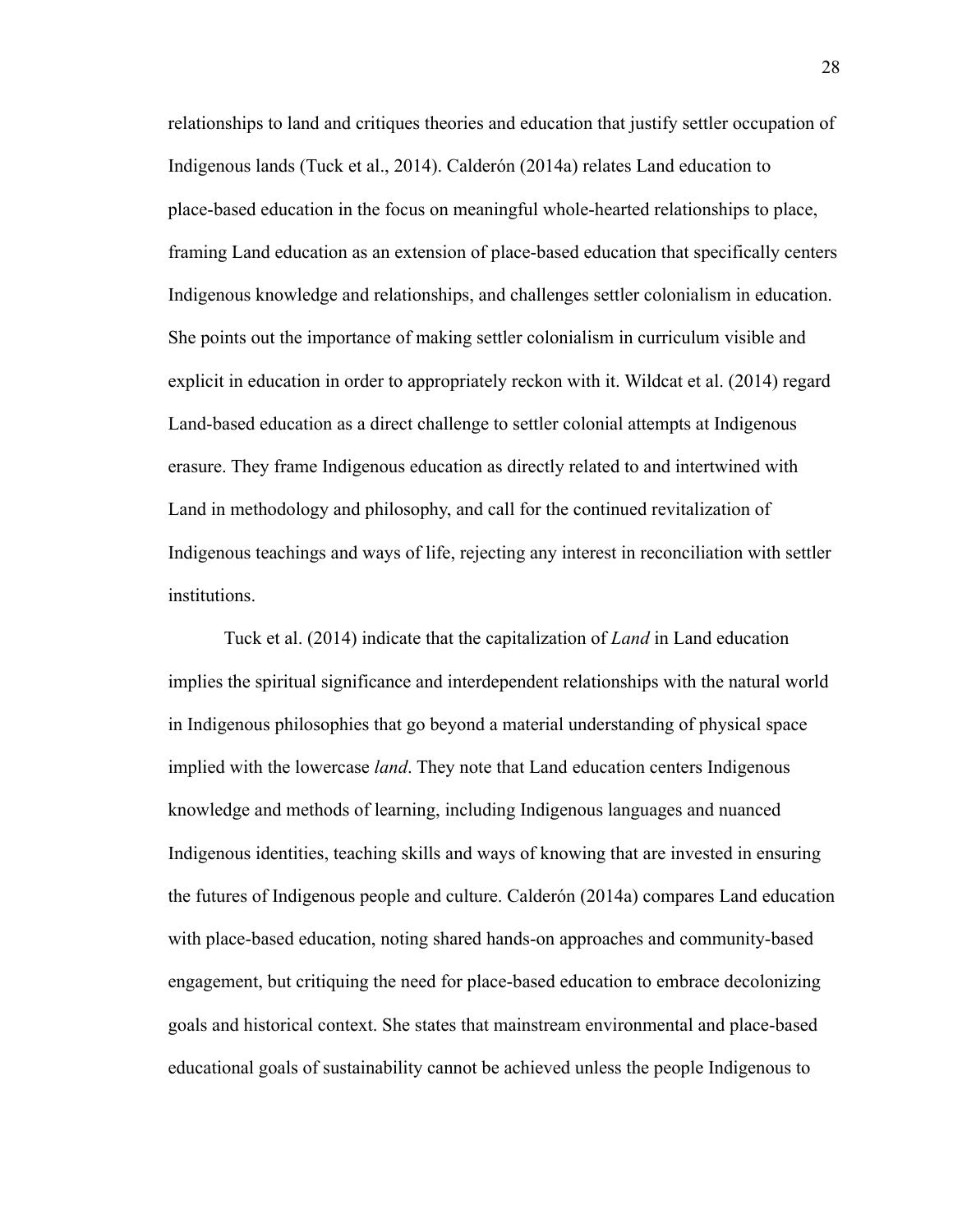relationships to land and critiques theories and education that justify settler occupation of Indigenous lands (Tuck et al., 2014). Calderón (2014a) relates Land education to place-based education in the focus on meaningful whole-hearted relationships to place, framing Land education as an extension of place-based education that specifically centers Indigenous knowledge and relationships, and challenges settler colonialism in education. She points out the importance of making settler colonialism in curriculum visible and explicit in education in order to appropriately reckon with it. Wildcat et al. (2014) regard Land-based education as a direct challenge to settler colonial attempts at Indigenous erasure. They frame Indigenous education as directly related to and intertwined with Land in methodology and philosophy, and call for the continued revitalization of Indigenous teachings and ways of life, rejecting any interest in reconciliation with settler institutions.

Tuck et al. (2014) indicate that the capitalization of *Land* in Land education implies the spiritual significance and interdependent relationships with the natural world in Indigenous philosophies that go beyond a material understanding of physical space implied with the lowercase *land*. They note that Land education centers Indigenous knowledge and methods of learning, including Indigenous languages and nuanced Indigenous identities, teaching skills and ways of knowing that are invested in ensuring the futures of Indigenous people and culture. Calderón (2014a) compares Land education with place-based education, noting shared hands-on approaches and community-based engagement, but critiquing the need for place-based education to embrace decolonizing goals and historical context. She states that mainstream environmental and place-based educational goals of sustainability cannot be achieved unless the people Indigenous to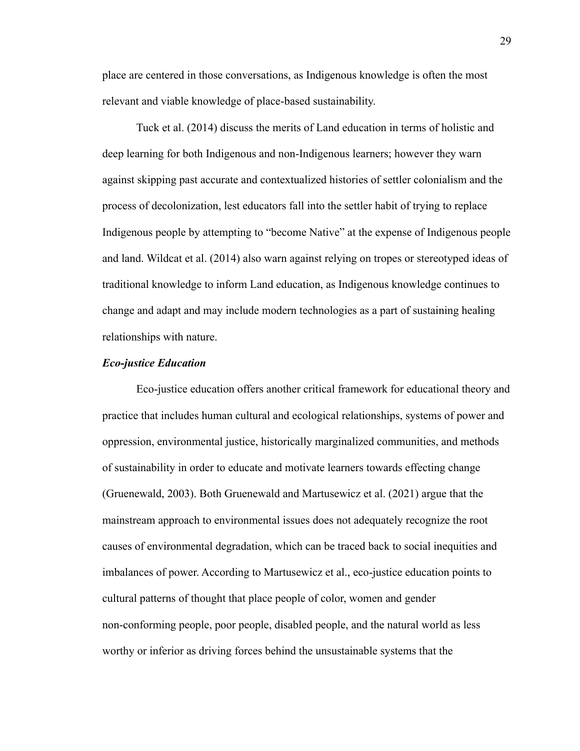place are centered in those conversations, as Indigenous knowledge is often the most relevant and viable knowledge of place-based sustainability.

Tuck et al. (2014) discuss the merits of Land education in terms of holistic and deep learning for both Indigenous and non-Indigenous learners; however they warn against skipping past accurate and contextualized histories of settler colonialism and the process of decolonization, lest educators fall into the settler habit of trying to replace Indigenous people by attempting to "become Native" at the expense of Indigenous people and land. Wildcat et al. (2014) also warn against relying on tropes or stereotyped ideas of traditional knowledge to inform Land education, as Indigenous knowledge continues to change and adapt and may include modern technologies as a part of sustaining healing relationships with nature.

### *Eco-justice Education*

Eco-justice education offers another critical framework for educational theory and practice that includes human cultural and ecological relationships, systems of power and oppression, environmental justice, historically marginalized communities, and methods of sustainability in order to educate and motivate learners towards effecting change (Gruenewald, 2003). Both Gruenewald and Martusewicz et al. (2021) argue that the mainstream approach to environmental issues does not adequately recognize the root causes of environmental degradation, which can be traced back to social inequities and imbalances of power. According to Martusewicz et al., eco-justice education points to cultural patterns of thought that place people of color, women and gender non-conforming people, poor people, disabled people, and the natural world as less worthy or inferior as driving forces behind the unsustainable systems that the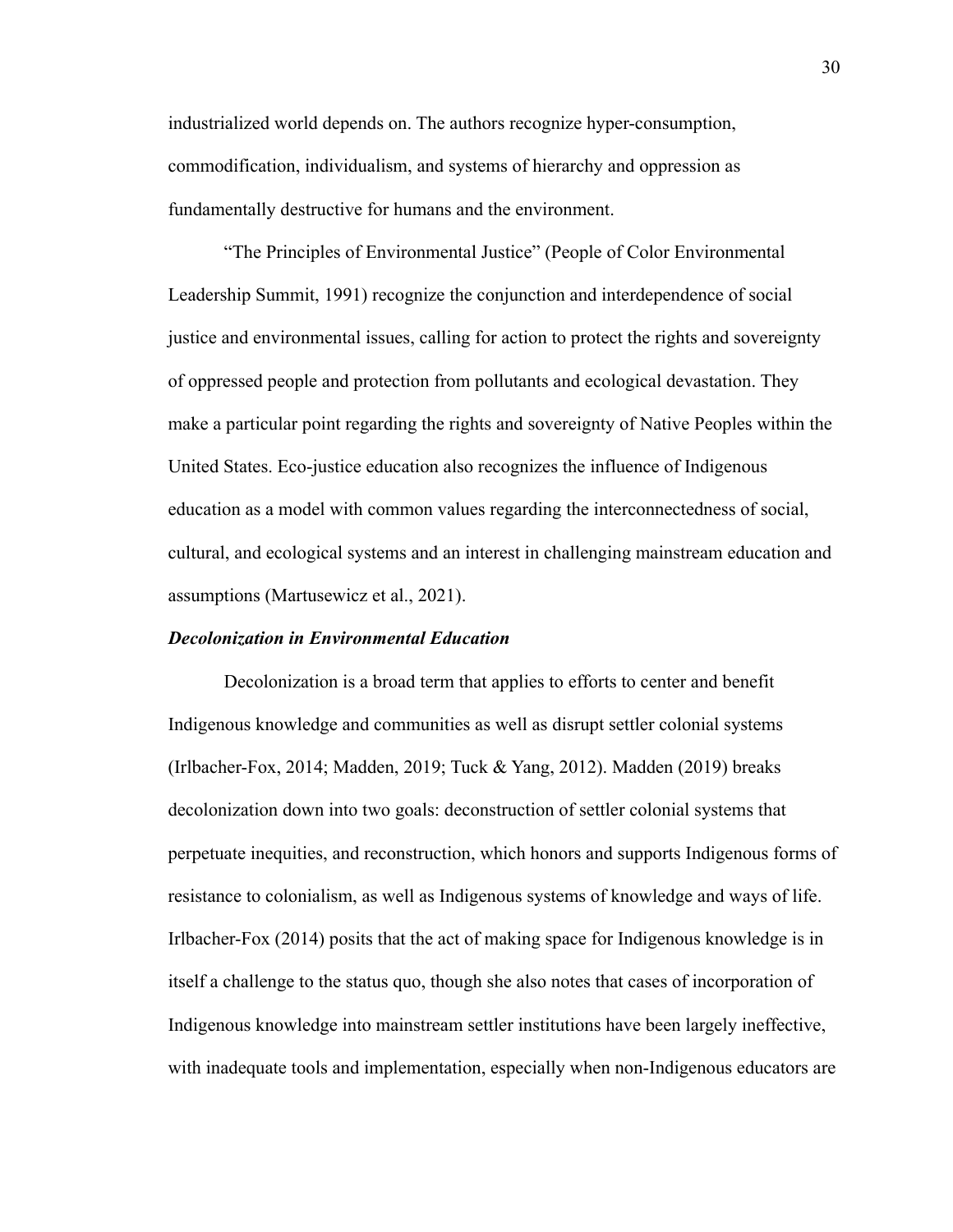industrialized world depends on. The authors recognize hyper-consumption, commodification, individualism, and systems of hierarchy and oppression as fundamentally destructive for humans and the environment.

"The Principles of Environmental Justice" (People of Color Environmental Leadership Summit, 1991) recognize the conjunction and interdependence of social justice and environmental issues, calling for action to protect the rights and sovereignty of oppressed people and protection from pollutants and ecological devastation. They make a particular point regarding the rights and sovereignty of Native Peoples within the United States. Eco-justice education also recognizes the influence of Indigenous education as a model with common values regarding the interconnectedness of social, cultural, and ecological systems and an interest in challenging mainstream education and assumptions (Martusewicz et al., 2021).

### *Decolonization in Environmental Education*

Decolonization is a broad term that applies to efforts to center and benefit Indigenous knowledge and communities as well as disrupt settler colonial systems (Irlbacher-Fox, 2014; Madden, 2019; Tuck & Yang, 2012). Madden (2019) breaks decolonization down into two goals: deconstruction of settler colonial systems that perpetuate inequities, and reconstruction, which honors and supports Indigenous forms of resistance to colonialism, as well as Indigenous systems of knowledge and ways of life. Irlbacher-Fox (2014) posits that the act of making space for Indigenous knowledge is in itself a challenge to the status quo, though she also notes that cases of incorporation of Indigenous knowledge into mainstream settler institutions have been largely ineffective, with inadequate tools and implementation, especially when non-Indigenous educators are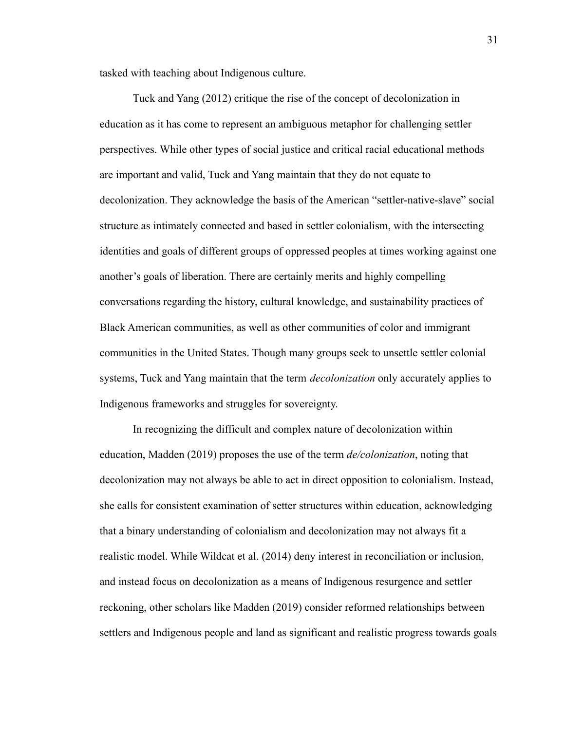tasked with teaching about Indigenous culture.

Tuck and Yang (2012) critique the rise of the concept of decolonization in education as it has come to represent an ambiguous metaphor for challenging settler perspectives. While other types of social justice and critical racial educational methods are important and valid, Tuck and Yang maintain that they do not equate to decolonization. They acknowledge the basis of the American "settler-native-slave" social structure as intimately connected and based in settler colonialism, with the intersecting identities and goals of different groups of oppressed peoples at times working against one another's goals of liberation. There are certainly merits and highly compelling conversations regarding the history, cultural knowledge, and sustainability practices of Black American communities, as well as other communities of color and immigrant communities in the United States. Though many groups seek to unsettle settler colonial systems, Tuck and Yang maintain that the term *decolonization* only accurately applies to Indigenous frameworks and struggles for sovereignty.

In recognizing the difficult and complex nature of decolonization within education, Madden (2019) proposes the use of the term *de/colonization*, noting that decolonization may not always be able to act in direct opposition to colonialism. Instead, she calls for consistent examination of setter structures within education, acknowledging that a binary understanding of colonialism and decolonization may not always fit a realistic model. While Wildcat et al. (2014) deny interest in reconciliation or inclusion, and instead focus on decolonization as a means of Indigenous resurgence and settler reckoning, other scholars like Madden (2019) consider reformed relationships between settlers and Indigenous people and land as significant and realistic progress towards goals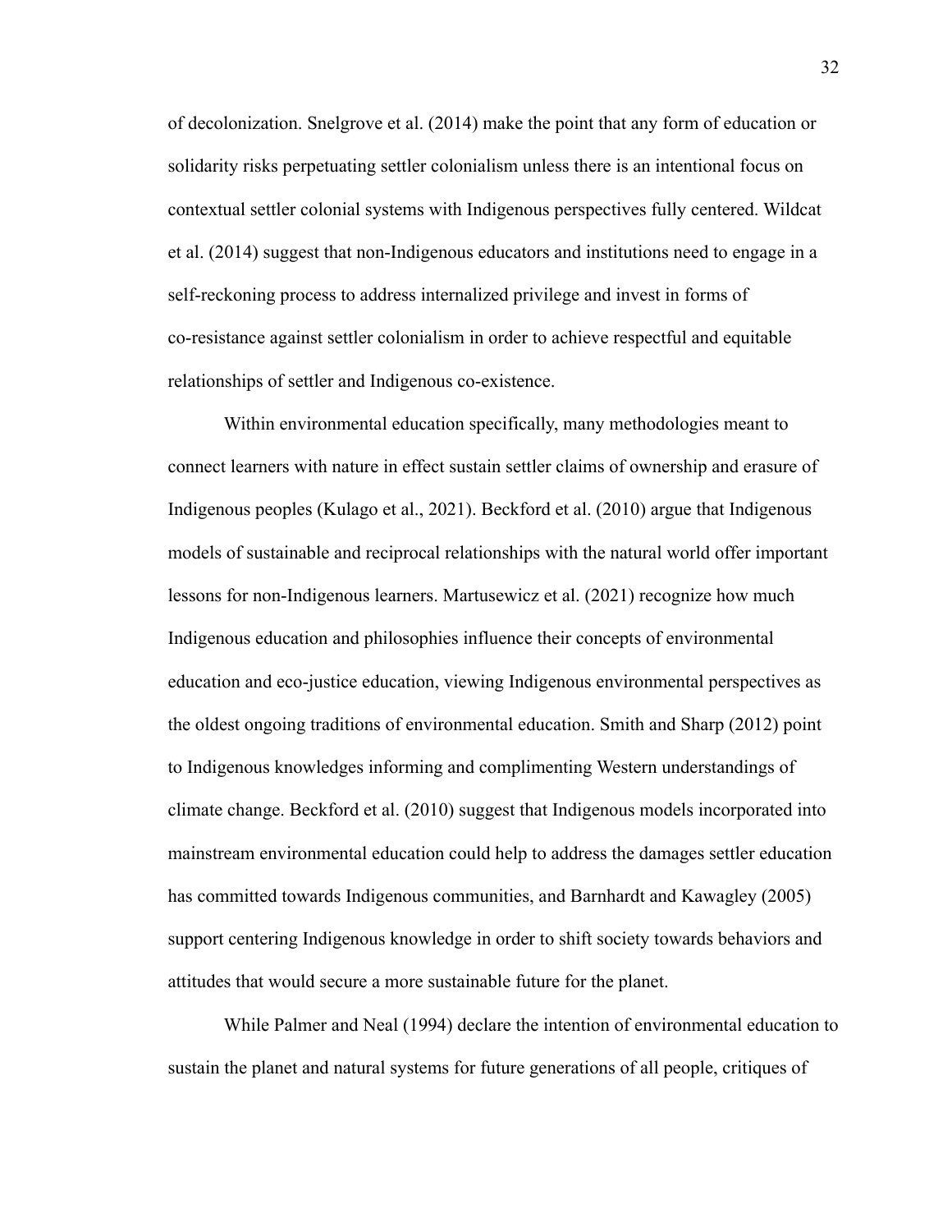of decolonization. Snelgrove et al. (2014) make the point that any form of education or solidarity risks perpetuating settler colonialism unless there is an intentional focus on contextual settler colonial systems with Indigenous perspectives fully centered. Wildcat et al. (2014) suggest that non-Indigenous educators and institutions need to engage in a self-reckoning process to address internalized privilege and invest in forms of co-resistance against settler colonialism in order to achieve respectful and equitable relationships of settler and Indigenous co-existence.

Within environmental education specifically, many methodologies meant to connect learners with nature in effect sustain settler claims of ownership and erasure of Indigenous peoples (Kulago et al., 2021). Beckford et al. (2010) argue that Indigenous models of sustainable and reciprocal relationships with the natural world offer important lessons for non-Indigenous learners. Martusewicz et al. (2021) recognize how much Indigenous education and philosophies influence their concepts of environmental education and eco-justice education, viewing Indigenous environmental perspectives as the oldest ongoing traditions of environmental education. Smith and Sharp (2012) point to Indigenous knowledges informing and complimenting Western understandings of climate change. Beckford et al. (2010) suggest that Indigenous models incorporated into mainstream environmental education could help to address the damages settler education has committed towards Indigenous communities, and Barnhardt and Kawagley (2005) support centering Indigenous knowledge in order to shift society towards behaviors and attitudes that would secure a more sustainable future for the planet.

While Palmer and Neal (1994) declare the intention of environmental education to sustain the planet and natural systems for future generations of all people, critiques of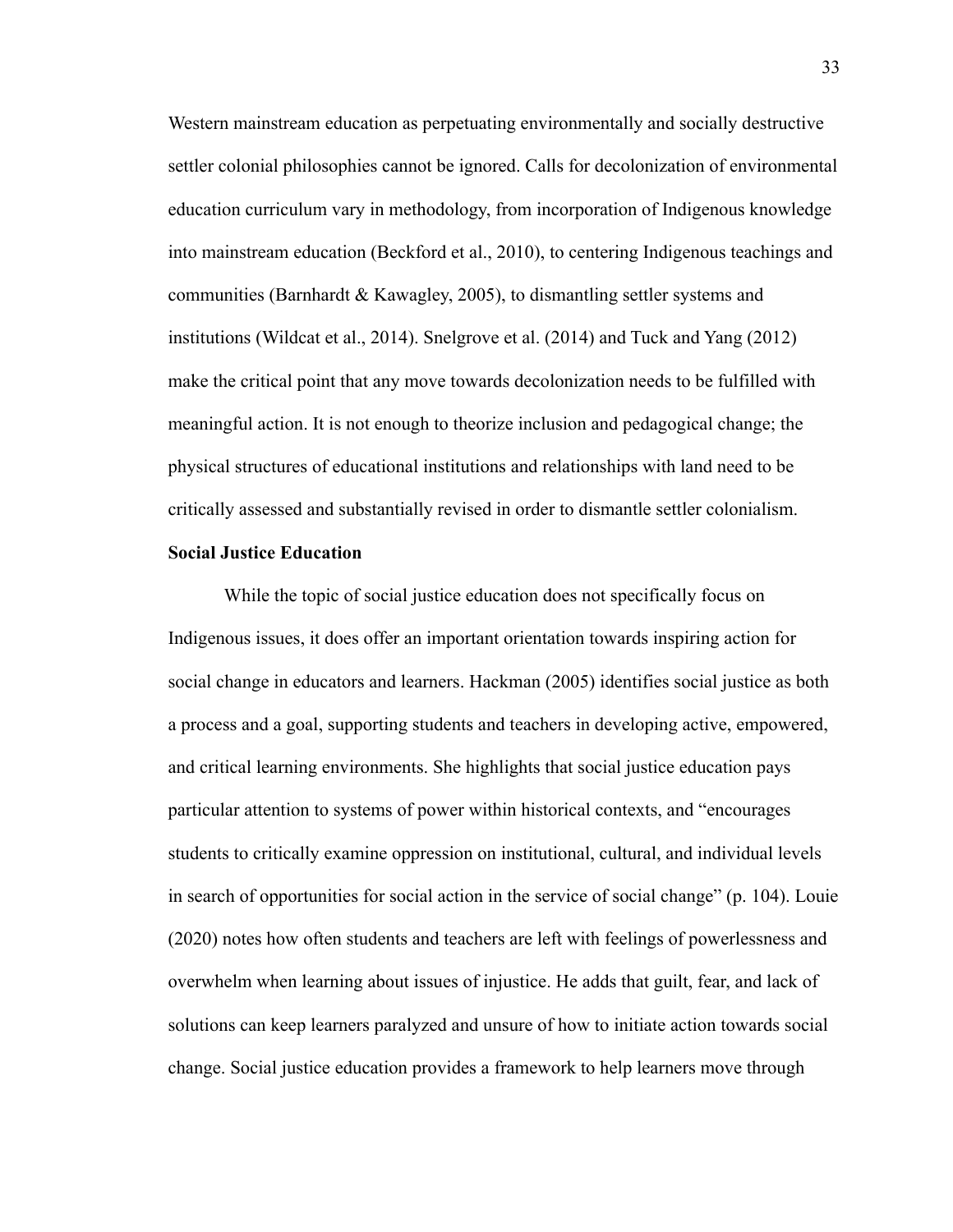Western mainstream education as perpetuating environmentally and socially destructive settler colonial philosophies cannot be ignored. Calls for decolonization of environmental education curriculum vary in methodology, from incorporation of Indigenous knowledge into mainstream education (Beckford et al., 2010), to centering Indigenous teachings and communities (Barnhardt & Kawagley, 2005), to dismantling settler systems and institutions (Wildcat et al., 2014). Snelgrove et al. (2014) and Tuck and Yang (2012) make the critical point that any move towards decolonization needs to be fulfilled with meaningful action. It is not enough to theorize inclusion and pedagogical change; the physical structures of educational institutions and relationships with land need to be critically assessed and substantially revised in order to dismantle settler colonialism.

**Social Justice Education**

While the topic of social justice education does not specifically focus on Indigenous issues, it does offer an important orientation towards inspiring action for social change in educators and learners. Hackman (2005) identifies social justice as both a process and a goal, supporting students and teachers in developing active, empowered, and critical learning environments. She highlights that social justice education pays particular attention to systems of power within historical contexts, and "encourages students to critically examine oppression on institutional, cultural, and individual levels in search of opportunities for social action in the service of social change" (p. 104). Louie (2020) notes how often students and teachers are left with feelings of powerlessness and overwhelm when learning about issues of injustice. He adds that guilt, fear, and lack of solutions can keep learners paralyzed and unsure of how to initiate action towards social change. Social justice education provides a framework to help learners move through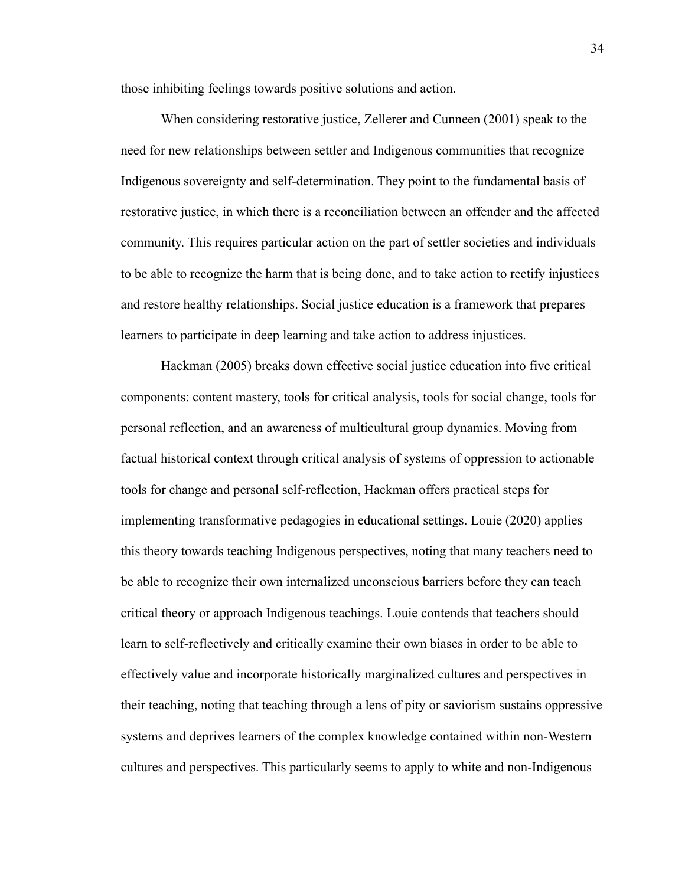those inhibiting feelings towards positive solutions and action.

When considering restorative justice, Zellerer and Cunneen (2001) speak to the need for new relationships between settler and Indigenous communities that recognize Indigenous sovereignty and self-determination. They point to the fundamental basis of restorative justice, in which there is a reconciliation between an offender and the affected community. This requires particular action on the part of settler societies and individuals to be able to recognize the harm that is being done, and to take action to rectify injustices and restore healthy relationships. Social justice education is a framework that prepares learners to participate in deep learning and take action to address injustices.

Hackman (2005) breaks down effective social justice education into five critical components: content mastery, tools for critical analysis, tools for social change, tools for personal reflection, and an awareness of multicultural group dynamics. Moving from factual historical context through critical analysis of systems of oppression to actionable tools for change and personal self-reflection, Hackman offers practical steps for implementing transformative pedagogies in educational settings. Louie (2020) applies this theory towards teaching Indigenous perspectives, noting that many teachers need to be able to recognize their own internalized unconscious barriers before they can teach critical theory or approach Indigenous teachings. Louie contends that teachers should learn to self-reflectively and critically examine their own biases in order to be able to effectively value and incorporate historically marginalized cultures and perspectives in their teaching, noting that teaching through a lens of pity or saviorism sustains oppressive systems and deprives learners of the complex knowledge contained within non-Western cultures and perspectives. This particularly seems to apply to white and non-Indigenous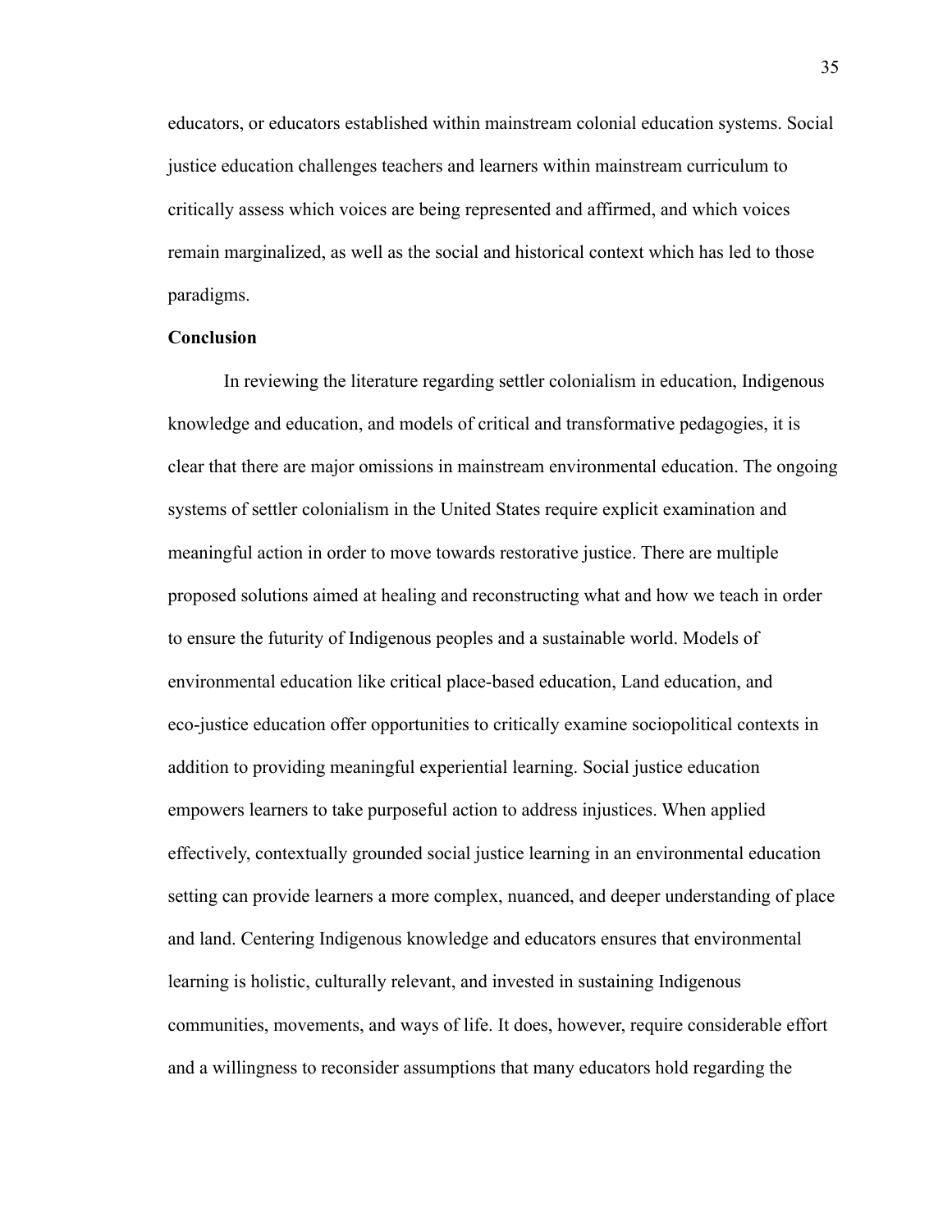educators, or educators established within mainstream colonial education systems. Social justice education challenges teachers and learners within mainstream curriculum to critically assess which voices are being represented and affirmed, and which voices remain marginalized, as well as the social and historical context which has led to those paradigms.

**Conclusion**

In reviewing the literature regarding settler colonialism in education, Indigenous knowledge and education, and models of critical and transformative pedagogies, it is clear that there are major omissions in mainstream environmental education. The ongoing systems of settler colonialism in the United States require explicit examination and meaningful action in order to move towards restorative justice. There are multiple proposed solutions aimed at healing and reconstructing what and how we teach in order to ensure the futurity of Indigenous peoples and a sustainable world. Models of environmental education like critical place-based education, Land education, and eco-justice education offer opportunities to critically examine sociopolitical contexts in addition to providing meaningful experiential learning. Social justice education empowers learners to take purposeful action to address injustices. When applied effectively, contextually grounded social justice learning in an environmental education setting can provide learners a more complex, nuanced, and deeper understanding of place and land. Centering Indigenous knowledge and educators ensures that environmental learning is holistic, culturally relevant, and invested in sustaining Indigenous communities, movements, and ways of life. It does, however, require considerable effort and a willingness to reconsider assumptions that many educators hold regarding the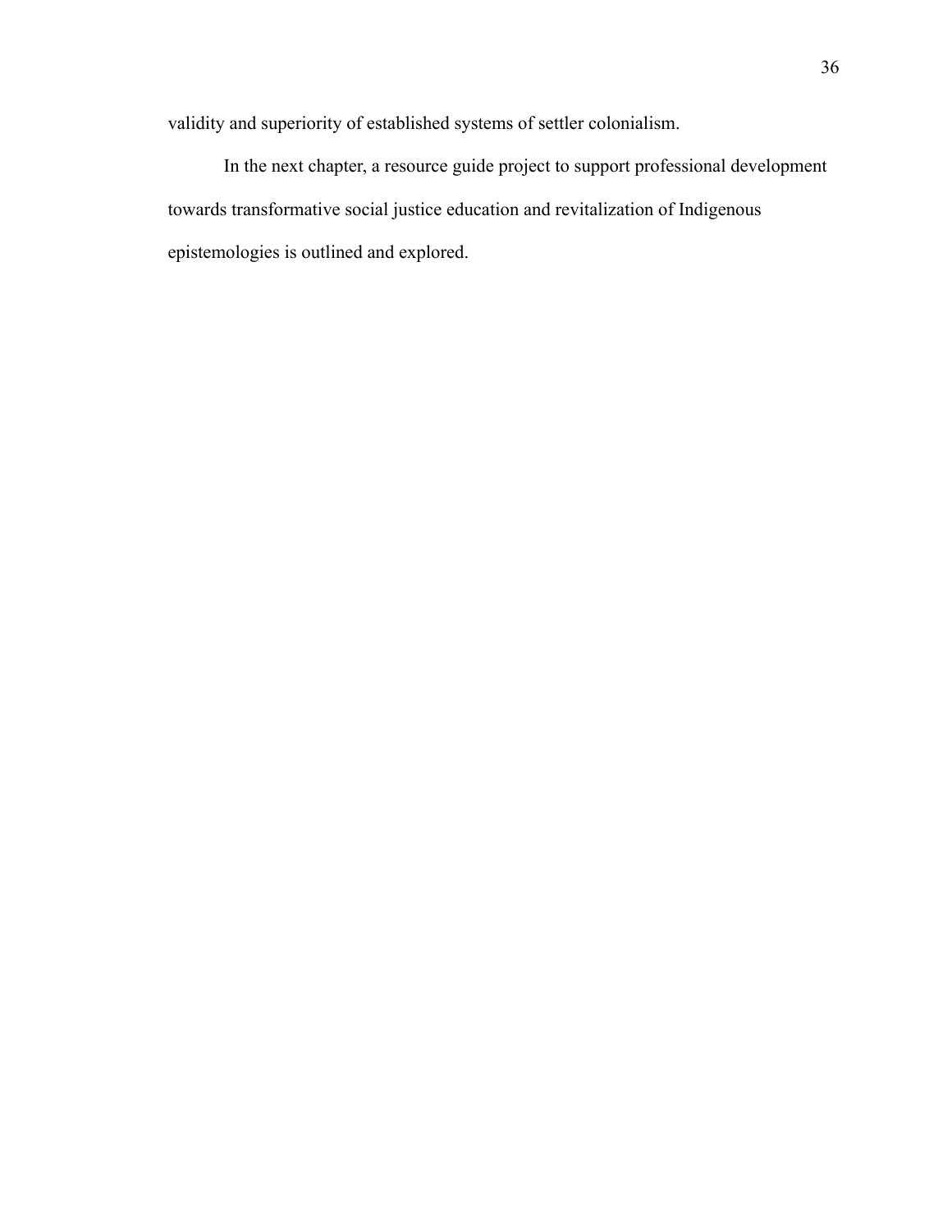validity and superiority of established systems of settler colonialism.

In the next chapter, a resource guide project to support professional development towards transformative social justice education and revitalization of Indigenous epistemologies is outlined and explored.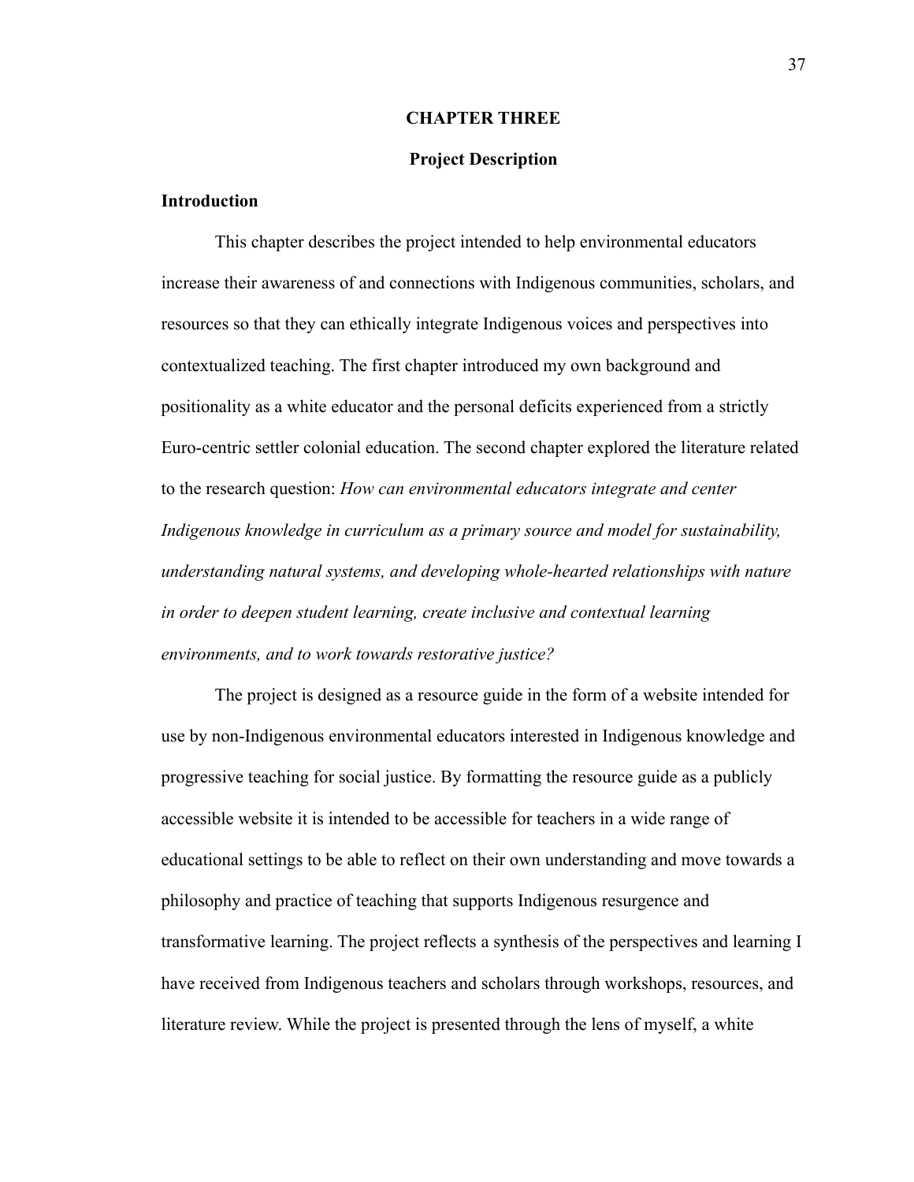# CHAPTER THREE

## Project Description

### Introduction

This chapter describes the project intended to help environmental educators increase their awareness of and connections with Indigenous communities, scholars, and resources so that they can ethically integrate Indigenous voices and perspectives into contextualized teaching. The first chapter introduced my own background and positionality as a white educator and the personal deficits experienced from a strictly Euro-centric settler colonial education. The second chapter explored the literature related to the research question: *How can environmental educators integrate and center Indigenous knowledge in curriculum as a primary source and model for sustainability, understanding natural systems, and developing whole-hearted relationships with nature in order to deepen student learning, create inclusive and contextual learning environments, and to work towards restorative justice?*

The project is designed as a resource guide in the form of a website intended for use by non-Indigenous environmental educators interested in Indigenous knowledge and progressive teaching for social justice. By formatting the resource guide as a publicly accessible website it is intended to be accessible for teachers in a wide range of educational settings to be able to reflect on their own understanding and move towards a philosophy and practice of teaching that supports Indigenous resurgence and transformative learning. The project reflects a synthesis of the perspectives and learning I have received from Indigenous teachers and scholars through workshops, resources, and literature review. While the project is presented through the lens of myself, a white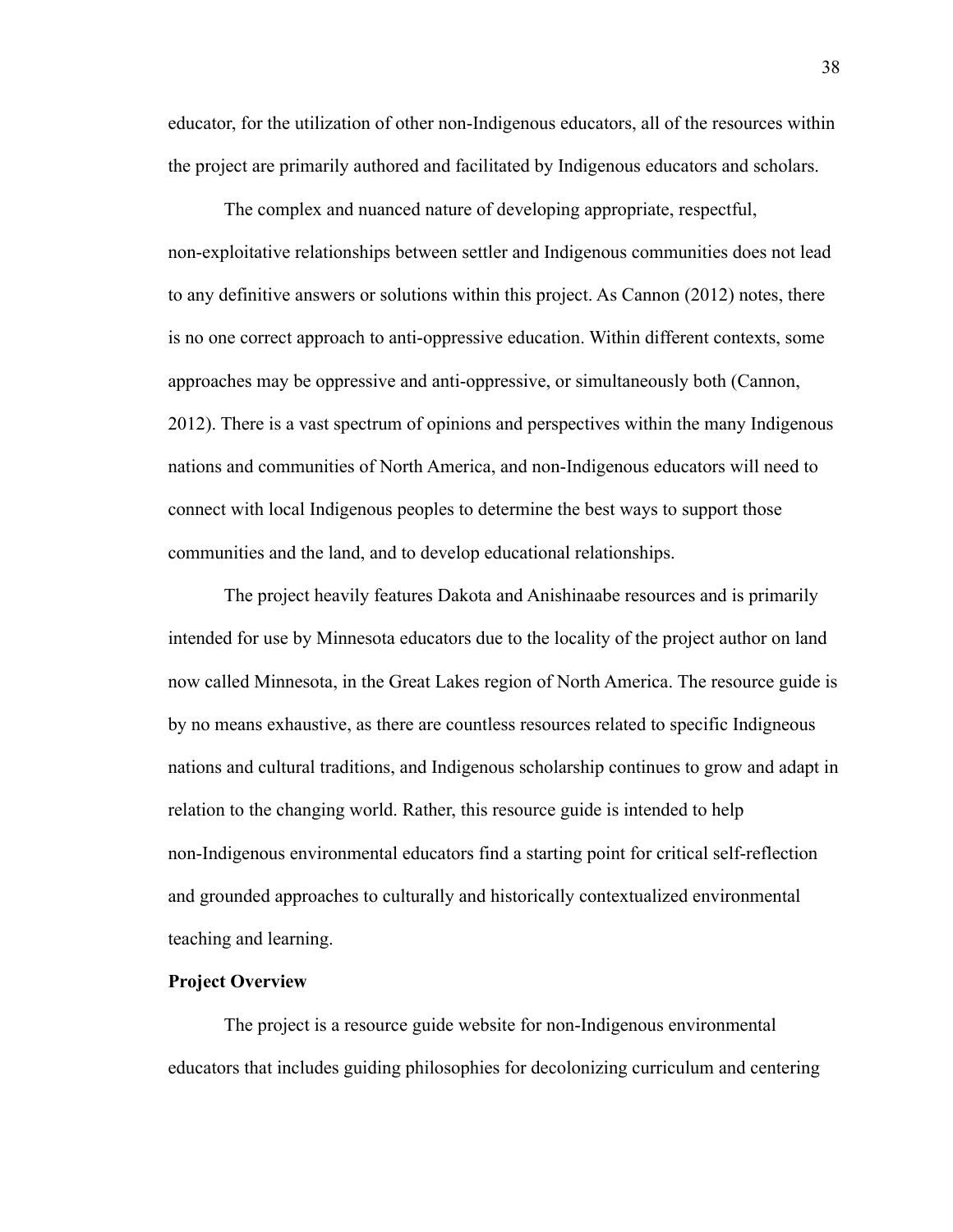educator, for the utilization of other non-Indigenous educators, all of the resources within the project are primarily authored and facilitated by Indigenous educators and scholars.

The complex and nuanced nature of developing appropriate, respectful, non-exploitative relationships between settler and Indigenous communities does not lead to any definitive answers or solutions within this project. As Cannon (2012) notes, there is no one correct approach to anti-oppressive education. Within different contexts, some approaches may be oppressive and anti-oppressive, or simultaneously both (Cannon, 2012). There is a vast spectrum of opinions and perspectives within the many Indigenous nations and communities of North America, and non-Indigenous educators will need to connect with local Indigenous peoples to determine the best ways to support those communities and the land, and to develop educational relationships.

The project heavily features Dakota and Anishinaabe resources and is primarily intended for use by Minnesota educators due to the locality of the project author on land now called Minnesota, in the Great Lakes region of North America. The resource guide is by no means exhaustive, as there are countless resources related to specific Indigneous nations and cultural traditions, and Indigenous scholarship continues to grow and adapt in relation to the changing world. Rather, this resource guide is intended to help non-Indigenous environmental educators find a starting point for critical self-reflection and grounded approaches to culturally and historically contextualized environmental teaching and learning.

**Project Overview**

The project is a resource guide website for non-Indigenous environmental educators that includes guiding philosophies for decolonizing curriculum and centering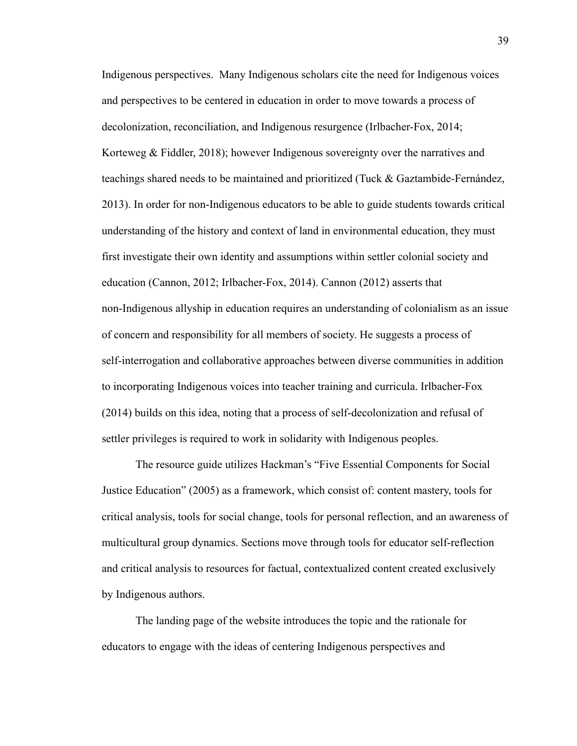Indigenous perspectives. Many Indigenous scholars cite the need for Indigenous voices and perspectives to be centered in education in order to move towards a process of decolonization, reconciliation, and Indigenous resurgence (Irlbacher-Fox, 2014; Korteweg & Fiddler, 2018); however Indigenous sovereignty over the narratives and teachings shared needs to be maintained and prioritized (Tuck & Gaztambide-Fernández, 2013). In order for non-Indigenous educators to be able to guide students towards critical understanding of the history and context of land in environmental education, they must first investigate their own identity and assumptions within settler colonial society and education (Cannon, 2012; Irlbacher-Fox, 2014). Cannon (2012) asserts that non-Indigenous allyship in education requires an understanding of colonialism as an issue of concern and responsibility for all members of society. He suggests a process of self-interrogation and collaborative approaches between diverse communities in addition to incorporating Indigenous voices into teacher training and curricula. Irlbacher-Fox (2014) builds on this idea, noting that a process of self-decolonization and refusal of settler privileges is required to work in solidarity with Indigenous peoples.

The resource guide utilizes Hackman's "Five Essential Components for Social Justice Education" (2005) as a framework, which consist of: content mastery, tools for critical analysis, tools for social change, tools for personal reflection, and an awareness of multicultural group dynamics. Sections move through tools for educator self-reflection and critical analysis to resources for factual, contextualized content created exclusively by Indigenous authors.

The landing page of the website introduces the topic and the rationale for educators to engage with the ideas of centering Indigenous perspectives and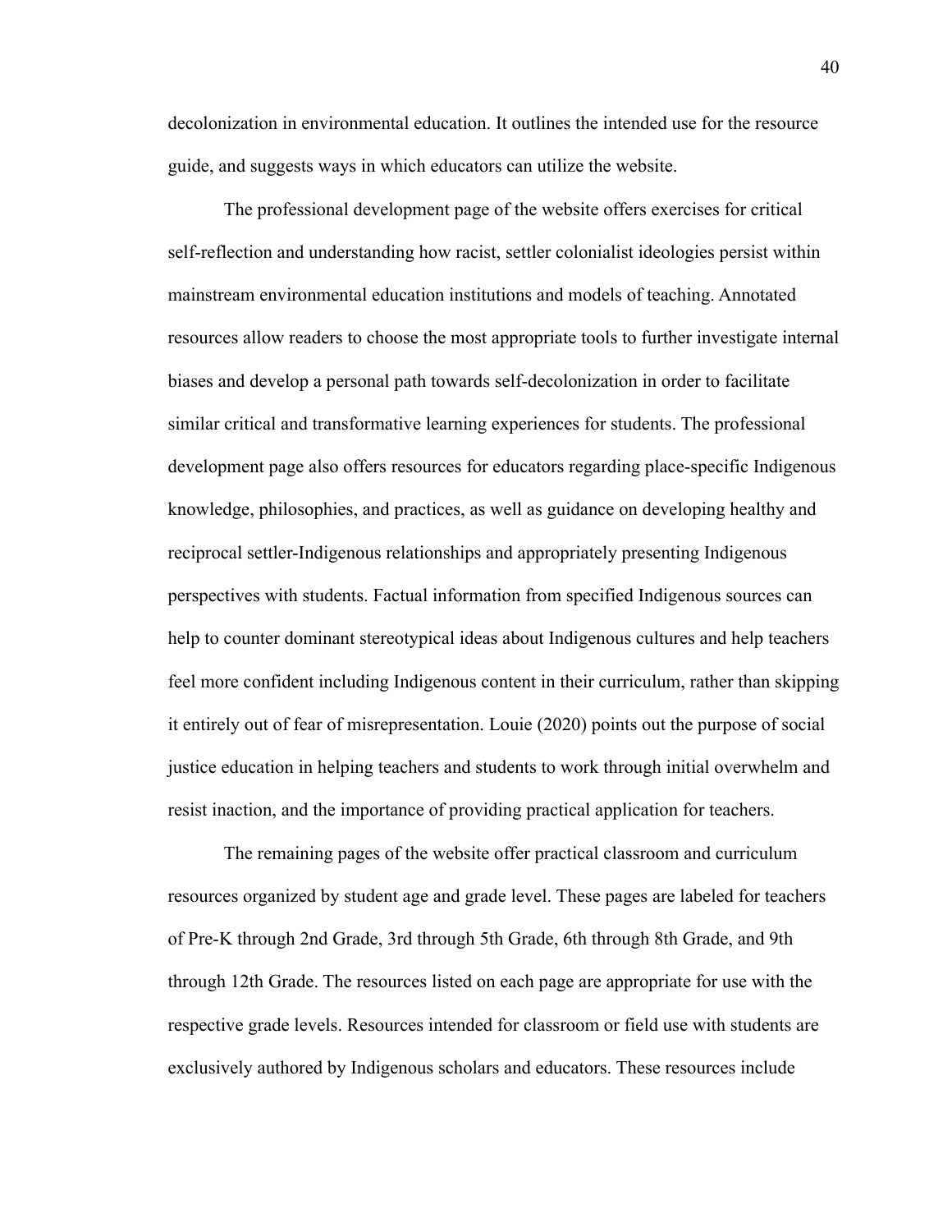decolonization in environmental education. It outlines the intended use for the resource guide, and suggests ways in which educators can utilize the website.

The professional development page of the website offers exercises for critical self-reflection and understanding how racist, settler colonialist ideologies persist within mainstream environmental education institutions and models of teaching. Annotated resources allow readers to choose the most appropriate tools to further investigate internal biases and develop a personal path towards self-decolonization in order to facilitate similar critical and transformative learning experiences for students. The professional development page also offers resources for educators regarding place-specific Indigenous knowledge, philosophies, and practices, as well as guidance on developing healthy and reciprocal settler-Indigenous relationships and appropriately presenting Indigenous perspectives with students. Factual information from specified Indigenous sources can help to counter dominant stereotypical ideas about Indigenous cultures and help teachers feel more confident including Indigenous content in their curriculum, rather than skipping it entirely out of fear of misrepresentation. Louie (2020) points out the purpose of social justice education in helping teachers and students to work through initial overwhelm and resist inaction, and the importance of providing practical application for teachers.

The remaining pages of the website offer practical classroom and curriculum resources organized by student age and grade level. These pages are labeled for teachers of Pre-K through 2nd Grade, 3rd through 5th Grade, 6th through 8th Grade, and 9th through 12th Grade. The resources listed on each page are appropriate for use with the respective grade levels. Resources intended for classroom or field use with students are exclusively authored by Indigenous scholars and educators. These resources include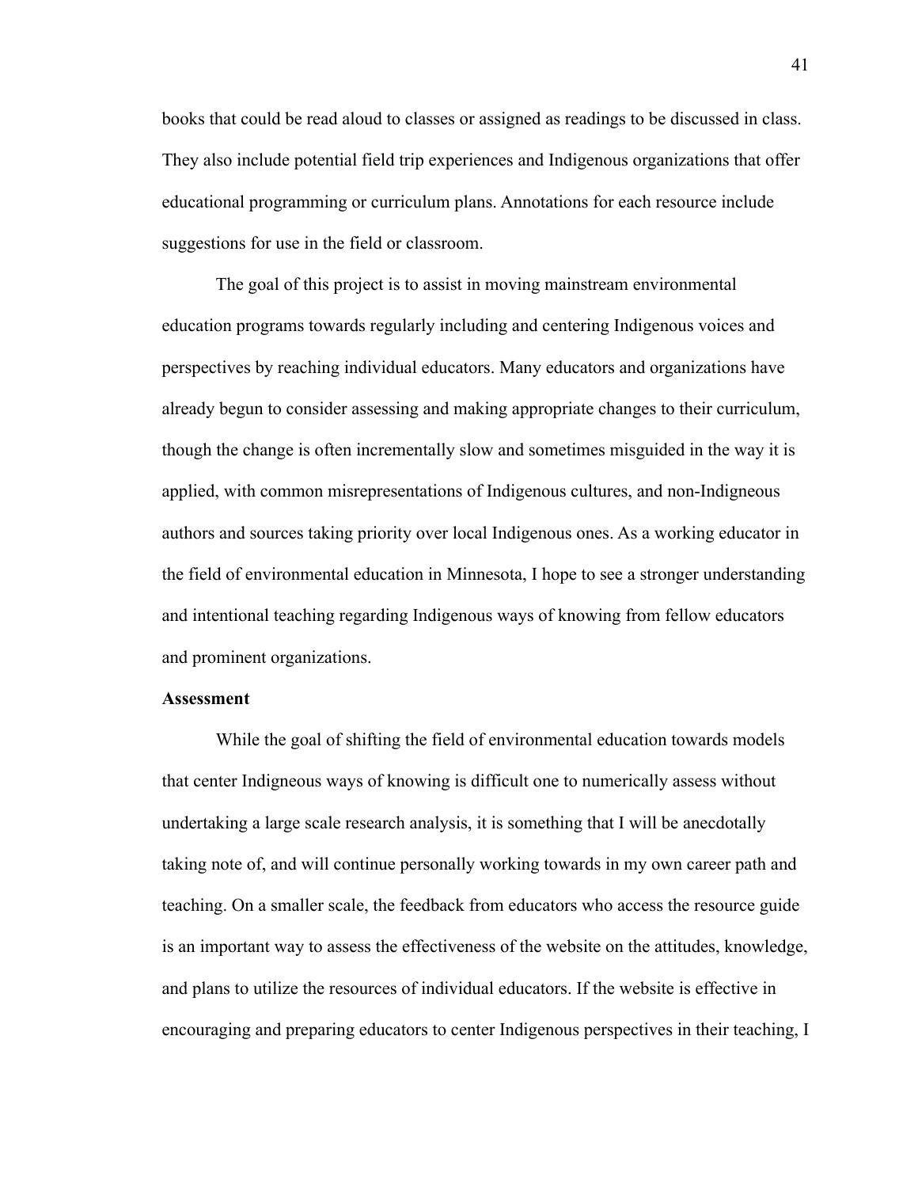books that could be read aloud to classes or assigned as readings to be discussed in class. They also include potential field trip experiences and Indigenous organizations that offer educational programming or curriculum plans. Annotations for each resource include suggestions for use in the field or classroom.

The goal of this project is to assist in moving mainstream environmental education programs towards regularly including and centering Indigenous voices and perspectives by reaching individual educators. Many educators and organizations have already begun to consider assessing and making appropriate changes to their curriculum, though the change is often incrementally slow and sometimes misguided in the way it is applied, with common misrepresentations of Indigenous cultures, and non-Indigneous authors and sources taking priority over local Indigenous ones. As a working educator in the field of environmental education in Minnesota, I hope to see a stronger understanding and intentional teaching regarding Indigenous ways of knowing from fellow educators and prominent organizations.

**Assessment**

While the goal of shifting the field of environmental education towards models that center Indigneous ways of knowing is difficult one to numerically assess without undertaking a large scale research analysis, it is something that I will be anecdotally taking note of, and will continue personally working towards in my own career path and teaching. On a smaller scale, the feedback from educators who access the resource guide is an important way to assess the effectiveness of the website on the attitudes, knowledge, and plans to utilize the resources of individual educators. If the website is effective in encouraging and preparing educators to center Indigenous perspectives in their teaching, I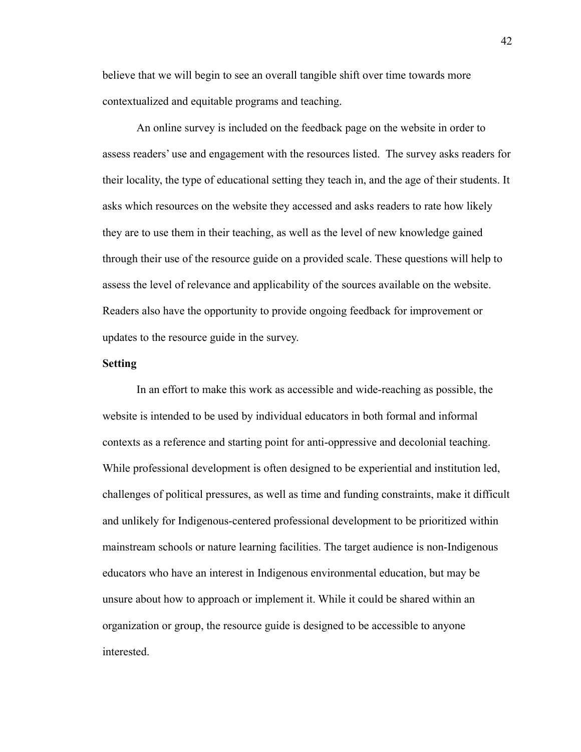believe that we will begin to see an overall tangible shift over time towards more contextualized and equitable programs and teaching.

An online survey is included on the feedback page on the website in order to assess readers' use and engagement with the resources listed. The survey asks readers for their locality, the type of educational setting they teach in, and the age of their students. It asks which resources on the website they accessed and asks readers to rate how likely they are to use them in their teaching, as well as the level of new knowledge gained through their use of the resource guide on a provided scale. These questions will help to assess the level of relevance and applicability of the sources available on the website. Readers also have the opportunity to provide ongoing feedback for improvement or updates to the resource guide in the survey.

**Setting**

In an effort to make this work as accessible and wide-reaching as possible, the website is intended to be used by individual educators in both formal and informal contexts as a reference and starting point for anti-oppressive and decolonial teaching. While professional development is often designed to be experiential and institution led, challenges of political pressures, as well as time and funding constraints, make it difficult and unlikely for Indigenous-centered professional development to be prioritized within mainstream schools or nature learning facilities. The target audience is non-Indigenous educators who have an interest in Indigenous environmental education, but may be unsure about how to approach or implement it. While it could be shared within an organization or group, the resource guide is designed to be accessible to anyone interested.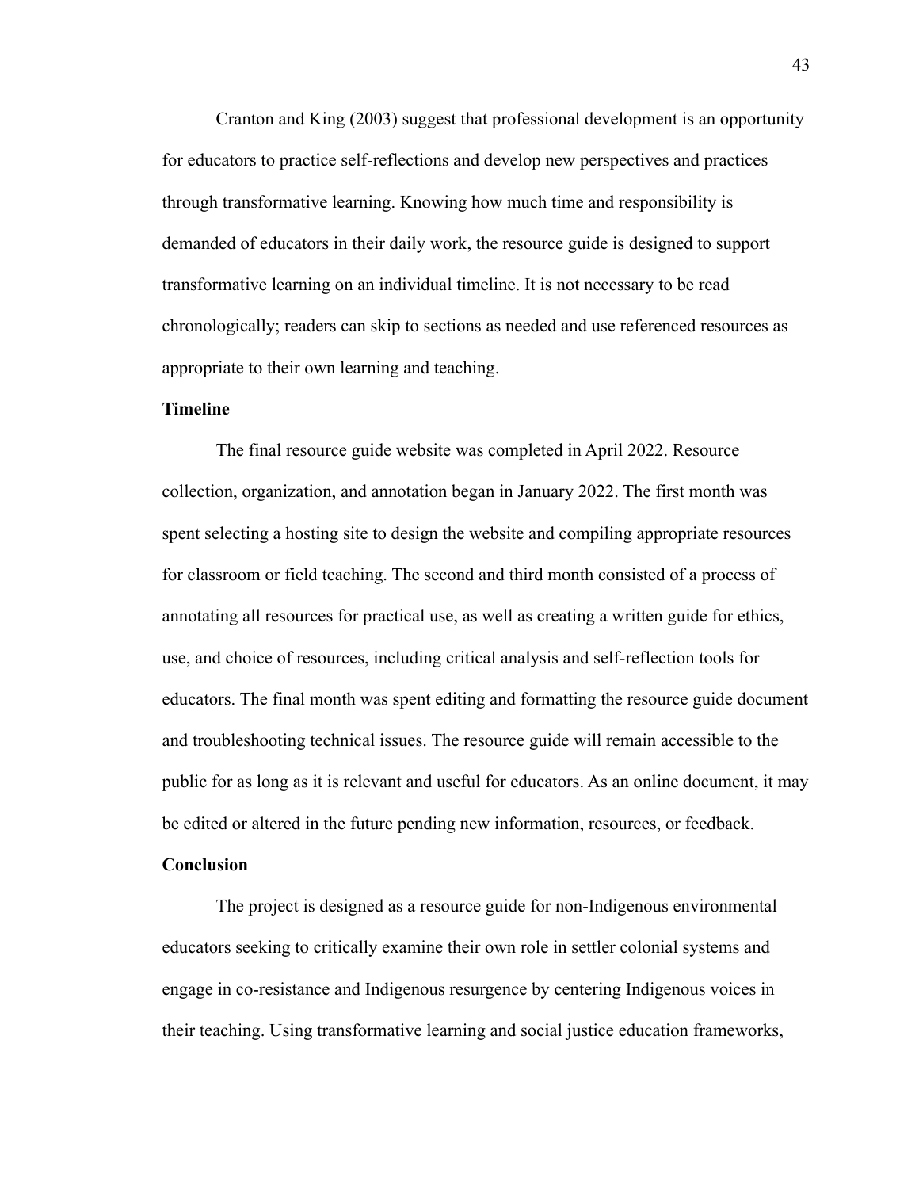Cranton and King (2003) suggest that professional development is an opportunity for educators to practice self-reflections and develop new perspectives and practices through transformative learning. Knowing how much time and responsibility is demanded of educators in their daily work, the resource guide is designed to support transformative learning on an individual timeline. It is not necessary to be read chronologically; readers can skip to sections as needed and use referenced resources as appropriate to their own learning and teaching.

**Timeline**

The final resource guide website was completed in April 2022. Resource collection, organization, and annotation began in January 2022. The first month was spent selecting a hosting site to design the website and compiling appropriate resources for classroom or field teaching. The second and third month consisted of a process of annotating all resources for practical use, as well as creating a written guide for ethics, use, and choice of resources, including critical analysis and self-reflection tools for educators. The final month was spent editing and formatting the resource guide document and troubleshooting technical issues. The resource guide will remain accessible to the public for as long as it is relevant and useful for educators. As an online document, it may be edited or altered in the future pending new information, resources, or feedback.

**Conclusion**

The project is designed as a resource guide for non-Indigenous environmental educators seeking to critically examine their own role in settler colonial systems and engage in co-resistance and Indigenous resurgence by centering Indigenous voices in their teaching. Using transformative learning and social justice education frameworks,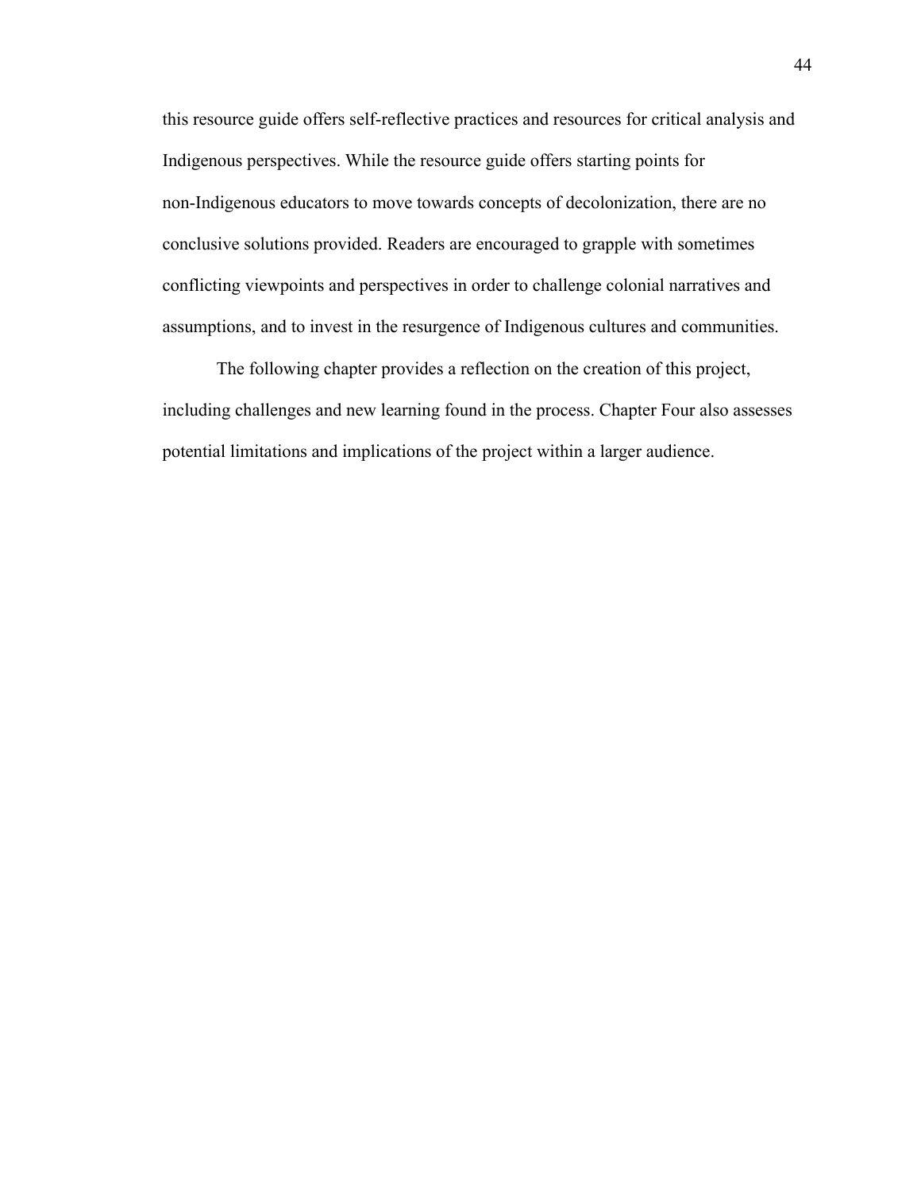this resource guide offers self-reflective practices and resources for critical analysis and Indigenous perspectives. While the resource guide offers starting points for non-Indigenous educators to move towards concepts of decolonization, there are no conclusive solutions provided. Readers are encouraged to grapple with sometimes conflicting viewpoints and perspectives in order to challenge colonial narratives and assumptions, and to invest in the resurgence of Indigenous cultures and communities.

The following chapter provides a reflection on the creation of this project, including challenges and new learning found in the process. Chapter Four also assesses potential limitations and implications of the project within a larger audience.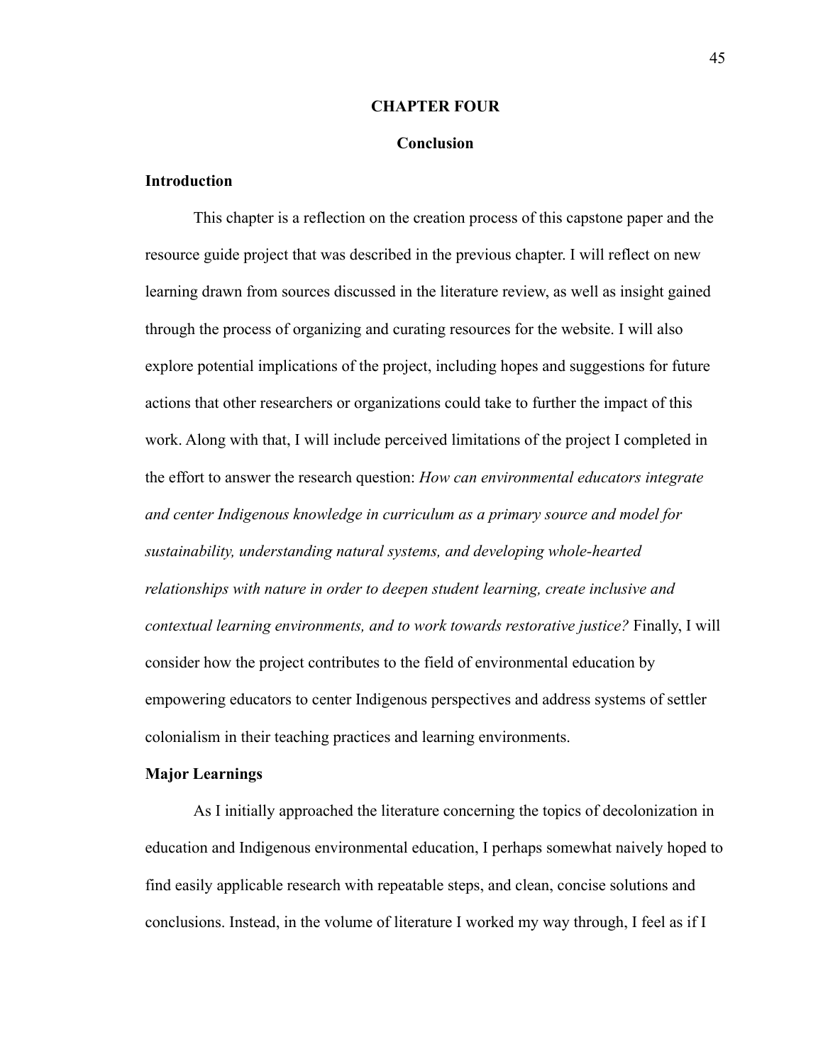# CHAPTER FOUR

## Conclusion

### Introduction

This chapter is a reflection on the creation process of this capstone paper and the resource guide project that was described in the previous chapter. I will reflect on new learning drawn from sources discussed in the literature review, as well as insight gained through the process of organizing and curating resources for the website. I will also explore potential implications of the project, including hopes and suggestions for future actions that other researchers or organizations could take to further the impact of this work. Along with that, I will include perceived limitations of the project I completed in the effort to answer the research question: *How can environmental educators integrate and center Indigenous knowledge in curriculum as a primary source and model for sustainability, understanding natural systems, and developing whole-hearted relationships with nature in order to deepen student learning, create inclusive and contextual learning environments, and to work towards restorative justice?* Finally, I will consider how the project contributes to the field of environmental education by empowering educators to center Indigenous perspectives and address systems of settler colonialism in their teaching practices and learning environments.

### Major Learnings

As I initially approached the literature concerning the topics of decolonization in education and Indigenous environmental education, I perhaps somewhat naively hoped to find easily applicable research with repeatable steps, and clean, concise solutions and conclusions. Instead, in the volume of literature I worked my way through, I feel as if I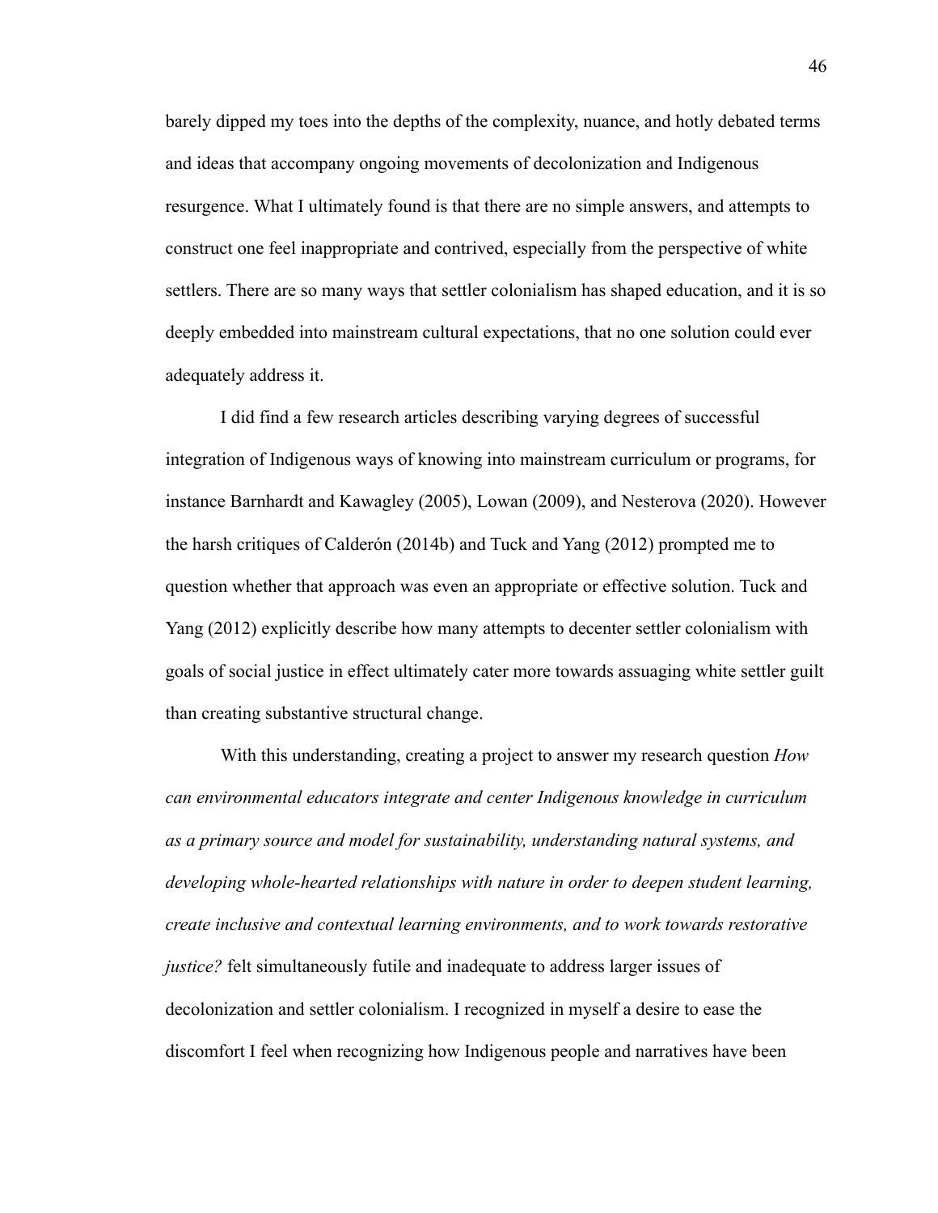barely dipped my toes into the depths of the complexity, nuance, and hotly debated terms and ideas that accompany ongoing movements of decolonization and Indigenous resurgence. What I ultimately found is that there are no simple answers, and attempts to construct one feel inappropriate and contrived, especially from the perspective of white settlers. There are so many ways that settler colonialism has shaped education, and it is so deeply embedded into mainstream cultural expectations, that no one solution could ever adequately address it.

I did find a few research articles describing varying degrees of successful integration of Indigenous ways of knowing into mainstream curriculum or programs, for instance Barnhardt and Kawagley (2005), Lowan (2009), and Nesterova (2020). However the harsh critiques of Calderón (2014b) and Tuck and Yang (2012) prompted me to question whether that approach was even an appropriate or effective solution. Tuck and Yang (2012) explicitly describe how many attempts to decenter settler colonialism with goals of social justice in effect ultimately cater more towards assuaging white settler guilt than creating substantive structural change.

With this understanding, creating a project to answer my research question *How can environmental educators integrate and center Indigenous knowledge in curriculum as a primary source and model for sustainability, understanding natural systems, and developing whole-hearted relationships with nature in order to deepen student learning, create inclusive and contextual learning environments, and to work towards restorative justice?* felt simultaneously futile and inadequate to address larger issues of decolonization and settler colonialism. I recognized in myself a desire to ease the discomfort I feel when recognizing how Indigenous people and narratives have been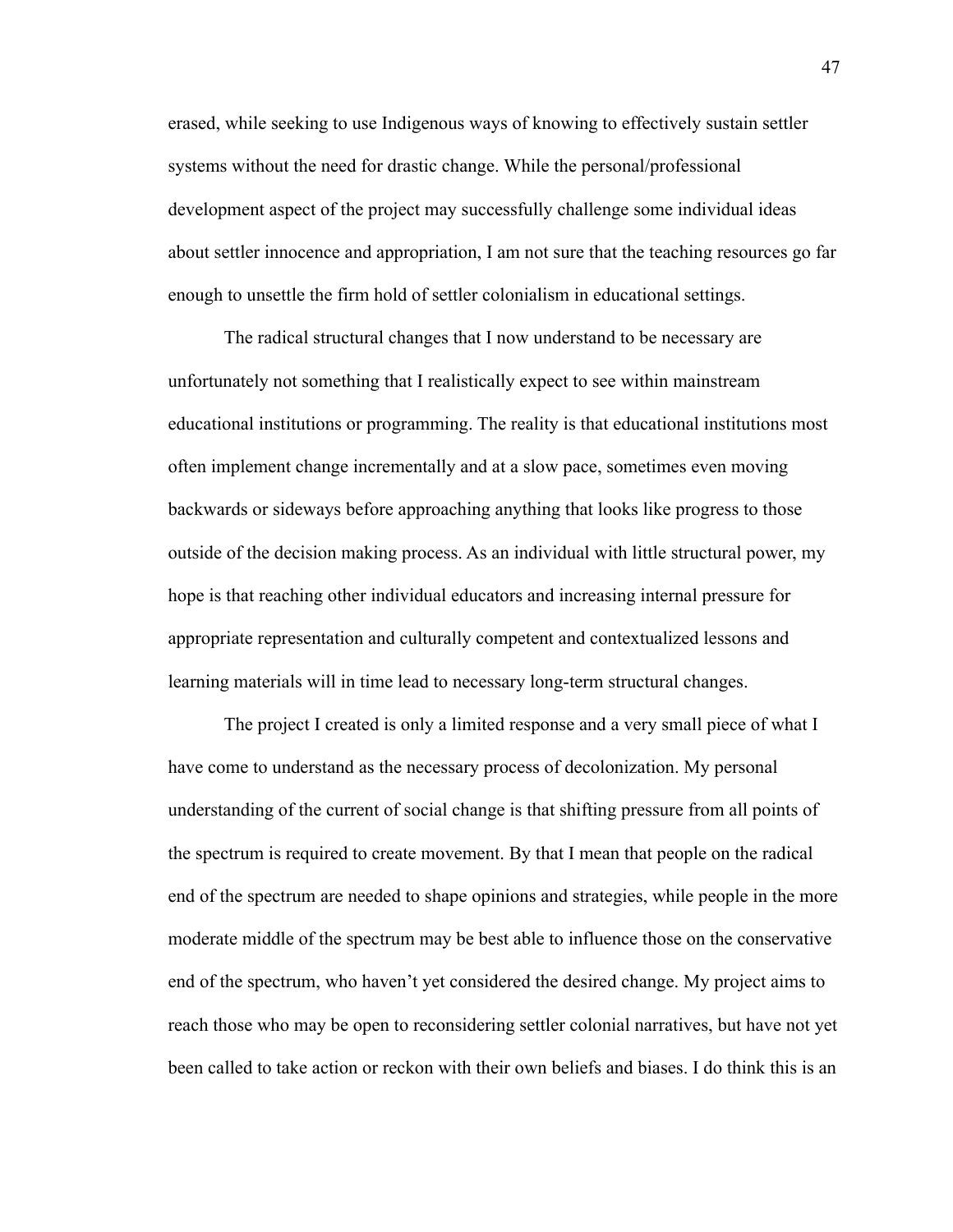erased, while seeking to use Indigenous ways of knowing to effectively sustain settler systems without the need for drastic change. While the personal/professional development aspect of the project may successfully challenge some individual ideas about settler innocence and appropriation, I am not sure that the teaching resources go far enough to unsettle the firm hold of settler colonialism in educational settings.

The radical structural changes that I now understand to be necessary are unfortunately not something that I realistically expect to see within mainstream educational institutions or programming. The reality is that educational institutions most often implement change incrementally and at a slow pace, sometimes even moving backwards or sideways before approaching anything that looks like progress to those outside of the decision making process. As an individual with little structural power, my hope is that reaching other individual educators and increasing internal pressure for appropriate representation and culturally competent and contextualized lessons and learning materials will in time lead to necessary long-term structural changes.

The project I created is only a limited response and a very small piece of what I have come to understand as the necessary process of decolonization. My personal understanding of the current of social change is that shifting pressure from all points of the spectrum is required to create movement. By that I mean that people on the radical end of the spectrum are needed to shape opinions and strategies, while people in the more moderate middle of the spectrum may be best able to influence those on the conservative end of the spectrum, who haven't yet considered the desired change. My project aims to reach those who may be open to reconsidering settler colonial narratives, but have not yet been called to take action or reckon with their own beliefs and biases. I do think this is an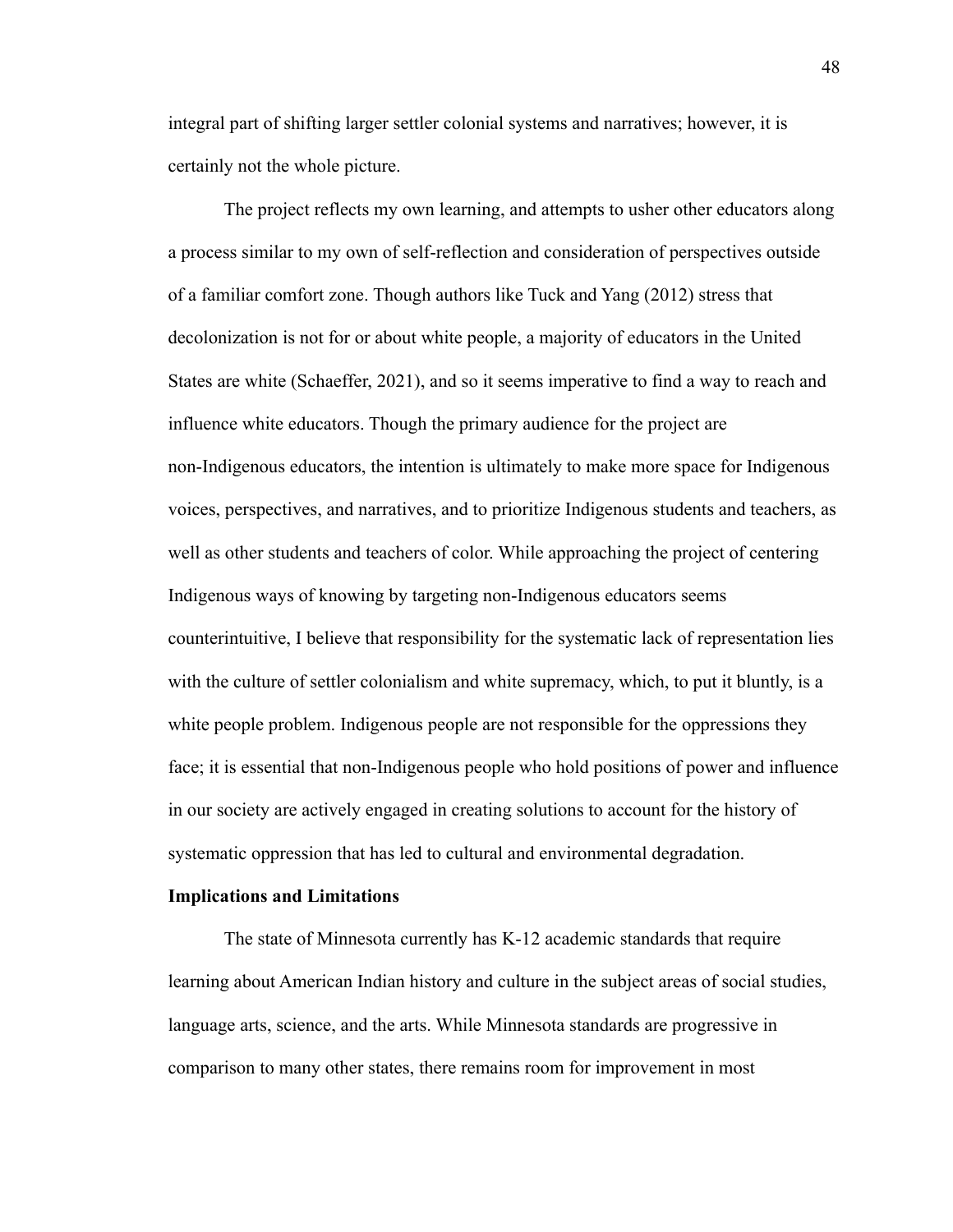integral part of shifting larger settler colonial systems and narratives; however, it is certainly not the whole picture.

The project reflects my own learning, and attempts to usher other educators along a process similar to my own of self-reflection and consideration of perspectives outside of a familiar comfort zone. Though authors like Tuck and Yang (2012) stress that decolonization is not for or about white people, a majority of educators in the United States are white (Schaeffer, 2021), and so it seems imperative to find a way to reach and influence white educators. Though the primary audience for the project are non-Indigenous educators, the intention is ultimately to make more space for Indigenous voices, perspectives, and narratives, and to prioritize Indigenous students and teachers, as well as other students and teachers of color. While approaching the project of centering Indigenous ways of knowing by targeting non-Indigenous educators seems counterintuitive, I believe that responsibility for the systematic lack of representation lies with the culture of settler colonialism and white supremacy, which, to put it bluntly, is a white people problem. Indigenous people are not responsible for the oppressions they face; it is essential that non-Indigenous people who hold positions of power and influence in our society are actively engaged in creating solutions to account for the history of systematic oppression that has led to cultural and environmental degradation.

**Implications and Limitations**

The state of Minnesota currently has K-12 academic standards that require learning about American Indian history and culture in the subject areas of social studies, language arts, science, and the arts. While Minnesota standards are progressive in comparison to many other states, there remains room for improvement in most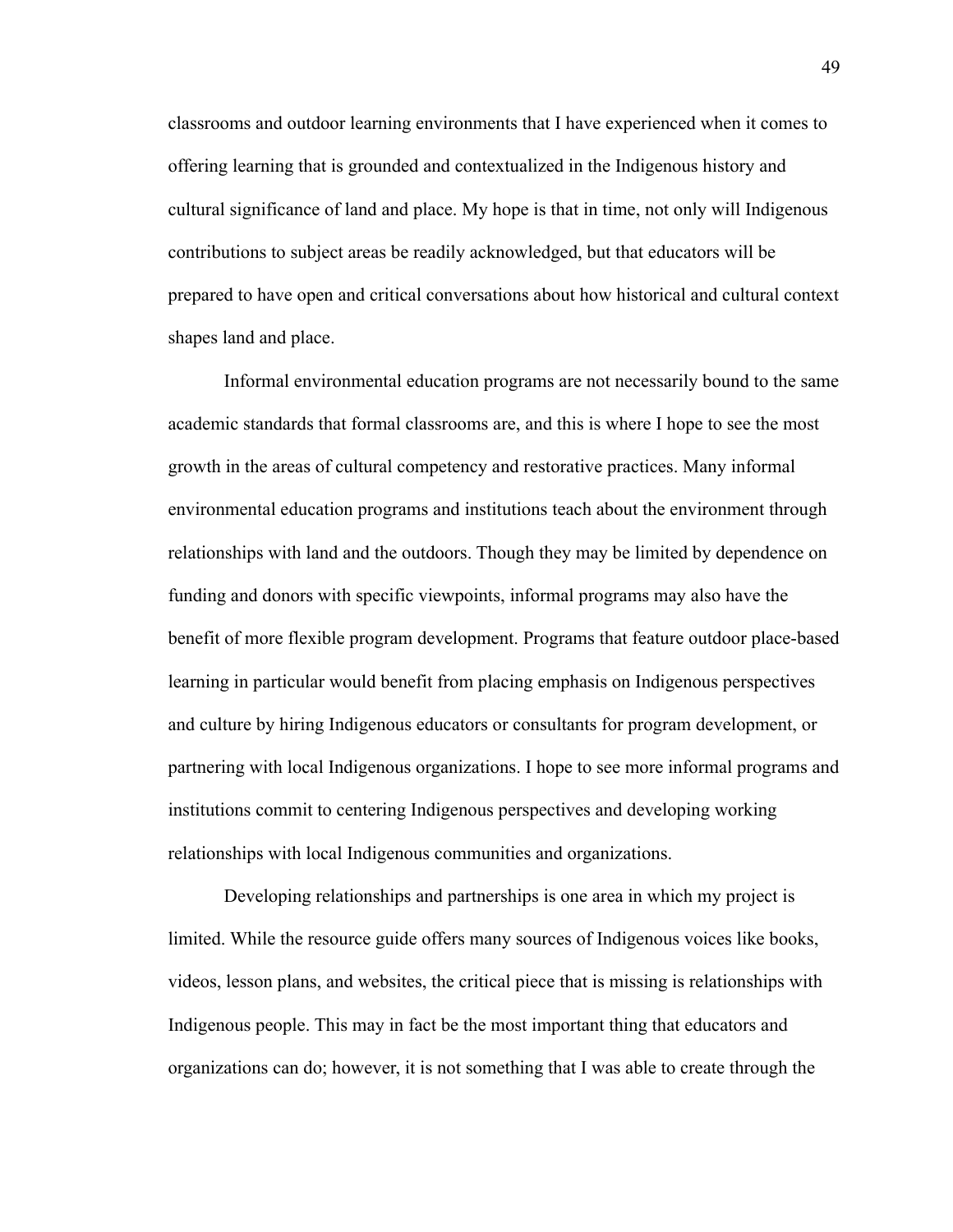classrooms and outdoor learning environments that I have experienced when it comes to offering learning that is grounded and contextualized in the Indigenous history and cultural significance of land and place. My hope is that in time, not only will Indigenous contributions to subject areas be readily acknowledged, but that educators will be prepared to have open and critical conversations about how historical and cultural context shapes land and place.

Informal environmental education programs are not necessarily bound to the same academic standards that formal classrooms are, and this is where I hope to see the most growth in the areas of cultural competency and restorative practices. Many informal environmental education programs and institutions teach about the environment through relationships with land and the outdoors. Though they may be limited by dependence on funding and donors with specific viewpoints, informal programs may also have the benefit of more flexible program development. Programs that feature outdoor place-based learning in particular would benefit from placing emphasis on Indigenous perspectives and culture by hiring Indigenous educators or consultants for program development, or partnering with local Indigenous organizations. I hope to see more informal programs and institutions commit to centering Indigenous perspectives and developing working relationships with local Indigenous communities and organizations.

Developing relationships and partnerships is one area in which my project is limited. While the resource guide offers many sources of Indigenous voices like books, videos, lesson plans, and websites, the critical piece that is missing is relationships with Indigenous people. This may in fact be the most important thing that educators and organizations can do; however, it is not something that I was able to create through the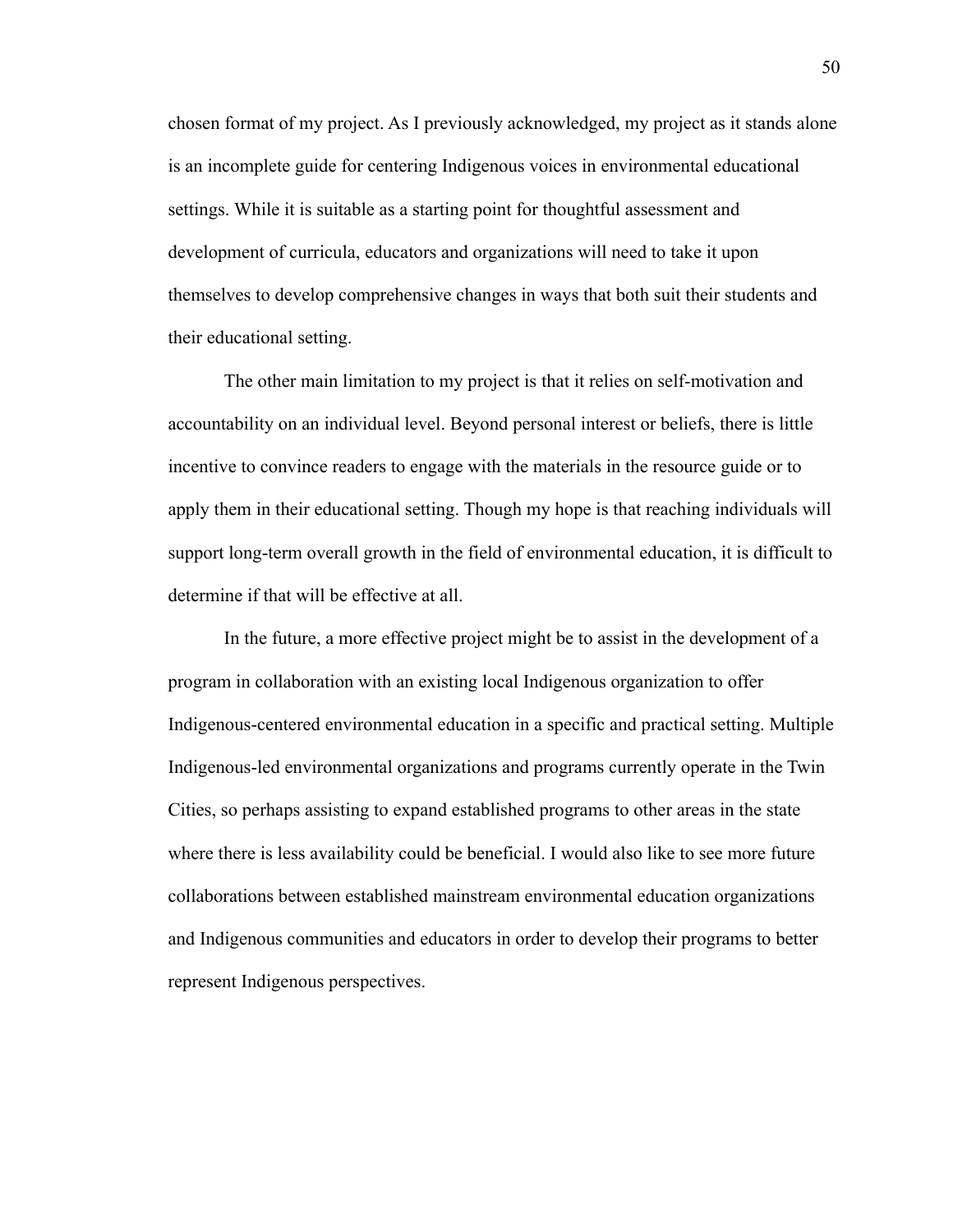chosen format of my project. As I previously acknowledged, my project as it stands alone is an incomplete guide for centering Indigenous voices in environmental educational settings. While it is suitable as a starting point for thoughtful assessment and development of curricula, educators and organizations will need to take it upon themselves to develop comprehensive changes in ways that both suit their students and their educational setting.

The other main limitation to my project is that it relies on self-motivation and accountability on an individual level. Beyond personal interest or beliefs, there is little incentive to convince readers to engage with the materials in the resource guide or to apply them in their educational setting. Though my hope is that reaching individuals will support long-term overall growth in the field of environmental education, it is difficult to determine if that will be effective at all.

In the future, a more effective project might be to assist in the development of a program in collaboration with an existing local Indigenous organization to offer Indigenous-centered environmental education in a specific and practical setting. Multiple Indigenous-led environmental organizations and programs currently operate in the Twin Cities, so perhaps assisting to expand established programs to other areas in the state where there is less availability could be beneficial. I would also like to see more future collaborations between established mainstream environmental education organizations and Indigenous communities and educators in order to develop their programs to better represent Indigenous perspectives.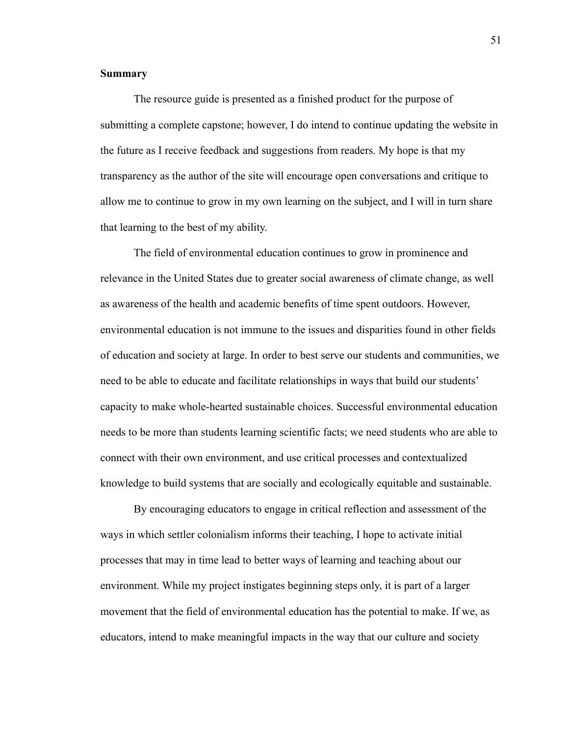**Summary**

The resource guide is presented as a finished product for the purpose of submitting a complete capstone; however, I do intend to continue updating the website in the future as I receive feedback and suggestions from readers. My hope is that my transparency as the author of the site will encourage open conversations and critique to allow me to continue to grow in my own learning on the subject, and I will in turn share that learning to the best of my ability.

The field of environmental education continues to grow in prominence and relevance in the United States due to greater social awareness of climate change, as well as awareness of the health and academic benefits of time spent outdoors. However, environmental education is not immune to the issues and disparities found in other fields of education and society at large. In order to best serve our students and communities, we need to be able to educate and facilitate relationships in ways that build our students' capacity to make whole-hearted sustainable choices. Successful environmental education needs to be more than students learning scientific facts; we need students who are able to connect with their own environment, and use critical processes and contextualized knowledge to build systems that are socially and ecologically equitable and sustainable.

By encouraging educators to engage in critical reflection and assessment of the ways in which settler colonialism informs their teaching, I hope to activate initial processes that may in time lead to better ways of learning and teaching about our environment. While my project instigates beginning steps only, it is part of a larger movement that the field of environmental education has the potential to make. If we, as educators, intend to make meaningful impacts in the way that our culture and society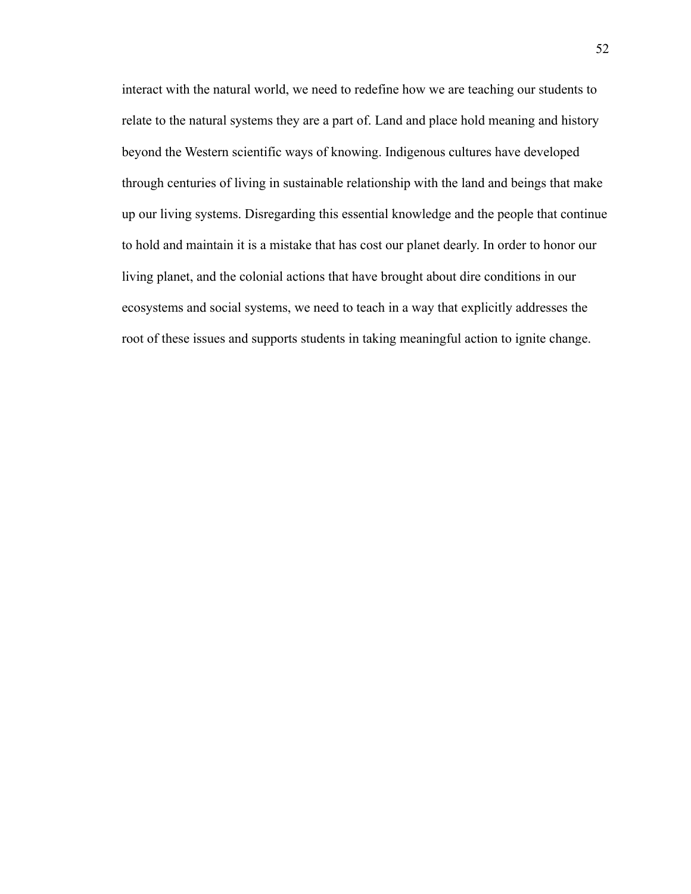interact with the natural world, we need to redefine how we are teaching our students to relate to the natural systems they are a part of. Land and place hold meaning and history beyond the Western scientific ways of knowing. Indigenous cultures have developed through centuries of living in sustainable relationship with the land and beings that make up our living systems. Disregarding this essential knowledge and the people that continue to hold and maintain it is a mistake that has cost our planet dearly. In order to honor our living planet, and the colonial actions that have brought about dire conditions in our ecosystems and social systems, we need to teach in a way that explicitly addresses the root of these issues and supports students in taking meaningful action to ignite change.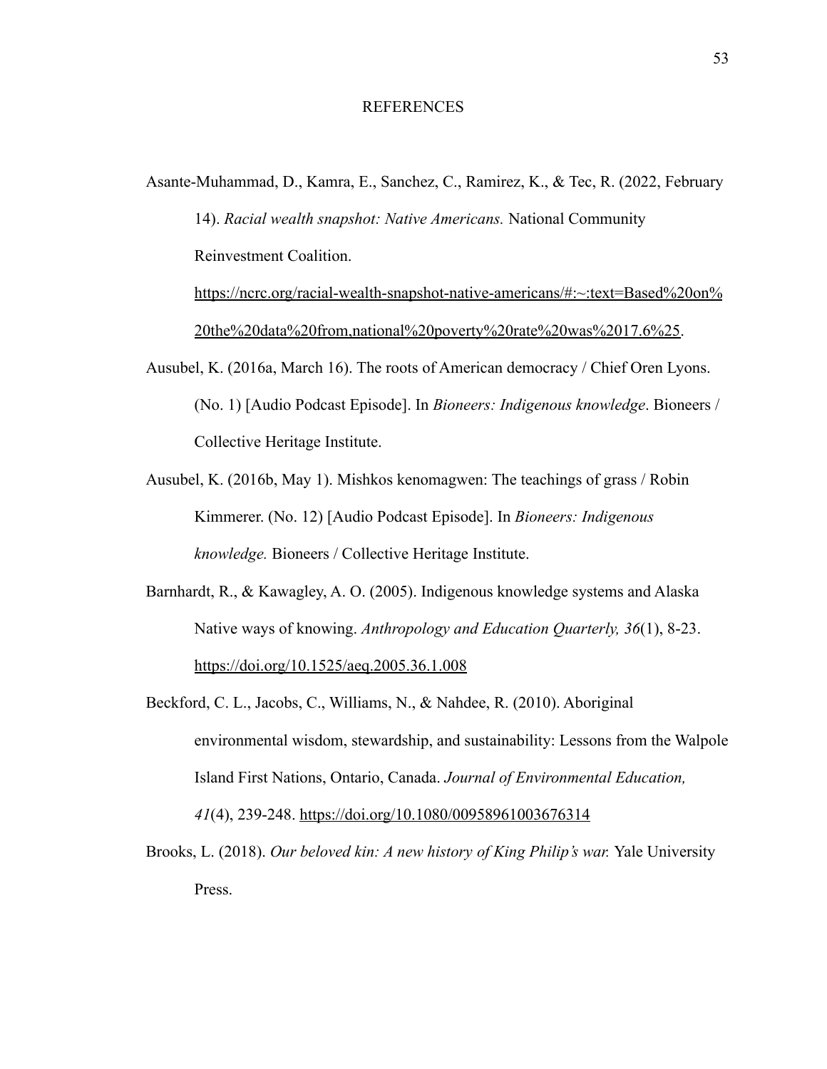# REFERENCES

Asante-Muhammad, D., Kamra, E., Sanchez, C., Ramirez, K., & Tec, R. (2022, February 14). *Racial wealth snapshot: Native Americans.* National Community Reinvestment Coalition. https://ncrc.org/racial-wealth-snapshot-native-americans/#:~:text=Based%20on%20the%20data%20from,national%20poverty%20rate%20was%2017.6%25.

Ausubel, K. (2016a, March 16). The roots of American democracy / Chief Oren Lyons. (No. 1) [Audio Podcast Episode]. In *Bioneers: Indigenous knowledge*. Bioneers / Collective Heritage Institute.

Ausubel, K. (2016b, May 1). Mishkos kenomagwen: The teachings of grass / Robin Kimmerer. (No. 12) [Audio Podcast Episode]. In *Bioneers: Indigenous knowledge.* Bioneers / Collective Heritage Institute.

Barnhardt, R., & Kawagley, A. O. (2005). Indigenous knowledge systems and Alaska Native ways of knowing. *Anthropology and Education Quarterly, 36*(1), 8-23. https://doi.org/10.1525/aeq.2005.36.1.008

Beckford, C. L., Jacobs, C., Williams, N., & Nahdee, R. (2010). Aboriginal environmental wisdom, stewardship, and sustainability: Lessons from the Walpole Island First Nations, Ontario, Canada. *Journal of Environmental Education, 41*(4), 239-248. https://doi.org/10.1080/00958961003676314

Brooks, L. (2018). *Our beloved kin: A new history of King Philip's war.* Yale University Press.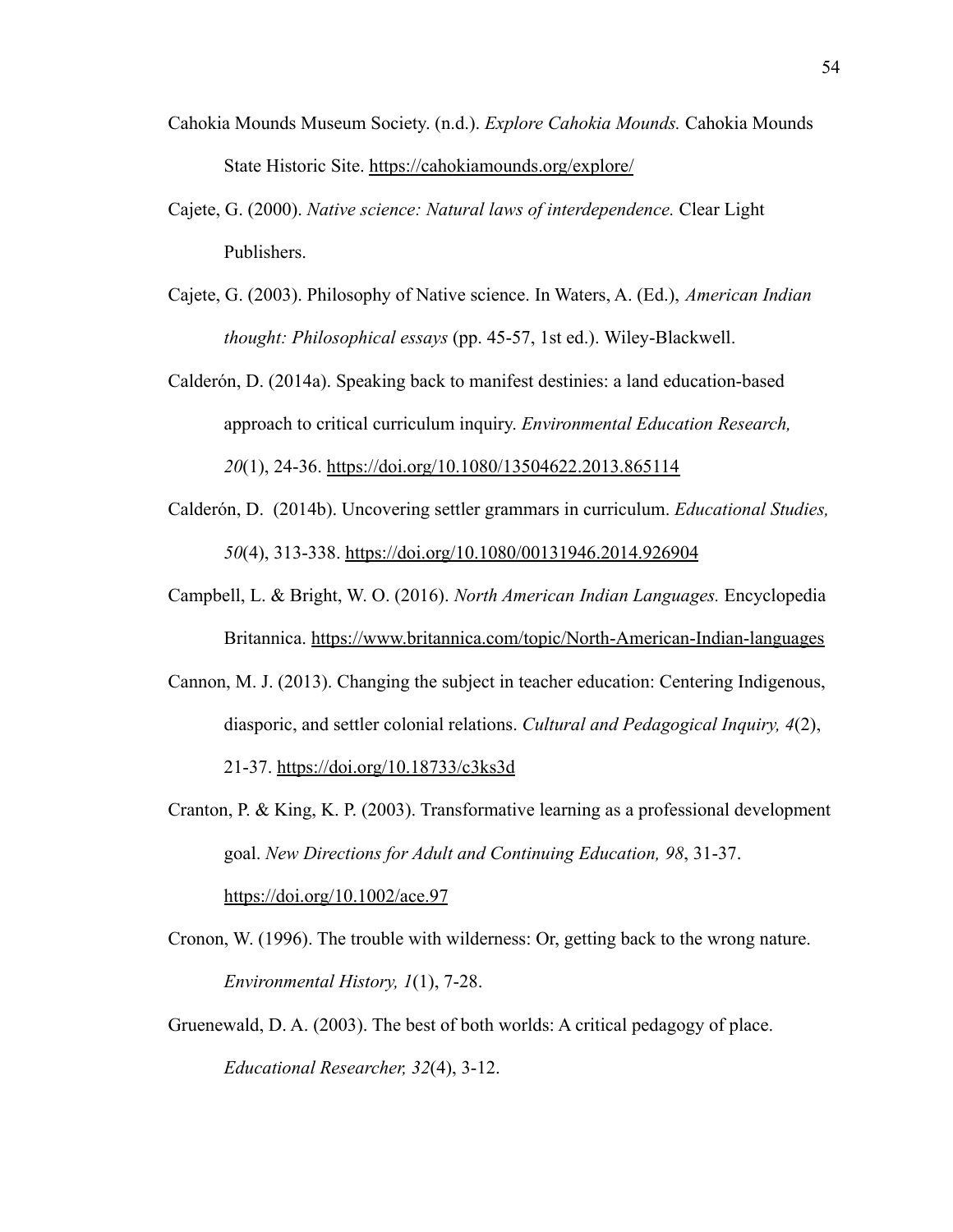Cahokia Mounds Museum Society. (n.d.). *Explore Cahokia Mounds.* Cahokia Mounds State Historic Site. https://cahokiamounds.org/explore/

Cajete, G. (2000). *Native science: Natural laws of interdependence.* Clear Light Publishers.

Cajete, G. (2003). Philosophy of Native science. In Waters, A. (Ed.), *American Indian thought: Philosophical essays* (pp. 45-57, 1st ed.). Wiley-Blackwell.

Calderón, D. (2014a). Speaking back to manifest destinies: a land education-based approach to critical curriculum inquiry. *Environmental Education Research, 20*(1), 24-36. https://doi.org/10.1080/13504622.2013.865114

Calderón, D. (2014b). Uncovering settler grammars in curriculum. *Educational Studies, 50*(4), 313-338. https://doi.org/10.1080/00131946.2014.926904

Campbell, L. & Bright, W. O. (2016). *North American Indian Languages.* Encyclopedia Britannica. https://www.britannica.com/topic/North-American-Indian-languages

Cannon, M. J. (2013). Changing the subject in teacher education: Centering Indigenous, diasporic, and settler colonial relations. *Cultural and Pedagogical Inquiry, 4*(2), 21-37. https://doi.org/10.18733/c3ks3d

Cranton, P. & King, K. P. (2003). Transformative learning as a professional development goal. *New Directions for Adult and Continuing Education, 98*, 31-37. https://doi.org/10.1002/ace.97

Cronon, W. (1996). The trouble with wilderness: Or, getting back to the wrong nature. *Environmental History, 1*(1), 7-28.

Gruenewald, D. A. (2003). The best of both worlds: A critical pedagogy of place. *Educational Researcher, 32*(4), 3-12.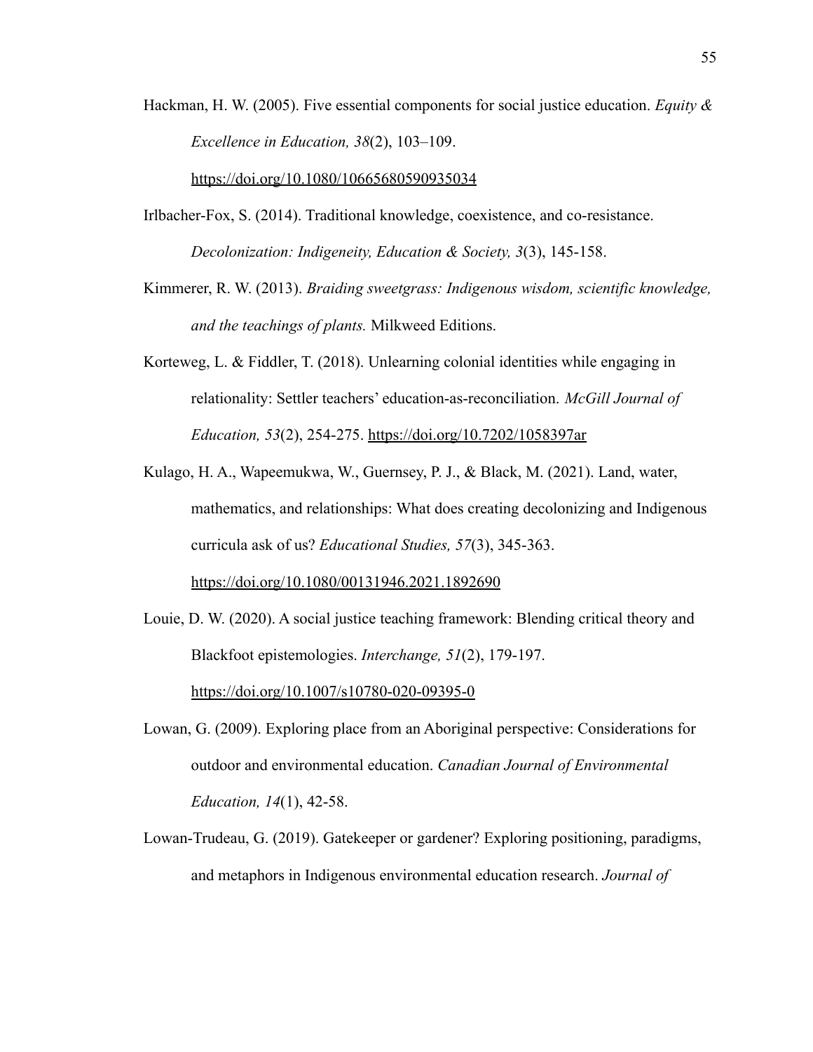Hackman, H. W. (2005). Five essential components for social justice education. *Equity & Excellence in Education, 38*(2), 103–109. https://doi.org/10.1080/10665680590935034

Irlbacher-Fox, S. (2014). Traditional knowledge, coexistence, and co-resistance. *Decolonization: Indigeneity, Education & Society, 3*(3), 145-158.

Kimmerer, R. W. (2013). *Braiding sweetgrass: Indigenous wisdom, scientific knowledge, and the teachings of plants.* Milkweed Editions.

Korteweg, L. & Fiddler, T. (2018). Unlearning colonial identities while engaging in relationality: Settler teachers' education-as-reconciliation. *McGill Journal of Education, 53*(2), 254-275. https://doi.org/10.7202/1058397ar

Kulago, H. A., Wapeemukwa, W., Guernsey, P. J., & Black, M. (2021). Land, water, mathematics, and relationships: What does creating decolonizing and Indigenous curricula ask of us? *Educational Studies, 57*(3), 345-363. https://doi.org/10.1080/00131946.2021.1892690

Louie, D. W. (2020). A social justice teaching framework: Blending critical theory and Blackfoot epistemologies. *Interchange, 51*(2), 179-197. https://doi.org/10.1007/s10780-020-09395-0

Lowan, G. (2009). Exploring place from an Aboriginal perspective: Considerations for outdoor and environmental education. *Canadian Journal of Environmental Education, 14*(1), 42-58.

Lowan-Trudeau, G. (2019). Gatekeeper or gardener? Exploring positioning, paradigms, and metaphors in Indigenous environmental education research. *Journal of*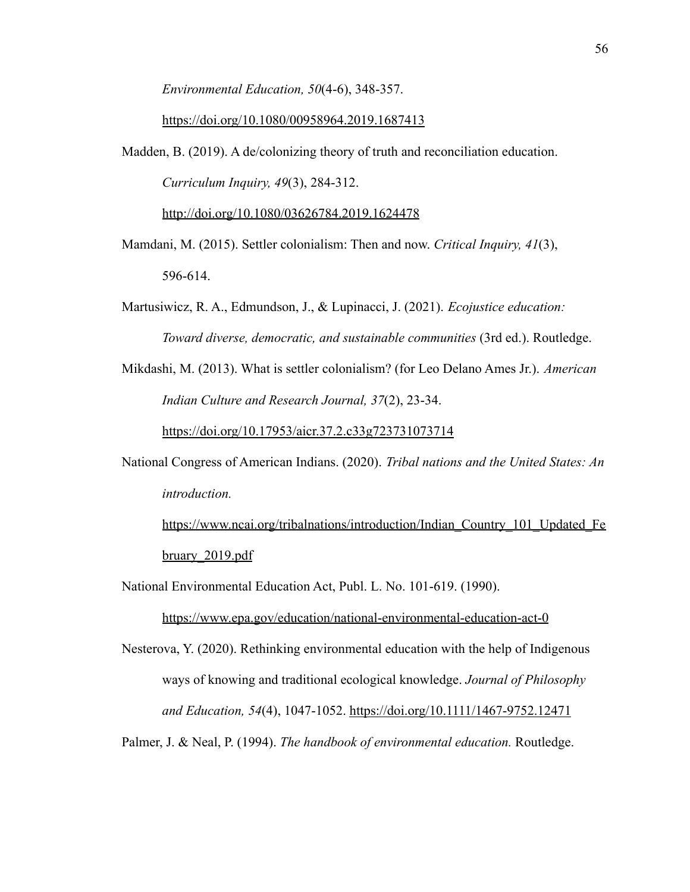*Environmental Education, 50*(4-6), 348-357. https://doi.org/10.1080/00958964.2019.1687413

Madden, B. (2019). A de/colonizing theory of truth and reconciliation education. *Curriculum Inquiry, 49*(3), 284-312. http://doi.org/10.1080/03626784.2019.1624478

Mamdani, M. (2015). Settler colonialism: Then and now. *Critical Inquiry, 41*(3), 596-614.

Martusiwicz, R. A., Edmundson, J., & Lupinacci, J. (2021). *Ecojustice education: Toward diverse, democratic, and sustainable communities* (3rd ed.). Routledge.

Mikdashi, M. (2013). What is settler colonialism? (for Leo Delano Ames Jr.). *American Indian Culture and Research Journal, 37*(2), 23-34. https://doi.org/10.17953/aicr.37.2.c33g723731073714

National Congress of American Indians. (2020). *Tribal nations and the United States: An introduction.* https://www.ncai.org/tribalnations/introduction/Indian_Country_101_Updated_February_2019.pdf

National Environmental Education Act, Publ. L. No. 101-619. (1990). https://www.epa.gov/education/national-environmental-education-act-0

Nesterova, Y. (2020). Rethinking environmental education with the help of Indigenous ways of knowing and traditional ecological knowledge. *Journal of Philosophy and Education, 54*(4), 1047-1052. https://doi.org/10.1111/1467-9752.12471

Palmer, J. & Neal, P. (1994). *The handbook of environmental education.* Routledge.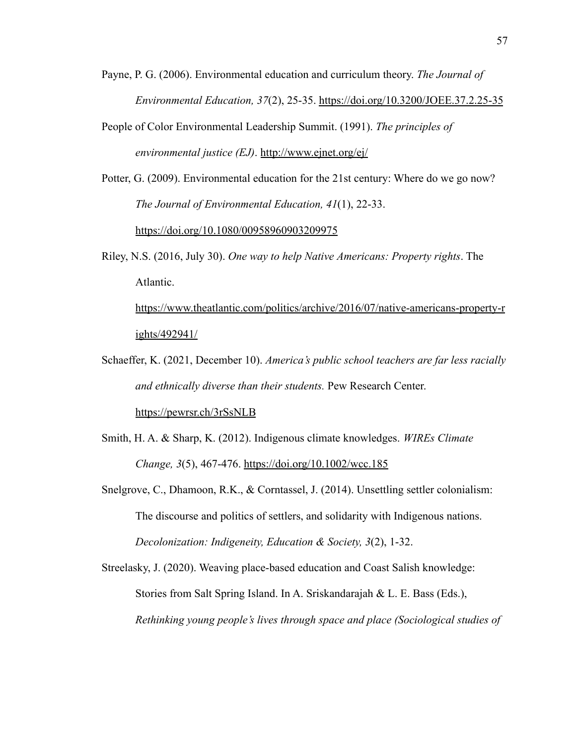Payne, P. G. (2006). Environmental education and curriculum theory. *The Journal of Environmental Education, 37*(2), 25-35. https://doi.org/10.3200/JOEE.37.2.25-35

People of Color Environmental Leadership Summit. (1991). *The principles of environmental justice (EJ)*. http://www.ejnet.org/ej/

Potter, G. (2009). Environmental education for the 21st century: Where do we go now? *The Journal of Environmental Education, 41*(1), 22-33. https://doi.org/10.1080/00958960903209975

Riley, N.S. (2016, July 30). *One way to help Native Americans: Property rights*. The Atlantic. https://www.theatlantic.com/politics/archive/2016/07/native-americans-property-rights/492941/

Schaeffer, K. (2021, December 10). *America's public school teachers are far less racially and ethnically diverse than their students.* Pew Research Center. https://pewrsr.ch/3rSsNLB

Smith, H. A. & Sharp, K. (2012). Indigenous climate knowledges. *WIREs Climate Change, 3*(5), 467-476. https://doi.org/10.1002/wcc.185

Snelgrove, C., Dhamoon, R.K., & Corntassel, J. (2014). Unsettling settler colonialism: The discourse and politics of settlers, and solidarity with Indigenous nations. *Decolonization: Indigeneity, Education & Society, 3*(2), 1-32.

Streelasky, J. (2020). Weaving place-based education and Coast Salish knowledge: Stories from Salt Spring Island. In A. Sriskandarajah & L. E. Bass (Eds.), *Rethinking young people's lives through space and place (Sociological studies of*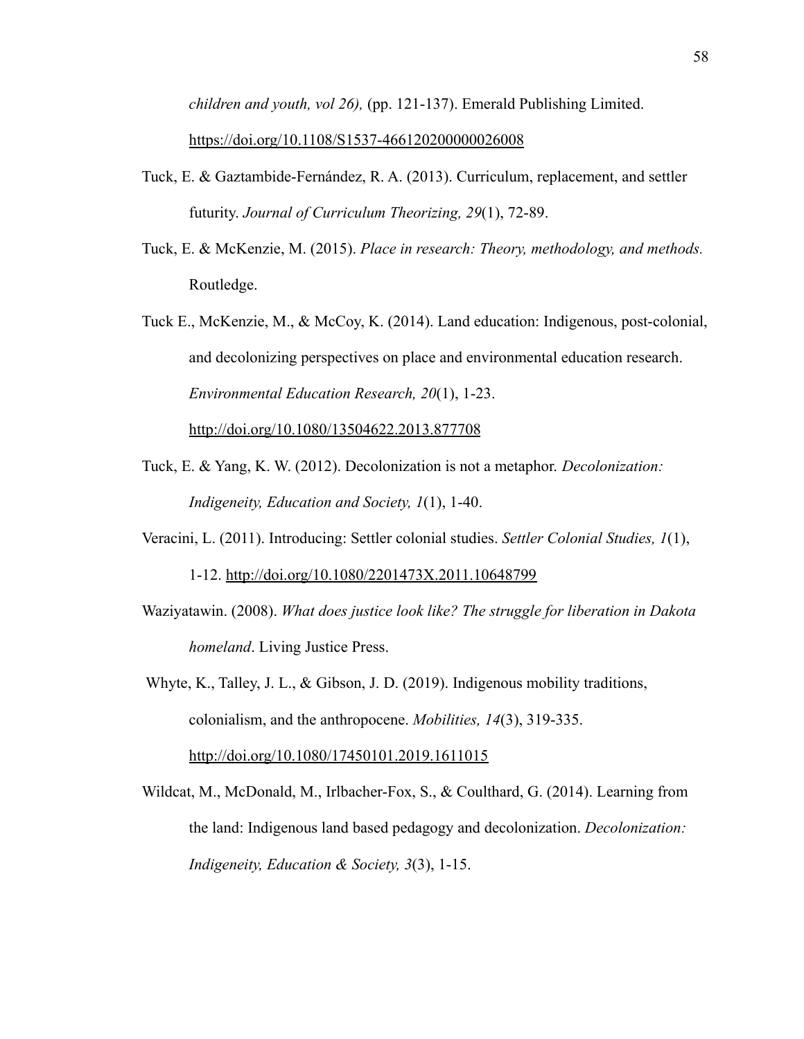*children and youth, vol 26),* (pp. 121-137). Emerald Publishing Limited. https://doi.org/10.1108/S1537-466120200000026008

Tuck, E. & Gaztambide-Fernández, R. A. (2013). Curriculum, replacement, and settler futurity. *Journal of Curriculum Theorizing, 29*(1), 72-89.

Tuck, E. & McKenzie, M. (2015). *Place in research: Theory, methodology, and methods.* Routledge.

Tuck E., McKenzie, M., & McCoy, K. (2014). Land education: Indigenous, post-colonial, and decolonizing perspectives on place and environmental education research. *Environmental Education Research, 20*(1), 1-23. http://doi.org/10.1080/13504622.2013.877708

Tuck, E. & Yang, K. W. (2012). Decolonization is not a metaphor. *Decolonization: Indigeneity, Education and Society, 1*(1), 1-40.

Veracini, L. (2011). Introducing: Settler colonial studies. *Settler Colonial Studies, 1*(1), 1-12. http://doi.org/10.1080/2201473X.2011.10648799

Waziyatawin. (2008). *What does justice look like? The struggle for liberation in Dakota homeland*. Living Justice Press.

Whyte, K., Talley, J. L., & Gibson, J. D. (2019). Indigenous mobility traditions, colonialism, and the anthropocene. *Mobilities, 14*(3), 319-335. http://doi.org/10.1080/17450101.2019.1611015

Wildcat, M., McDonald, M., Irlbacher-Fox, S., & Coulthard, G. (2014). Learning from the land: Indigenous land based pedagogy and decolonization. *Decolonization: Indigeneity, Education & Society, 3*(3), 1-15.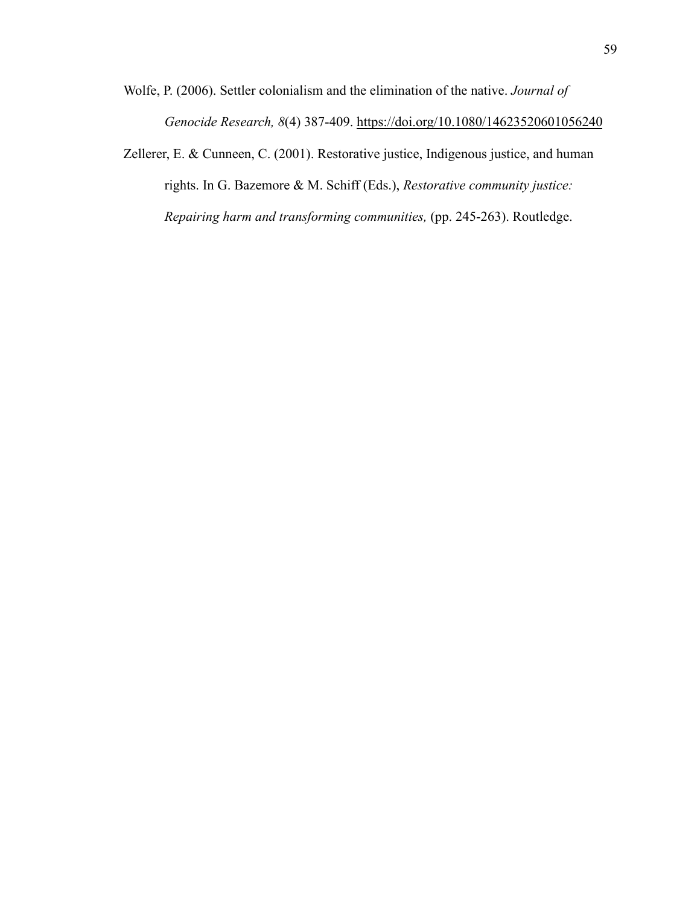Wolfe, P. (2006). Settler colonialism and the elimination of the native. *Journal of Genocide Research, 8*(4) 387-409. https://doi.org/10.1080/14623520601056240

Zellerer, E. & Cunneen, C. (2001). Restorative justice, Indigenous justice, and human rights. In G. Bazemore & M. Schiff (Eds.), *Restorative community justice: Repairing harm and transforming communities,* (pp. 245-263). Routledge.